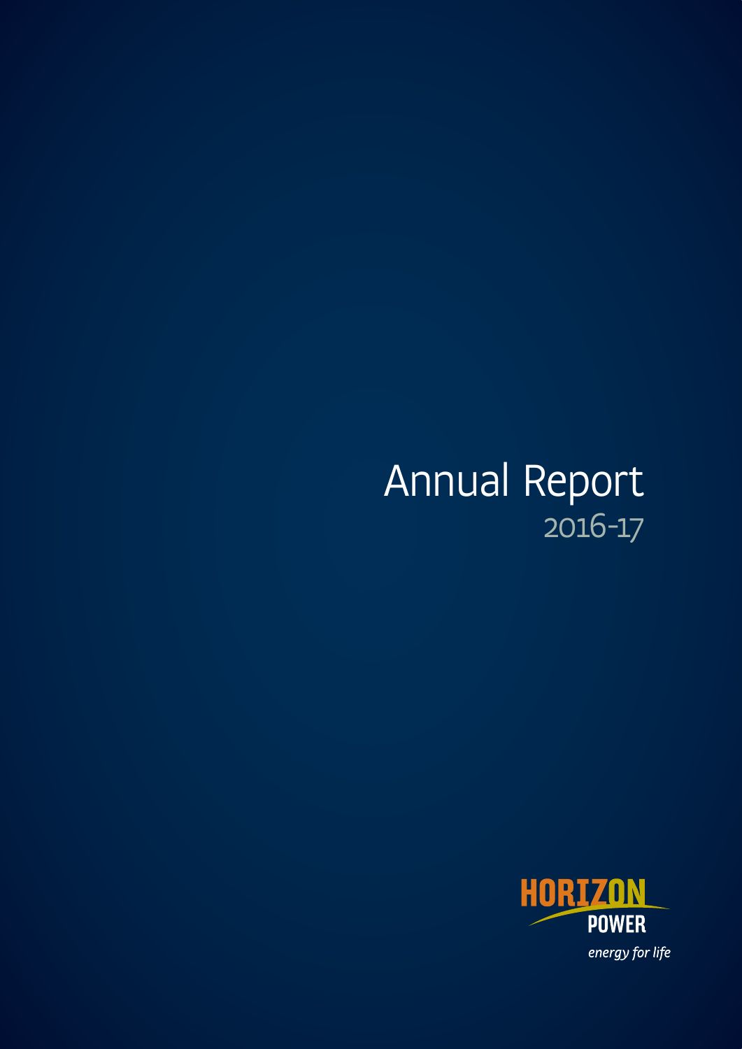# Annual Report
## 2016-17

HORIZON POWER

*energy for life*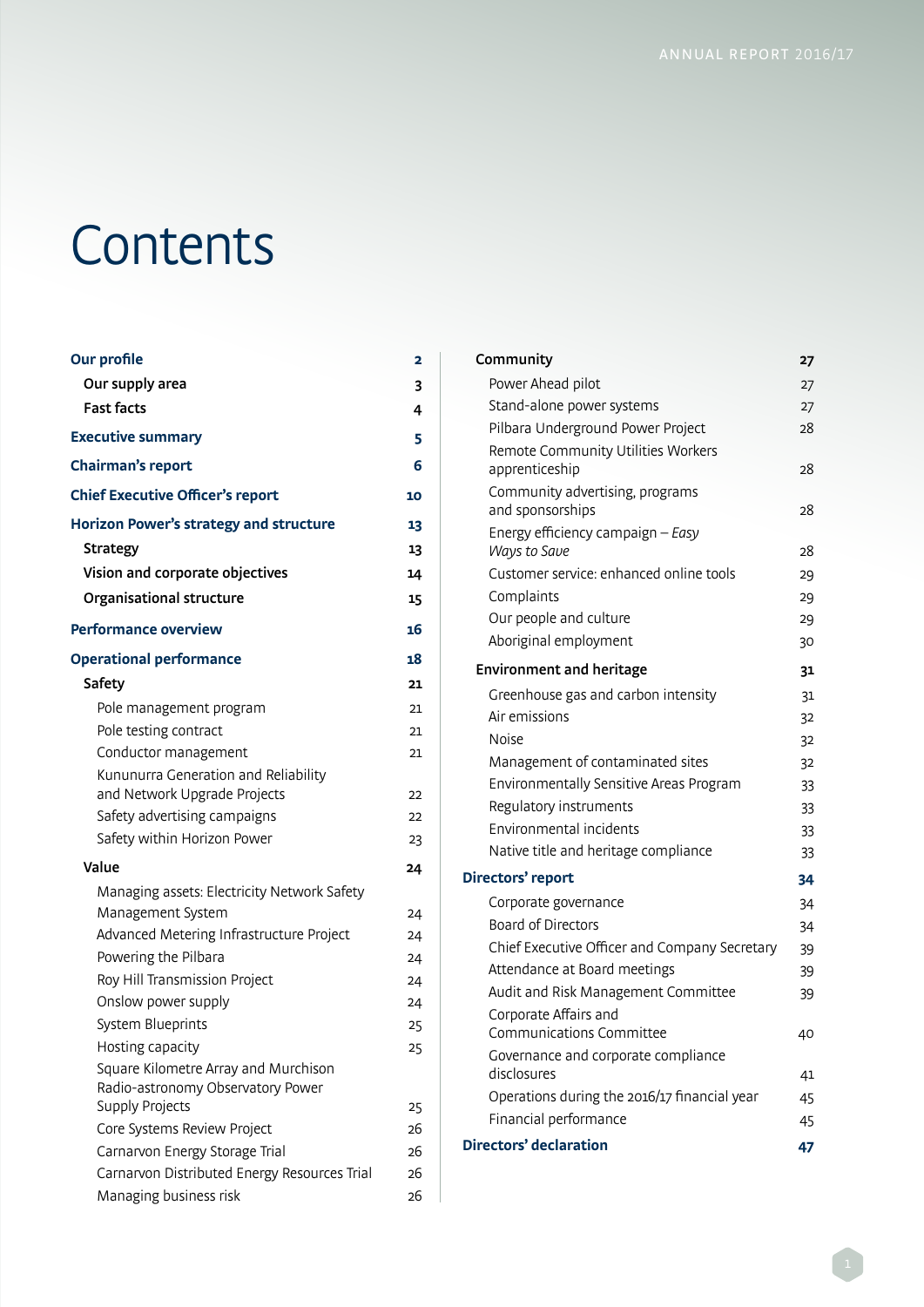# Contents

| | |
|---|---|
| **Our profile** | **2** |
| **Our supply area** | **3** |
| **Fast facts** | **4** |
| **Executive summary** | **5** |
| **Chairman's report** | **6** |
| **Chief Executive Officer's report** | **10** |
| **Horizon Power's strategy and structure** | **13** |
| **Strategy** | **13** |
| **Vision and corporate objectives** | **14** |
| **Organisational structure** | **15** |
| **Performance overview** | **16** |
| **Operational performance** | **18** |
| **Safety** | **21** |
| Pole management program | 21 |
| Pole testing contract | 21 |
| Conductor management | 21 |
| Kununurra Generation and Reliability and Network Upgrade Projects | 22 |
| Safety advertising campaigns | 22 |
| Safety within Horizon Power | 23 |
| **Value** | **24** |
| Managing assets: Electricity Network Safety Management System | 24 |
| Advanced Metering Infrastructure Project | 24 |
| Powering the Pilbara | 24 |
| Roy Hill Transmission Project | 24 |
| Onslow power supply | 24 |
| System Blueprints | 25 |
| Hosting capacity | 25 |
| Square Kilometre Array and Murchison Radio-astronomy Observatory Power Supply Projects | 25 |
| Core Systems Review Project | 26 |
| Carnarvon Energy Storage Trial | 26 |
| Carnarvon Distributed Energy Resources Trial | 26 |
| Managing business risk | 26 |
| **Community** | **27** |
| Power Ahead pilot | 27 |
| Stand-alone power systems | 27 |
| Pilbara Underground Power Project | 28 |
| Remote Community Utilities Workers apprenticeship | 28 |
| Community advertising, programs and sponsorships | 28 |
| Energy efficiency campaign – *Easy Ways to Save* | 28 |
| Customer service: enhanced online tools | 29 |
| Complaints | 29 |
| Our people and culture | 29 |
| Aboriginal employment | 30 |
| **Environment and heritage** | **31** |
| Greenhouse gas and carbon intensity | 31 |
| Air emissions | 32 |
| Noise | 32 |
| Management of contaminated sites | 32 |
| Environmentally Sensitive Areas Program | 33 |
| Regulatory instruments | 33 |
| Environmental incidents | 33 |
| Native title and heritage compliance | 33 |
| **Directors' report** | **34** |
| Corporate governance | 34 |
| Board of Directors | 34 |
| Chief Executive Officer and Company Secretary | 39 |
| Attendance at Board meetings | 39 |
| Audit and Risk Management Committee | 39 |
| Corporate Affairs and Communications Committee | 40 |
| Governance and corporate compliance disclosures | 41 |
| Operations during the 2016/17 financial year | 45 |
| Financial performance | 45 |
| **Directors' declaration** | **47** |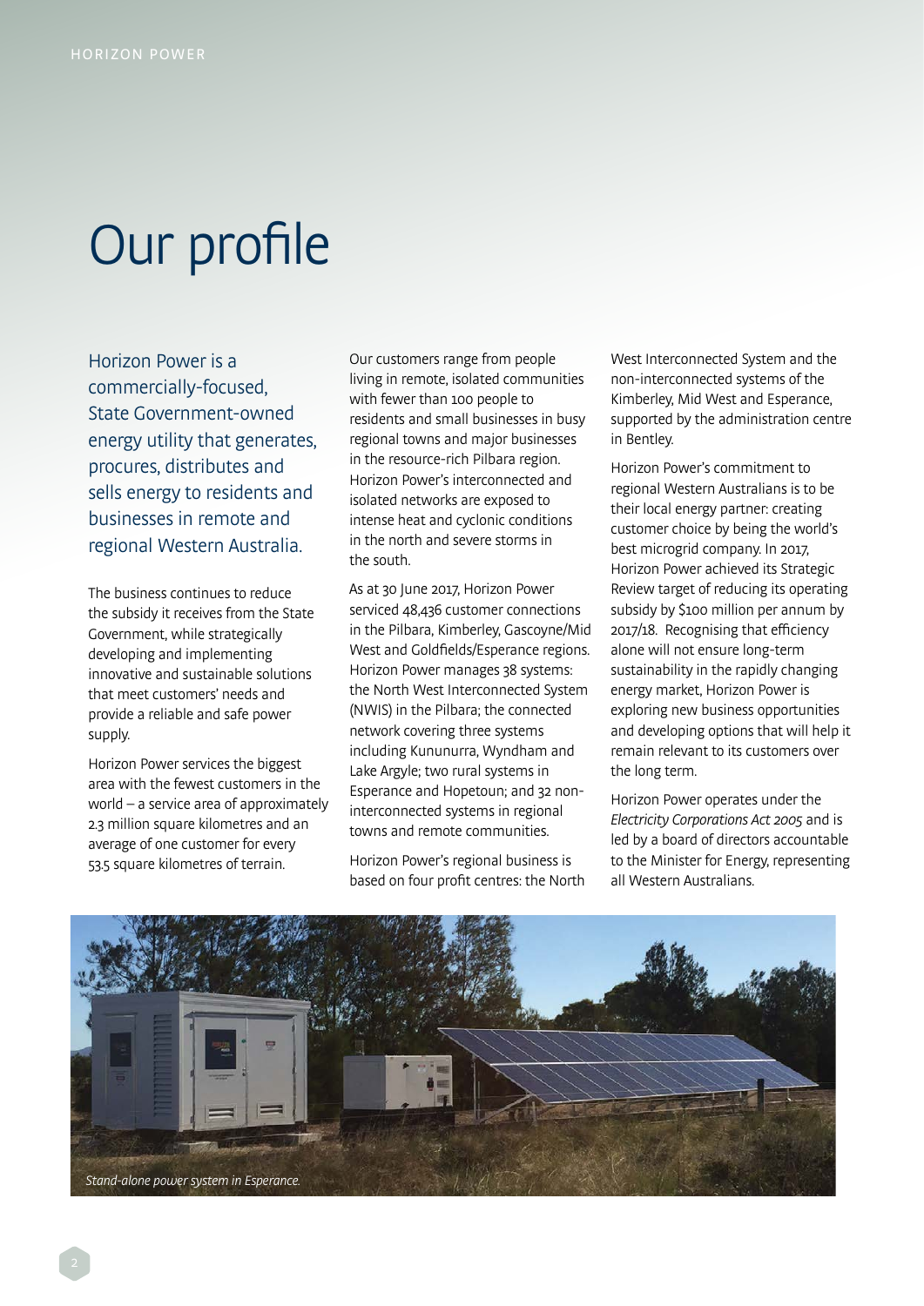# Our profile

Horizon Power is a commercially-focused, State Government-owned energy utility that generates, procures, distributes and sells energy to residents and businesses in remote and regional Western Australia.

The business continues to reduce the subsidy it receives from the State Government, while strategically developing and implementing innovative and sustainable solutions that meet customers' needs and provide a reliable and safe power supply.

Horizon Power services the biggest area with the fewest customers in the world – a service area of approximately 2.3 million square kilometres and an average of one customer for every 53.5 square kilometres of terrain.

Our customers range from people living in remote, isolated communities with fewer than 100 people to residents and small businesses in busy regional towns and major businesses in the resource-rich Pilbara region. Horizon Power's interconnected and isolated networks are exposed to intense heat and cyclonic conditions in the north and severe storms in the south.

As at 30 June 2017, Horizon Power serviced 48,436 customer connections in the Pilbara, Kimberley, Gascoyne/Mid West and Goldfields/Esperance regions. Horizon Power manages 38 systems: the North West Interconnected System (NWIS) in the Pilbara; the connected network covering three systems including Kununurra, Wyndham and Lake Argyle; two rural systems in Esperance and Hopetoun; and 32 non-interconnected systems in regional towns and remote communities.

Horizon Power's regional business is based on four profit centres: the North West Interconnected System and the non-interconnected systems of the Kimberley, Mid West and Esperance, supported by the administration centre in Bentley.

Horizon Power's commitment to regional Western Australians is to be their local energy partner: creating customer choice by being the world's best microgrid company. In 2017, Horizon Power achieved its Strategic Review target of reducing its operating subsidy by $100 million per annum by 2017/18. Recognising that efficiency alone will not ensure long-term sustainability in the rapidly changing energy market, Horizon Power is exploring new business opportunities and developing options that will help it remain relevant to its customers over the long term.

Horizon Power operates under the *Electricity Corporations Act 2005* and is led by a board of directors accountable to the Minister for Energy, representing all Western Australians.

*Stand-alone power system in Esperance.*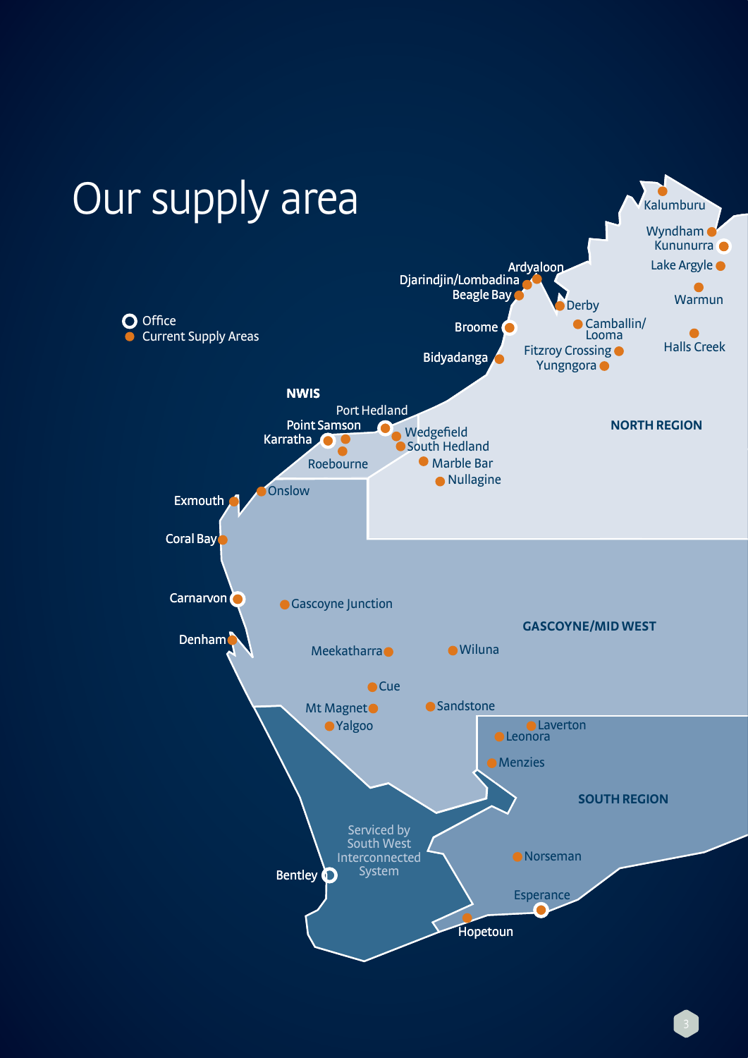# Our supply area

- Office
- Current Supply Areas

**NWIS**

Port Hedland, Point Samson, Karratha, Roebourne, Wedgefield, South Hedland

**NORTH REGION**

Kalumburu, Wyndham, Kununurra, Lake Argyle, Warmun, Halls Creek, Ardyaloon, Djarindjin/Lombadina, Beagle Bay, Derby, Broome, Camballin/Looma, Fitzroy Crossing, Yungngora, Bidyadanga, Marble Bar, Nullagine

**GASCOYNE/MID WEST**

Onslow, Exmouth, Coral Bay, Carnarvon, Gascoyne Junction, Denham, Meekatharra, Wiluna, Cue, Mt Magnet, Sandstone, Yalgoo

**SOUTH REGION**

Laverton, Leonora, Menzies, Norseman, Esperance, Hopetoun

Serviced by South West Interconnected System

Bentley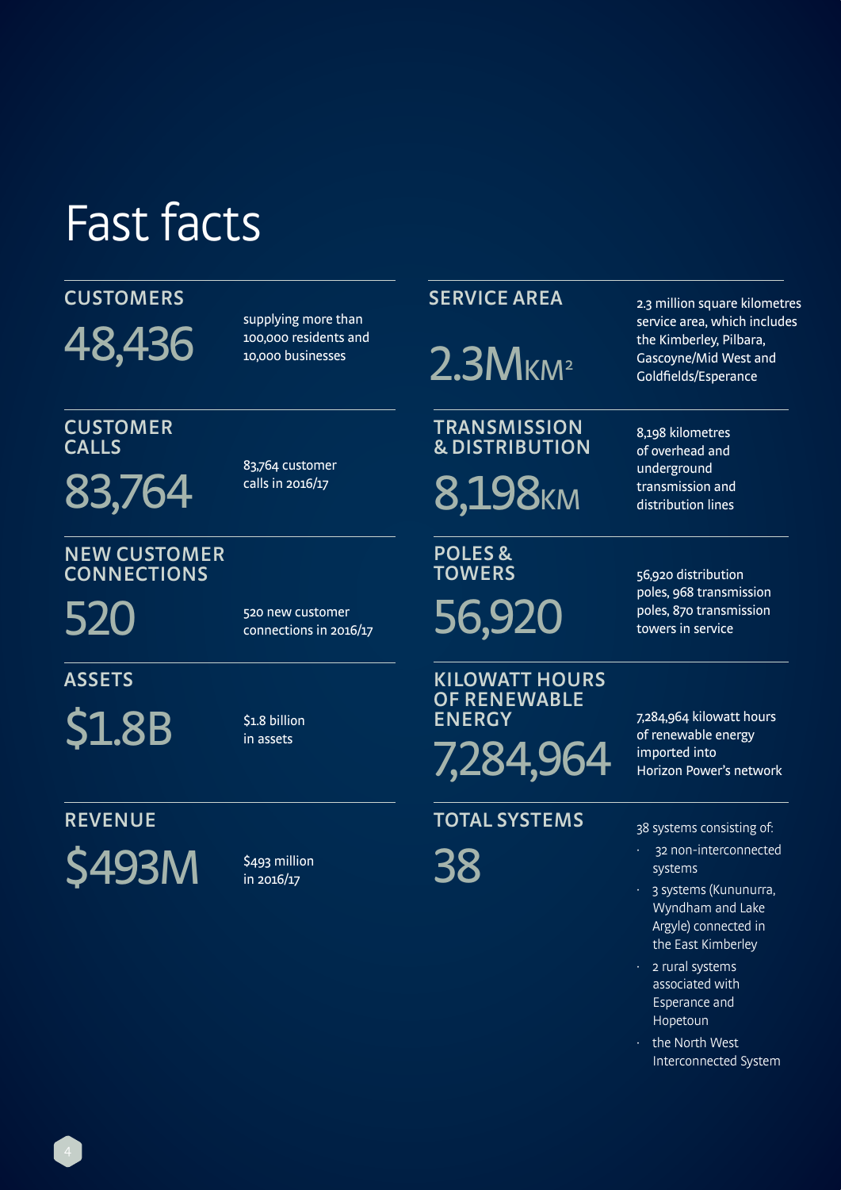# Fast facts

## CUSTOMERS

**48,436**

supplying more than 100,000 residents and 10,000 businesses

## CUSTOMER CALLS

**83,764**

83,764 customer calls in 2016/17

## NEW CUSTOMER CONNECTIONS

**520**

520 new customer connections in 2016/17

## ASSETS

**$1.8B**

$1.8 billion in assets

## REVENUE

**$493M**

$493 million in 2016/17

## SERVICE AREA

**2.3M$KM^2$**

2.3 million square kilometres service area, which includes the Kimberley, Pilbara, Gascoyne/Mid West and Goldfields/Esperance

## TRANSMISSION & DISTRIBUTION

**8,198KM**

8,198 kilometres of overhead and underground transmission and distribution lines

## POLES & TOWERS

**56,920**

56,920 distribution poles, 968 transmission poles, 870 transmission towers in service

## KILOWATT HOURS OF RENEWABLE ENERGY

**7,284,964**

7,284,964 kilowatt hours of renewable energy imported into Horizon Power's network

## TOTAL SYSTEMS

**38**

38 systems consisting of:

- 32 non-interconnected systems
- 3 systems (Kununurra, Wyndham and Lake Argyle) connected in the East Kimberley
- 2 rural systems associated with Esperance and Hopetoun
- the North West Interconnected System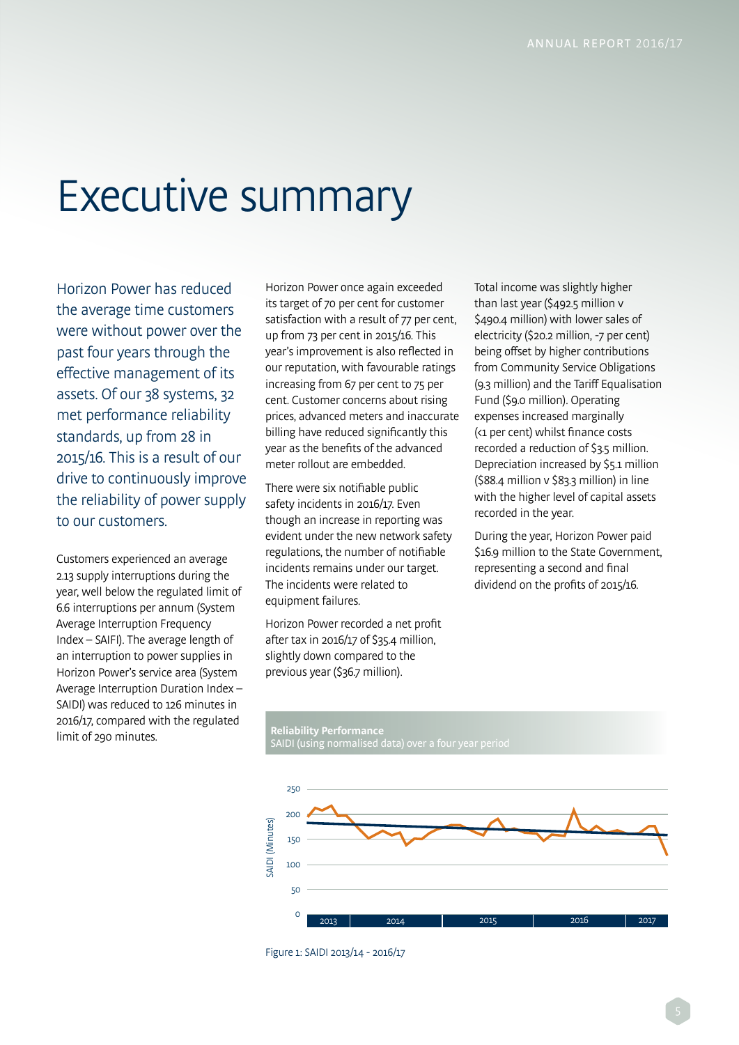# Executive summary

Horizon Power has reduced the average time customers were without power over the past four years through the effective management of its assets. Of our 38 systems, 32 met performance reliability standards, up from 28 in 2015/16. This is a result of our drive to continuously improve the reliability of power supply to our customers.

Customers experienced an average 2.13 supply interruptions during the year, well below the regulated limit of 6.6 interruptions per annum (System Average Interruption Frequency Index – SAIFI). The average length of an interruption to power supplies in Horizon Power's service area (System Average Interruption Duration Index – SAIDI) was reduced to 126 minutes in 2016/17, compared with the regulated limit of 290 minutes.

Horizon Power once again exceeded its target of 70 per cent for customer satisfaction with a result of 77 per cent, up from 73 per cent in 2015/16. This year's improvement is also reflected in our reputation, with favourable ratings increasing from 67 per cent to 75 per cent. Customer concerns about rising prices, advanced meters and inaccurate billing have reduced significantly this year as the benefits of the advanced meter rollout are embedded.

There were six notifiable public safety incidents in 2016/17. Even though an increase in reporting was evident under the new network safety regulations, the number of notifiable incidents remains under our target. The incidents were related to equipment failures.

Horizon Power recorded a net profit after tax in 2016/17 of $35.4 million, slightly down compared to the previous year ($36.7 million).

Total income was slightly higher than last year ($492.5 million v $490.4 million) with lower sales of electricity ($20.2 million, -7 per cent) being offset by higher contributions from Community Service Obligations (9.3 million) and the Tariff Equalisation Fund ($9.0 million). Operating expenses increased marginally (<1 per cent) whilst finance costs recorded a reduction of $3.5 million. Depreciation increased by $5.1 million ($88.4 million v $83.3 million) in line with the higher level of capital assets recorded in the year.

During the year, Horizon Power paid $16.9 million to the State Government, representing a second and final dividend on the profits of 2015/16.

**Reliability Performance**
SAIDI (using normalised data) over a four year period

Figure 1: SAIDI 2013/14 - 2016/17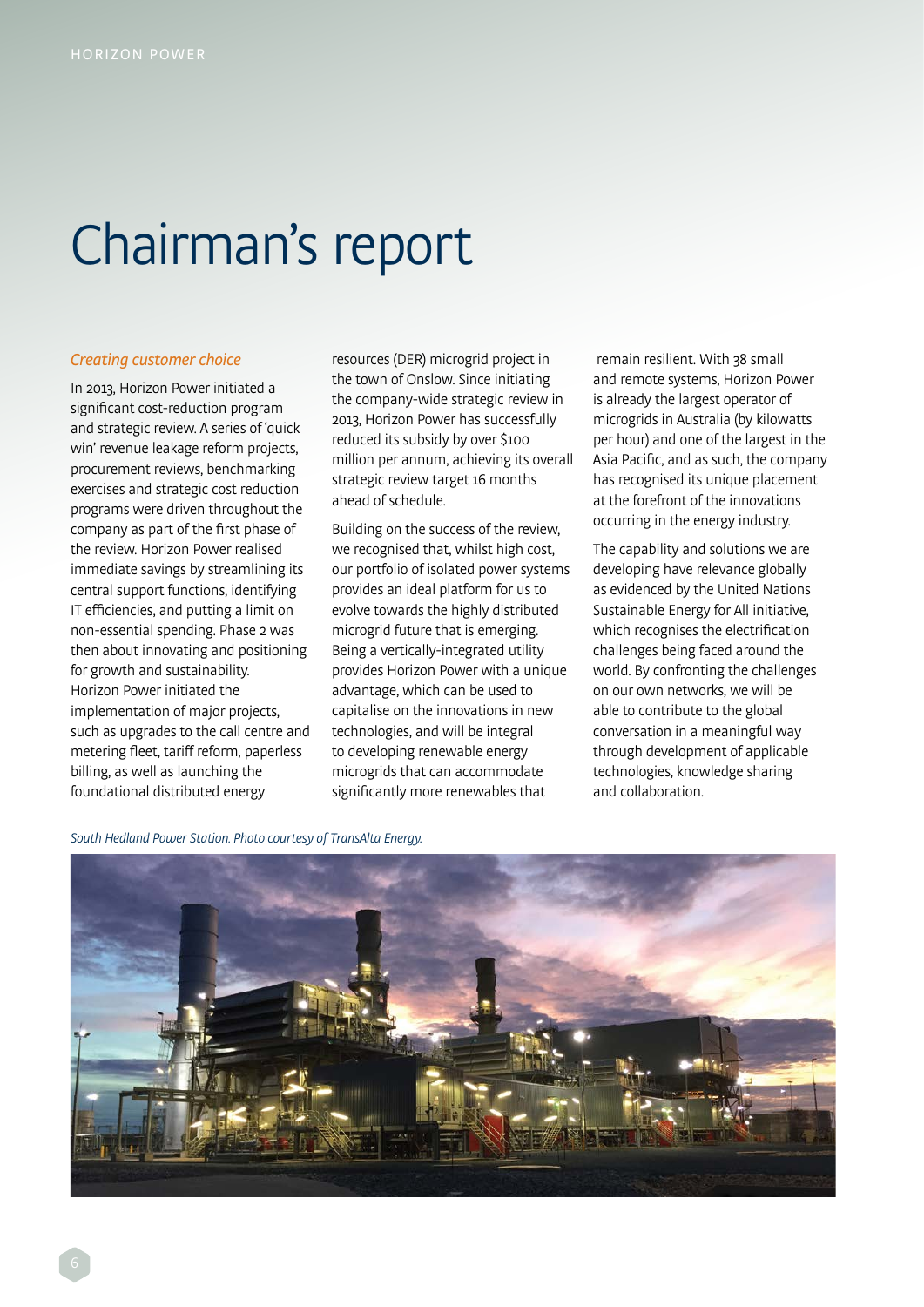# Chairman's report

*Creating customer choice*

In 2013, Horizon Power initiated a significant cost-reduction program and strategic review. A series of 'quick win' revenue leakage reform projects, procurement reviews, benchmarking exercises and strategic cost reduction programs were driven throughout the company as part of the first phase of the review. Horizon Power realised immediate savings by streamlining its central support functions, identifying IT efficiencies, and putting a limit on non-essential spending. Phase 2 was then about innovating and positioning for growth and sustainability. Horizon Power initiated the implementation of major projects, such as upgrades to the call centre and metering fleet, tariff reform, paperless billing, as well as launching the foundational distributed energy resources (DER) microgrid project in the town of Onslow. Since initiating the company-wide strategic review in 2013, Horizon Power has successfully reduced its subsidy by over $100 million per annum, achieving its overall strategic review target 16 months ahead of schedule.

Building on the success of the review, we recognised that, whilst high cost, our portfolio of isolated power systems provides an ideal platform for us to evolve towards the highly distributed microgrid future that is emerging. Being a vertically-integrated utility provides Horizon Power with a unique advantage, which can be used to capitalise on the innovations in new technologies, and will be integral to developing renewable energy microgrids that can accommodate significantly more renewables that remain resilient. With 38 small and remote systems, Horizon Power is already the largest operator of microgrids in Australia (by kilowatts per hour) and one of the largest in the Asia Pacific, and as such, the company has recognised its unique placement at the forefront of the innovations occurring in the energy industry.

The capability and solutions we are developing have relevance globally as evidenced by the United Nations Sustainable Energy for All initiative, which recognises the electrification challenges being faced around the world. By confronting the challenges on our own networks, we will be able to contribute to the global conversation in a meaningful way through development of applicable technologies, knowledge sharing and collaboration.

*South Hedland Power Station. Photo courtesy of TransAlta Energy.*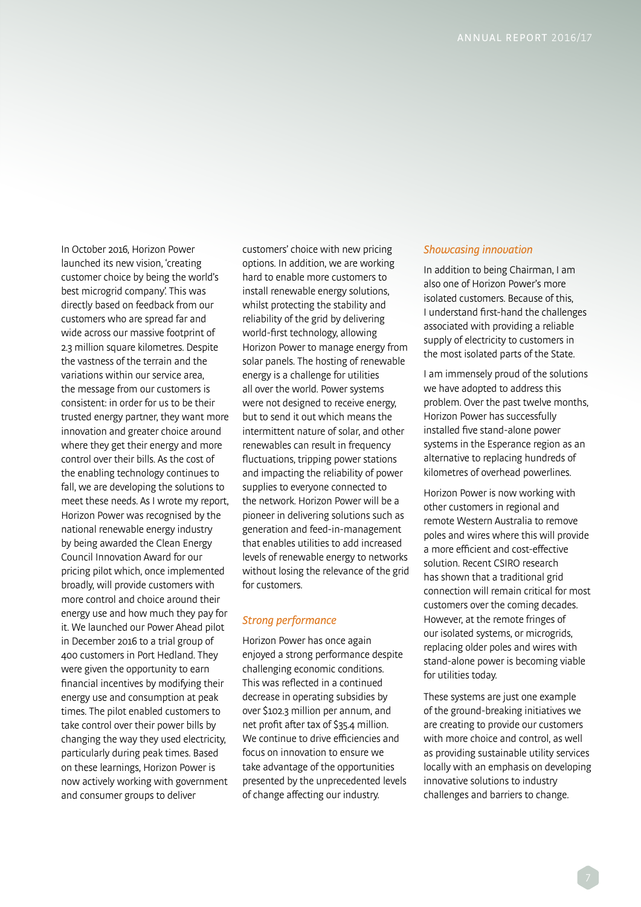In October 2016, Horizon Power launched its new vision, 'creating customer choice by being the world's best microgrid company'. This was directly based on feedback from our customers who are spread far and wide across our massive footprint of 2.3 million square kilometres. Despite the vastness of the terrain and the variations within our service area, the message from our customers is consistent: in order for us to be their trusted energy partner, they want more innovation and greater choice around where they get their energy and more control over their bills. As the cost of the enabling technology continues to fall, we are developing the solutions to meet these needs. As I wrote my report, Horizon Power was recognised by the national renewable energy industry by being awarded the Clean Energy Council Innovation Award for our pricing pilot which, once implemented broadly, will provide customers with more control and choice around their energy use and how much they pay for it. We launched our Power Ahead pilot in December 2016 to a trial group of 400 customers in Port Hedland. They were given the opportunity to earn financial incentives by modifying their energy use and consumption at peak times. The pilot enabled customers to take control over their power bills by changing the way they used electricity, particularly during peak times. Based on these learnings, Horizon Power is now actively working with government and consumer groups to deliver customers' choice with new pricing options. In addition, we are working hard to enable more customers to install renewable energy solutions, whilst protecting the stability and reliability of the grid by delivering world-first technology, allowing Horizon Power to manage energy from solar panels. The hosting of renewable energy is a challenge for utilities all over the world. Power systems were not designed to receive energy, but to send it out which means the intermittent nature of solar, and other renewables can result in frequency fluctuations, tripping power stations and impacting the reliability of power supplies to everyone connected to the network. Horizon Power will be a pioneer in delivering solutions such as generation and feed-in-management that enables utilities to add increased levels of renewable energy to networks without losing the relevance of the grid for customers.

### *Strong performance*

Horizon Power has once again enjoyed a strong performance despite challenging economic conditions. This was reflected in a continued decrease in operating subsidies by over $102.3 million per annum, and net profit after tax of $35.4 million. We continue to drive efficiencies and focus on innovation to ensure we take advantage of the opportunities presented by the unprecedented levels of change affecting our industry.

### *Showcasing innovation*

In addition to being Chairman, I am also one of Horizon Power's more isolated customers. Because of this, I understand first-hand the challenges associated with providing a reliable supply of electricity to customers in the most isolated parts of the State.

I am immensely proud of the solutions we have adopted to address this problem. Over the past twelve months, Horizon Power has successfully installed five stand-alone power systems in the Esperance region as an alternative to replacing hundreds of kilometres of overhead powerlines.

Horizon Power is now working with other customers in regional and remote Western Australia to remove poles and wires where this will provide a more efficient and cost-effective solution. Recent CSIRO research has shown that a traditional grid connection will remain critical for most customers over the coming decades. However, at the remote fringes of our isolated systems, or microgrids, replacing older poles and wires with stand-alone power is becoming viable for utilities today.

These systems are just one example of the ground-breaking initiatives we are creating to provide our customers with more choice and control, as well as providing sustainable utility services locally with an emphasis on developing innovative solutions to industry challenges and barriers to change.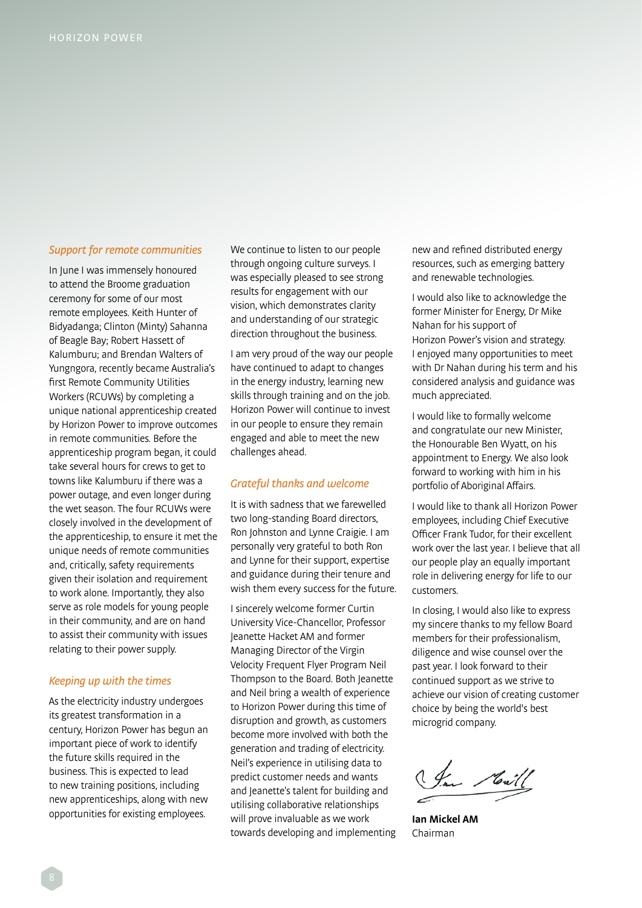### *Support for remote communities*

In June I was immensely honoured to attend the Broome graduation ceremony for some of our most remote employees. Keith Hunter of Bidyadanga; Clinton (Minty) Sahanna of Beagle Bay; Robert Hassett of Kalumburu; and Brendan Walters of Yungngora, recently became Australia's first Remote Community Utilities Workers (RCUWs) by completing a unique national apprenticeship created by Horizon Power to improve outcomes in remote communities. Before the apprenticeship program began, it could take several hours for crews to get to towns like Kalumburu if there was a power outage, and even longer during the wet season. The four RCUWs were closely involved in the development of the apprenticeship, to ensure it met the unique needs of remote communities and, critically, safety requirements given their isolation and requirement to work alone. Importantly, they also serve as role models for young people in their community, and are on hand to assist their community with issues relating to their power supply.

### *Keeping up with the times*

As the electricity industry undergoes its greatest transformation in a century, Horizon Power has begun an important piece of work to identify the future skills required in the business. This is expected to lead to new training positions, including new apprenticeships, along with new opportunities for existing employees.

We continue to listen to our people through ongoing culture surveys. I was especially pleased to see strong results for engagement with our vision, which demonstrates clarity and understanding of our strategic direction throughout the business.

I am very proud of the way our people have continued to adapt to changes in the energy industry, learning new skills through training and on the job. Horizon Power will continue to invest in our people to ensure they remain engaged and able to meet the new challenges ahead.

### *Grateful thanks and welcome*

It is with sadness that we farewelled two long-standing Board directors, Ron Johnston and Lynne Craigie. I am personally very grateful to both Ron and Lynne for their support, expertise and guidance during their tenure and wish them every success for the future.

I sincerely welcome former Curtin University Vice-Chancellor, Professor Jeanette Hacket AM and former Managing Director of the Virgin Velocity Frequent Flyer Program Neil Thompson to the Board. Both Jeanette and Neil bring a wealth of experience to Horizon Power during this time of disruption and growth, as customers become more involved with both the generation and trading of electricity. Neil's experience in utilising data to predict customer needs and wants and Jeanette's talent for building and utilising collaborative relationships will prove invaluable as we work towards developing and implementing new and refined distributed energy resources, such as emerging battery and renewable technologies.

I would also like to acknowledge the former Minister for Energy, Dr Mike Nahan for his support of Horizon Power's vision and strategy. I enjoyed many opportunities to meet with Dr Nahan during his term and his considered analysis and guidance was much appreciated.

I would like to formally welcome and congratulate our new Minister, the Honourable Ben Wyatt, on his appointment to Energy. We also look forward to working with him in his portfolio of Aboriginal Affairs.

I would like to thank all Horizon Power employees, including Chief Executive Officer Frank Tudor, for their excellent work over the last year. I believe that all our people play an equally important role in delivering energy for life to our customers.

In closing, I would also like to express my sincere thanks to my fellow Board members for their professionalism, diligence and wise counsel over the past year. I look forward to their continued support as we strive to achieve our vision of creating customer choice by being the world's best microgrid company.

**Ian Mickel AM**
Chairman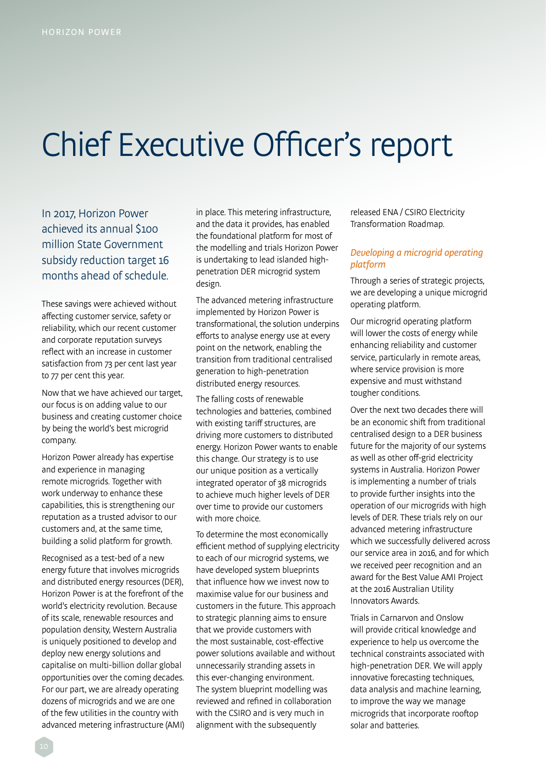# Chief Executive Officer's report

In 2017, Horizon Power achieved its annual $100 million State Government subsidy reduction target 16 months ahead of schedule.

These savings were achieved without affecting customer service, safety or reliability, which our recent customer and corporate reputation surveys reflect with an increase in customer satisfaction from 73 per cent last year to 77 per cent this year.

Now that we have achieved our target, our focus is on adding value to our business and creating customer choice by being the world's best microgrid company.

Horizon Power already has expertise and experience in managing remote microgrids. Together with work underway to enhance these capabilities, this is strengthening our reputation as a trusted advisor to our customers and, at the same time, building a solid platform for growth.

Recognised as a test-bed of a new energy future that involves microgrids and distributed energy resources (DER), Horizon Power is at the forefront of the world's electricity revolution. Because of its scale, renewable resources and population density, Western Australia is uniquely positioned to develop and deploy new energy solutions and capitalise on multi-billion dollar global opportunities over the coming decades. For our part, we are already operating dozens of microgrids and we are one of the few utilities in the country with advanced metering infrastructure (AMI) in place. This metering infrastructure, and the data it provides, has enabled the foundational platform for most of the modelling and trials Horizon Power is undertaking to lead islanded high-penetration DER microgrid system design.

The advanced metering infrastructure implemented by Horizon Power is transformational, the solution underpins efforts to analyse energy use at every point on the network, enabling the transition from traditional centralised generation to high-penetration distributed energy resources.

The falling costs of renewable technologies and batteries, combined with existing tariff structures, are driving more customers to distributed energy. Horizon Power wants to enable this change. Our strategy is to use our unique position as a vertically integrated operator of 38 microgrids to achieve much higher levels of DER over time to provide our customers with more choice.

To determine the most economically efficient method of supplying electricity to each of our microgrid systems, we have developed system blueprints that influence how we invest now to maximise value for our business and customers in the future. This approach to strategic planning aims to ensure that we provide customers with the most sustainable, cost-effective power solutions available and without unnecessarily stranding assets in this ever-changing environment. The system blueprint modelling was reviewed and refined in collaboration with the CSIRO and is very much in alignment with the subsequently released ENA / CSIRO Electricity Transformation Roadmap.

### *Developing a microgrid operating platform*

Through a series of strategic projects, we are developing a unique microgrid operating platform.

Our microgrid operating platform will lower the costs of energy while enhancing reliability and customer service, particularly in remote areas, where service provision is more expensive and must withstand tougher conditions.

Over the next two decades there will be an economic shift from traditional centralised design to a DER business future for the majority of our systems as well as other off-grid electricity systems in Australia. Horizon Power is implementing a number of trials to provide further insights into the operation of our microgrids with high levels of DER. These trials rely on our advanced metering infrastructure which we successfully delivered across our service area in 2016, and for which we received peer recognition and an award for the Best Value AMI Project at the 2016 Australian Utility Innovators Awards.

Trials in Carnarvon and Onslow will provide critical knowledge and experience to help us overcome the technical constraints associated with high-penetration DER. We will apply innovative forecasting techniques, data analysis and machine learning, to improve the way we manage microgrids that incorporate rooftop solar and batteries.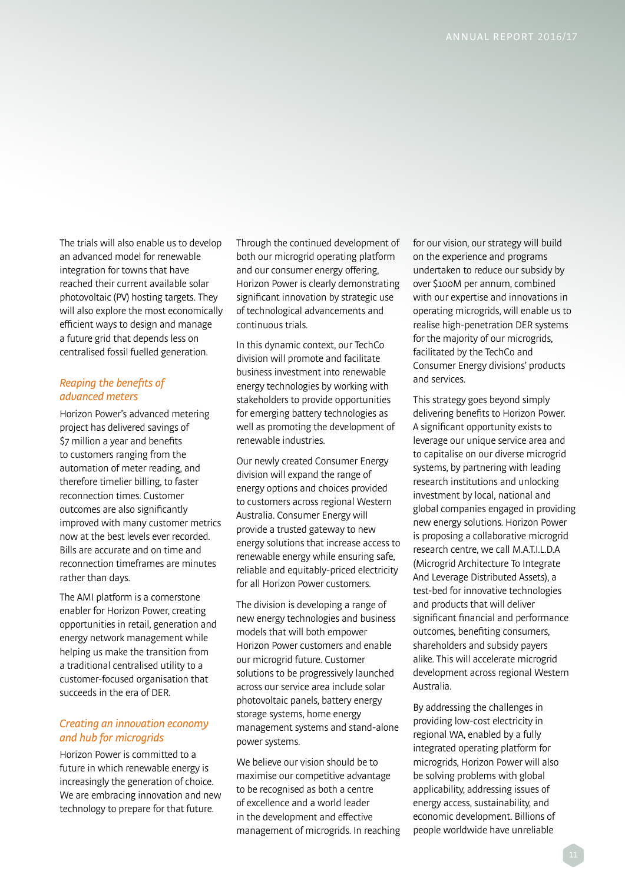The trials will also enable us to develop an advanced model for renewable integration for towns that have reached their current available solar photovoltaic (PV) hosting targets. They will also explore the most economically efficient ways to design and manage a future grid that depends less on centralised fossil fuelled generation.

### *Reaping the benefits of advanced meters*

Horizon Power's advanced metering project has delivered savings of $7 million a year and benefits to customers ranging from the automation of meter reading, and therefore timelier billing, to faster reconnection times. Customer outcomes are also significantly improved with many customer metrics now at the best levels ever recorded. Bills are accurate and on time and reconnection timeframes are minutes rather than days.

The AMI platform is a cornerstone enabler for Horizon Power, creating opportunities in retail, generation and energy network management while helping us make the transition from a traditional centralised utility to a customer-focused organisation that succeeds in the era of DER.

### *Creating an innovation economy and hub for microgrids*

Horizon Power is committed to a future in which renewable energy is increasingly the generation of choice. We are embracing innovation and new technology to prepare for that future.

Through the continued development of both our microgrid operating platform and our consumer energy offering, Horizon Power is clearly demonstrating significant innovation by strategic use of technological advancements and continuous trials.

In this dynamic context, our TechCo division will promote and facilitate business investment into renewable energy technologies by working with stakeholders to provide opportunities for emerging battery technologies as well as promoting the development of renewable industries.

Our newly created Consumer Energy division will expand the range of energy options and choices provided to customers across regional Western Australia. Consumer Energy will provide a trusted gateway to new energy solutions that increase access to renewable energy while ensuring safe, reliable and equitably-priced electricity for all Horizon Power customers.

The division is developing a range of new energy technologies and business models that will both empower Horizon Power customers and enable our microgrid future. Customer solutions to be progressively launched across our service area include solar photovoltaic panels, battery energy storage systems, home energy management systems and stand-alone power systems.

We believe our vision should be to maximise our competitive advantage to be recognised as both a centre of excellence and a world leader in the development and effective management of microgrids. In reaching for our vision, our strategy will build on the experience and programs undertaken to reduce our subsidy by over $100M per annum, combined with our expertise and innovations in operating microgrids, will enable us to realise high-penetration DER systems for the majority of our microgrids, facilitated by the TechCo and Consumer Energy divisions' products and services.

This strategy goes beyond simply delivering benefits to Horizon Power. A significant opportunity exists to leverage our unique service area and to capitalise on our diverse microgrid systems, by partnering with leading research institutions and unlocking investment by local, national and global companies engaged in providing new energy solutions. Horizon Power is proposing a collaborative microgrid research centre, we call M.A.T.I.L.D.A (Microgrid Architecture To Integrate And Leverage Distributed Assets), a test-bed for innovative technologies and products that will deliver significant financial and performance outcomes, benefiting consumers, shareholders and subsidy payers alike. This will accelerate microgrid development across regional Western Australia.

By addressing the challenges in providing low-cost electricity in regional WA, enabled by a fully integrated operating platform for microgrids, Horizon Power will also be solving problems with global applicability, addressing issues of energy access, sustainability, and economic development. Billions of people worldwide have unreliable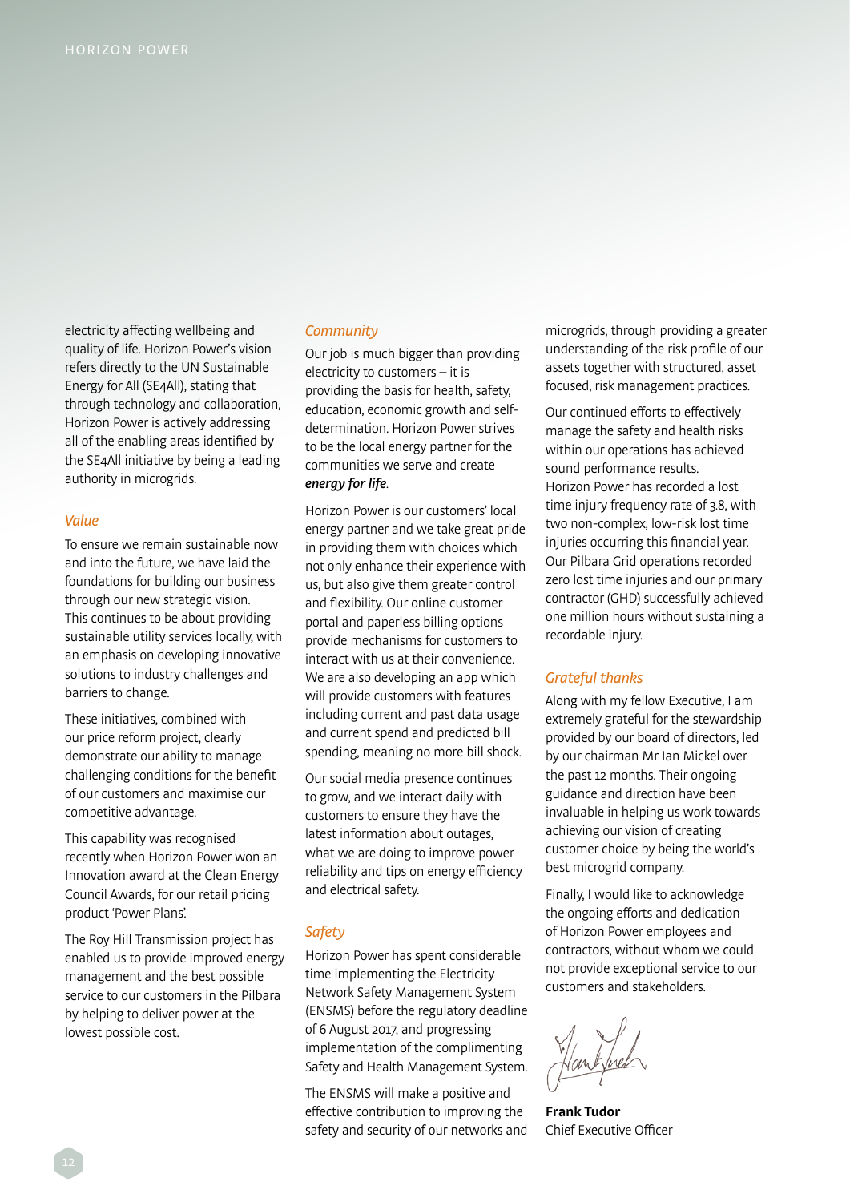electricity affecting wellbeing and quality of life. Horizon Power's vision refers directly to the UN Sustainable Energy for All (SE4All), stating that through technology and collaboration, Horizon Power is actively addressing all of the enabling areas identified by the SE4All initiative by being a leading authority in microgrids.

### *Value*

To ensure we remain sustainable now and into the future, we have laid the foundations for building our business through our new strategic vision. This continues to be about providing sustainable utility services locally, with an emphasis on developing innovative solutions to industry challenges and barriers to change.

These initiatives, combined with our price reform project, clearly demonstrate our ability to manage challenging conditions for the benefit of our customers and maximise our competitive advantage.

This capability was recognised recently when Horizon Power won an Innovation award at the Clean Energy Council Awards, for our retail pricing product 'Power Plans'.

The Roy Hill Transmission project has enabled us to provide improved energy management and the best possible service to our customers in the Pilbara by helping to deliver power at the lowest possible cost.

### *Community*

Our job is much bigger than providing electricity to customers – it is providing the basis for health, safety, education, economic growth and self-determination. Horizon Power strives to be the local energy partner for the communities we serve and create ***energy for life***.

Horizon Power is our customers' local energy partner and we take great pride in providing them with choices which not only enhance their experience with us, but also give them greater control and flexibility. Our online customer portal and paperless billing options provide mechanisms for customers to interact with us at their convenience. We are also developing an app which will provide customers with features including current and past data usage and current spend and predicted bill spending, meaning no more bill shock.

Our social media presence continues to grow, and we interact daily with customers to ensure they have the latest information about outages, what we are doing to improve power reliability and tips on energy efficiency and electrical safety.

### *Safety*

Horizon Power has spent considerable time implementing the Electricity Network Safety Management System (ENSMS) before the regulatory deadline of 6 August 2017, and progressing implementation of the complimenting Safety and Health Management System.

The ENSMS will make a positive and effective contribution to improving the safety and security of our networks and microgrids, through providing a greater understanding of the risk profile of our assets together with structured, asset focused, risk management practices.

Our continued efforts to effectively manage the safety and health risks within our operations has achieved sound performance results. Horizon Power has recorded a lost time injury frequency rate of 3.8, with two non-complex, low-risk lost time injuries occurring this financial year. Our Pilbara Grid operations recorded zero lost time injuries and our primary contractor (GHD) successfully achieved one million hours without sustaining a recordable injury.

### *Grateful thanks*

Along with my fellow Executive, I am extremely grateful for the stewardship provided by our board of directors, led by our chairman Mr Ian Mickel over the past 12 months. Their ongoing guidance and direction have been invaluable in helping us work towards achieving our vision of creating customer choice by being the world's best microgrid company.

Finally, I would like to acknowledge the ongoing efforts and dedication of Horizon Power employees and contractors, without whom we could not provide exceptional service to our customers and stakeholders.

**Frank Tudor**
Chief Executive Officer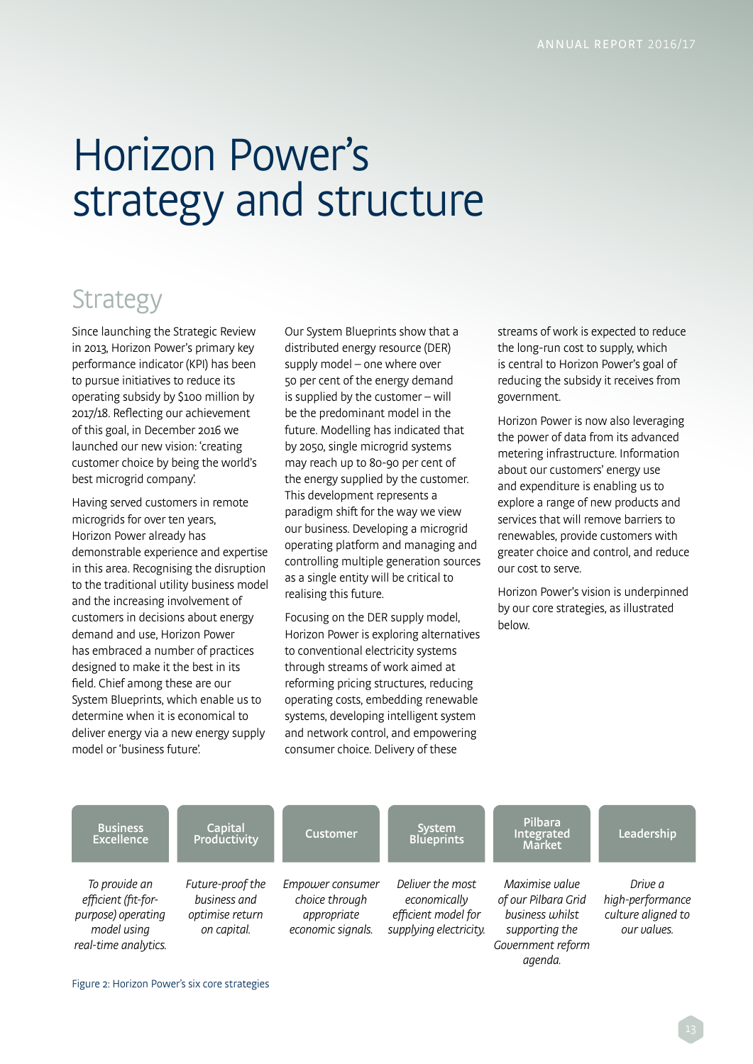# Horizon Power's strategy and structure

## Strategy

Since launching the Strategic Review in 2013, Horizon Power's primary key performance indicator (KPI) has been to pursue initiatives to reduce its operating subsidy by $100 million by 2017/18. Reflecting our achievement of this goal, in December 2016 we launched our new vision: 'creating customer choice by being the world's best microgrid company'.

Having served customers in remote microgrids for over ten years, Horizon Power already has demonstrable experience and expertise in this area. Recognising the disruption to the traditional utility business model and the increasing involvement of customers in decisions about energy demand and use, Horizon Power has embraced a number of practices designed to make it the best in its field. Chief among these are our System Blueprints, which enable us to determine when it is economical to deliver energy via a new energy supply model or 'business future'.

Our System Blueprints show that a distributed energy resource (DER) supply model – one where over 50 per cent of the energy demand is supplied by the customer – will be the predominant model in the future. Modelling has indicated that by 2050, single microgrid systems may reach up to 80-90 per cent of the energy supplied by the customer. This development represents a paradigm shift for the way we view our business. Developing a microgrid operating platform and managing and controlling multiple generation sources as a single entity will be critical to realising this future.

Focusing on the DER supply model, Horizon Power is exploring alternatives to conventional electricity systems through streams of work aimed at reforming pricing structures, reducing operating costs, embedding renewable systems, developing intelligent system and network control, and empowering consumer choice. Delivery of these streams of work is expected to reduce the long-run cost to supply, which is central to Horizon Power's goal of reducing the subsidy it receives from government.

Horizon Power is now also leveraging the power of data from its advanced metering infrastructure. Information about our customers' energy use and expenditure is enabling us to explore a range of new products and services that will remove barriers to renewables, provide customers with greater choice and control, and reduce our cost to serve.

Horizon Power's vision is underpinned by our core strategies, as illustrated below.

| Business Excellence | Capital Productivity | Customer | System Blueprints | Pilbara Integrated Market | Leadership |
|---|---|---|---|---|---|
| *To provide an efficient (fit-for-purpose) operating model using real-time analytics.* | *Future-proof the business and optimise return on capital.* | *Empower consumer choice through appropriate economic signals.* | *Deliver the most economically efficient model for supplying electricity.* | *Maximise value of our Pilbara Grid business whilst supporting the Government reform agenda.* | *Drive a high-performance culture aligned to our values.* |

Figure 2: Horizon Power's six core strategies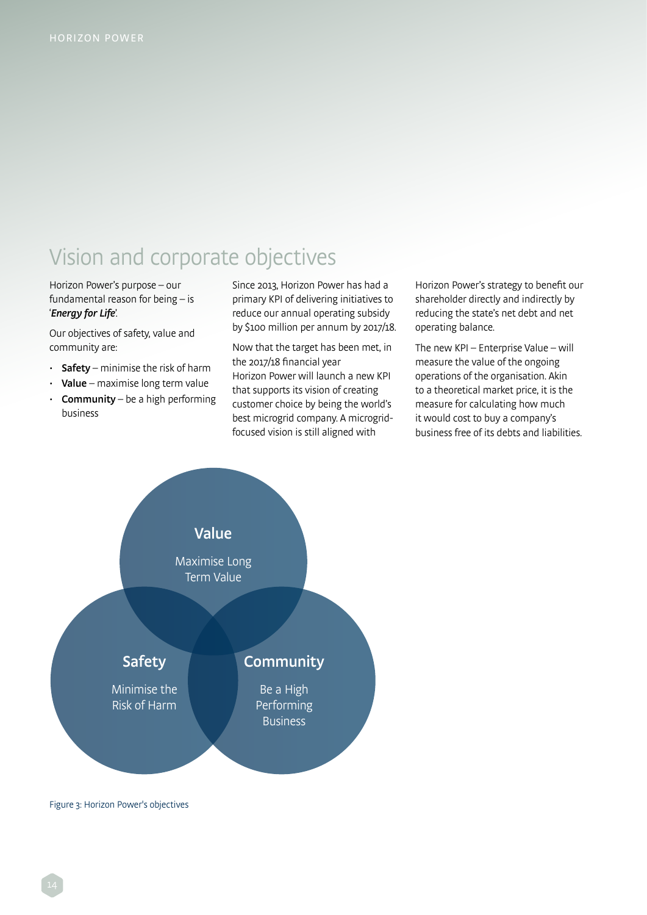# Vision and corporate objectives

Horizon Power's purpose – our fundamental reason for being – is '***Energy for Life***'.

Our objectives of safety, value and community are:

- **Safety** – minimise the risk of harm
- **Value** – maximise long term value
- **Community** – be a high performing business

Since 2013, Horizon Power has had a primary KPI of delivering initiatives to reduce our annual operating subsidy by $100 million per annum by 2017/18.

Now that the target has been met, in the 2017/18 financial year Horizon Power will launch a new KPI that supports its vision of creating customer choice by being the world's best microgrid company. A microgrid-focused vision is still aligned with Horizon Power's strategy to benefit our shareholder directly and indirectly by reducing the state's net debt and net operating balance.

The new KPI – Enterprise Value – will measure the value of the ongoing operations of the organisation. Akin to a theoretical market price, it is the measure for calculating how much it would cost to buy a company's business free of its debts and liabilities.

**Value**
Maximise Long Term Value

**Safety**
Minimise the Risk of Harm

**Community**
Be a High Performing Business

Figure 3: Horizon Power's objectives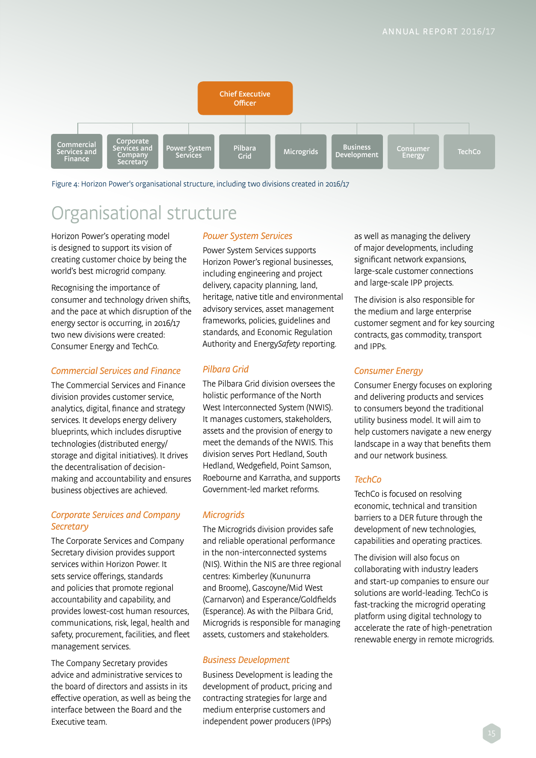Chief Executive Officer

- Commercial Services and Finance
- Corporate Services and Company Secretary
- Power System Services
- Pilbara Grid
- Microgrids
- Business Development
- Consumer Energy
- TechCo

Figure 4: Horizon Power's organisational structure, including two divisions created in 2016/17

# Organisational structure

Horizon Power's operating model is designed to support its vision of creating customer choice by being the world's best microgrid company.

Recognising the importance of consumer and technology driven shifts, and the pace at which disruption of the energy sector is occurring, in 2016/17 two new divisions were created: Consumer Energy and TechCo.

### *Commercial Services and Finance*

The Commercial Services and Finance division provides customer service, analytics, digital, finance and strategy services. It develops energy delivery blueprints, which includes disruptive technologies (distributed energy/ storage and digital initiatives). It drives the decentralisation of decision-making and accountability and ensures business objectives are achieved.

### *Corporate Services and Company Secretary*

The Corporate Services and Company Secretary division provides support services within Horizon Power. It sets service offerings, standards and policies that promote regional accountability and capability, and provides lowest-cost human resources, communications, risk, legal, health and safety, procurement, facilities, and fleet management services.

The Company Secretary provides advice and administrative services to the board of directors and assists in its effective operation, as well as being the interface between the Board and the Executive team.

### *Power System Services*

Power System Services supports Horizon Power's regional businesses, including engineering and project delivery, capacity planning, land, heritage, native title and environmental advisory services, asset management frameworks, policies, guidelines and standards, and Economic Regulation Authority and Energy*Safety* reporting.

### *Pilbara Grid*

The Pilbara Grid division oversees the holistic performance of the North West Interconnected System (NWIS). It manages customers, stakeholders, assets and the provision of energy to meet the demands of the NWIS. This division serves Port Hedland, South Hedland, Wedgefield, Point Samson, Roebourne and Karratha, and supports Government-led market reforms.

### *Microgrids*

The Microgrids division provides safe and reliable operational performance in the non-interconnected systems (NIS). Within the NIS are three regional centres: Kimberley (Kununurra and Broome), Gascoyne/Mid West (Carnarvon) and Esperance/Goldfields (Esperance). As with the Pilbara Grid, Microgrids is responsible for managing assets, customers and stakeholders.

### *Business Development*

Business Development is leading the development of product, pricing and contracting strategies for large and medium enterprise customers and independent power producers (IPPs) as well as managing the delivery of major developments, including significant network expansions, large-scale customer connections and large-scale IPP projects.

The division is also responsible for the medium and large enterprise customer segment and for key sourcing contracts, gas commodity, transport and IPPs.

### *Consumer Energy*

Consumer Energy focuses on exploring and delivering products and services to consumers beyond the traditional utility business model. It will aim to help customers navigate a new energy landscape in a way that benefits them and our network business.

### *TechCo*

TechCo is focused on resolving economic, technical and transition barriers to a DER future through the development of new technologies, capabilities and operating practices.

The division will also focus on collaborating with industry leaders and start-up companies to ensure our solutions are world-leading. TechCo is fast-tracking the microgrid operating platform using digital technology to accelerate the rate of high-penetration renewable energy in remote microgrids.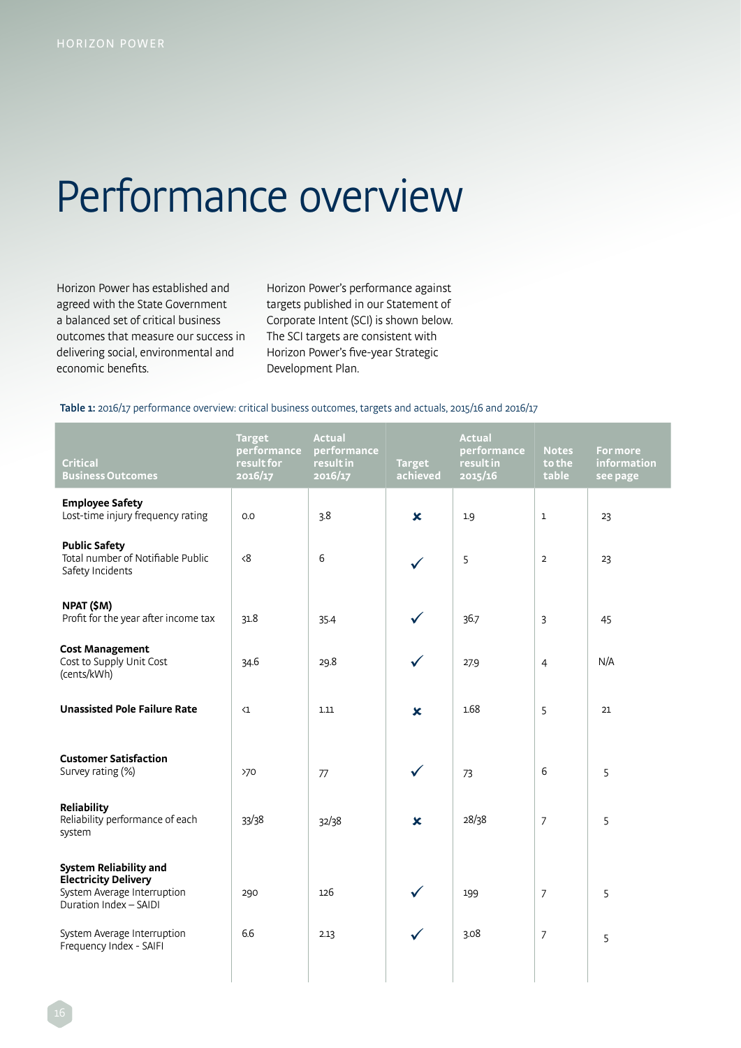# Performance overview

Horizon Power has established and agreed with the State Government a balanced set of critical business outcomes that measure our success in delivering social, environmental and economic benefits.

Horizon Power's performance against targets published in our Statement of Corporate Intent (SCI) is shown below. The SCI targets are consistent with Horizon Power's five-year Strategic Development Plan.

**Table 1:** 2016/17 performance overview: critical business outcomes, targets and actuals, 2015/16 and 2016/17

| Critical Business Outcomes | Target performance result for 2016/17 | Actual performance result in 2016/17 | Target achieved | Actual performance result in 2015/16 | Notes to the table | For more information see page |
|---|---|---|---|---|---|---|
| **Employee Safety** Lost-time injury frequency rating | 0.0 | 3.8 | ✗ | 1.9 | 1 | 23 |
| **Public Safety** Total number of Notifiable Public Safety Incidents | <8 | 6 | ✓ | 5 | 2 | 23 |
| **NPAT ($M)** Profit for the year after income tax | 31.8 | 35.4 | ✓ | 36.7 | 3 | 45 |
| **Cost Management** Cost to Supply Unit Cost (cents/kWh) | 34.6 | 29.8 | ✓ | 27.9 | 4 | N/A |
| **Unassisted Pole Failure Rate** | <1 | 1.11 | ✗ | 1.68 | 5 | 21 |
| **Customer Satisfaction** Survey rating (%) | >70 | 77 | ✓ | 73 | 6 | 5 |
| **Reliability** Reliability performance of each system | 33/38 | 32/38 | ✗ | 28/38 | 7 | 5 |
| **System Reliability and Electricity Delivery** System Average Interruption Duration Index – SAIDI | 290 | 126 | ✓ | 199 | 7 | 5 |
| System Average Interruption Frequency Index - SAIFI | 6.6 | 2.13 | ✓ | 3.08 | 7 | 5 |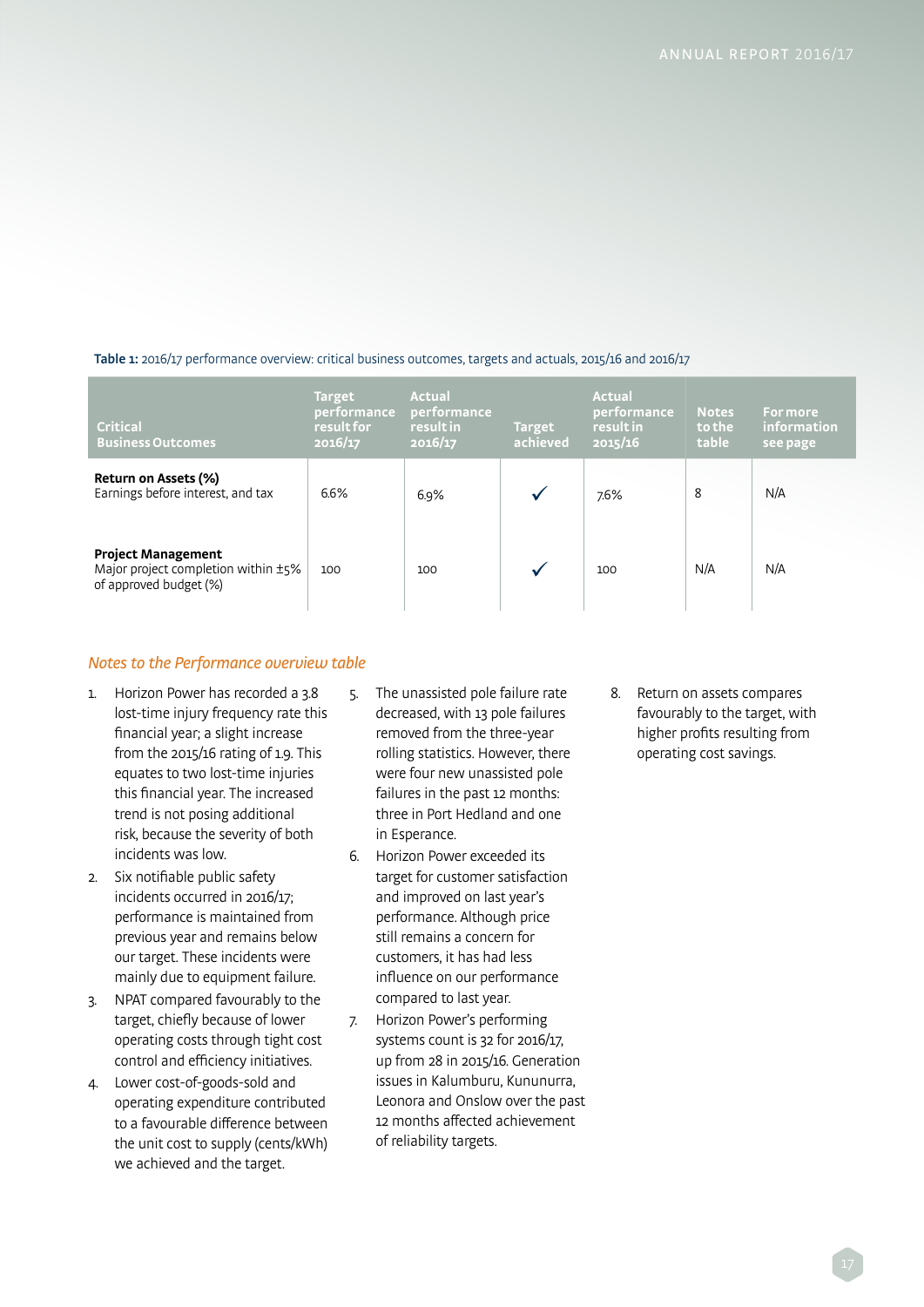**Table 1:** 2016/17 performance overview: critical business outcomes, targets and actuals, 2015/16 and 2016/17

| Critical Business Outcomes | Target performance result for 2016/17 | Actual performance result in 2016/17 | Target achieved | Actual performance result in 2015/16 | Notes to the table | For more information see page |
|---|---|---|---|---|---|---|
| **Return on Assets (%)** Earnings before interest, and tax | 6.6% | 6.9% | ✓ | 7.6% | 8 | N/A |
| **Project Management** Major project completion within ±5% of approved budget (%) | 100 | 100 | ✓ | 100 | N/A | N/A |

*Notes to the Performance overview table*

1. Horizon Power has recorded a 3.8 lost-time injury frequency rate this financial year; a slight increase from the 2015/16 rating of 1.9. This equates to two lost-time injuries this financial year. The increased trend is not posing additional risk, because the severity of both incidents was low.
2. Six notifiable public safety incidents occurred in 2016/17; performance is maintained from previous year and remains below our target. These incidents were mainly due to equipment failure.
3. NPAT compared favourably to the target, chiefly because of lower operating costs through tight cost control and efficiency initiatives.
4. Lower cost-of-goods-sold and operating expenditure contributed to a favourable difference between the unit cost to supply (cents/kWh) we achieved and the target.
5. The unassisted pole failure rate decreased, with 13 pole failures removed from the three-year rolling statistics. However, there were four new unassisted pole failures in the past 12 months: three in Port Hedland and one in Esperance.
6. Horizon Power exceeded its target for customer satisfaction and improved on last year's performance. Although price still remains a concern for customers, it has had less influence on our performance compared to last year.
7. Horizon Power's performing systems count is 32 for 2016/17, up from 28 in 2015/16. Generation issues in Kalumburu, Kununurra, Leonora and Onslow over the past 12 months affected achievement of reliability targets.
8. Return on assets compares favourably to the target, with higher profits resulting from operating cost savings.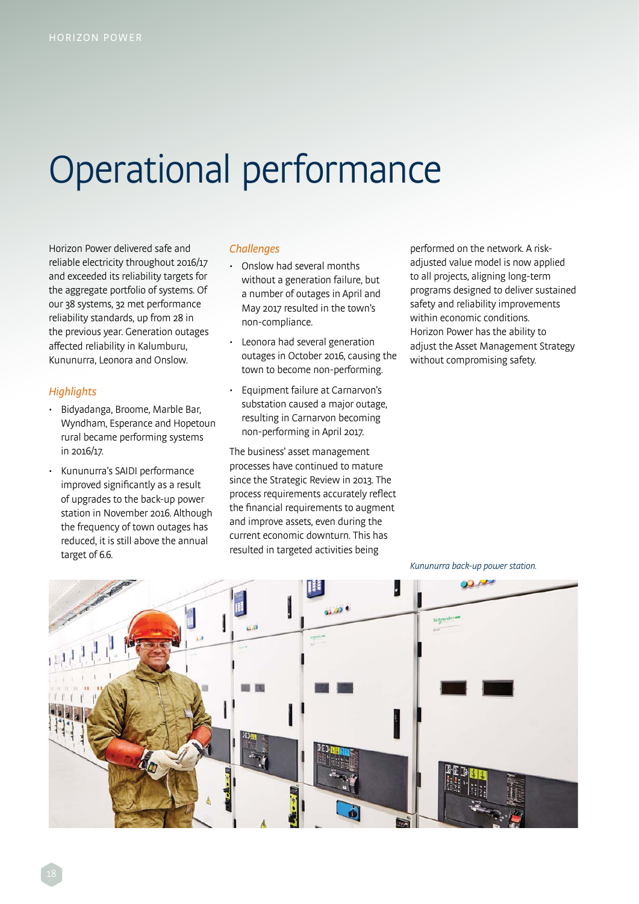# Operational performance

Horizon Power delivered safe and reliable electricity throughout 2016/17 and exceeded its reliability targets for the aggregate portfolio of systems. Of our 38 systems, 32 met performance reliability standards, up from 28 in the previous year. Generation outages affected reliability in Kalumburu, Kununurra, Leonora and Onslow.

### *Highlights*

- Bidyadanga, Broome, Marble Bar, Wyndham, Esperance and Hopetoun rural became performing systems in 2016/17.
- Kununurra's SAIDI performance improved significantly as a result of upgrades to the back-up power station in November 2016. Although the frequency of town outages has reduced, it is still above the annual target of 6.6.

### *Challenges*

- Onslow had several months without a generation failure, but a number of outages in April and May 2017 resulted in the town's non-compliance.
- Leonora had several generation outages in October 2016, causing the town to become non-performing.
- Equipment failure at Carnarvon's substation caused a major outage, resulting in Carnarvon becoming non-performing in April 2017.

The business' asset management processes have continued to mature since the Strategic Review in 2013. The process requirements accurately reflect the financial requirements to augment and improve assets, even during the current economic downturn. This has resulted in targeted activities being performed on the network. A risk-adjusted value model is now applied to all projects, aligning long-term programs designed to deliver sustained safety and reliability improvements within economic conditions. Horizon Power has the ability to adjust the Asset Management Strategy without compromising safety.

*Kununurra back-up power station.*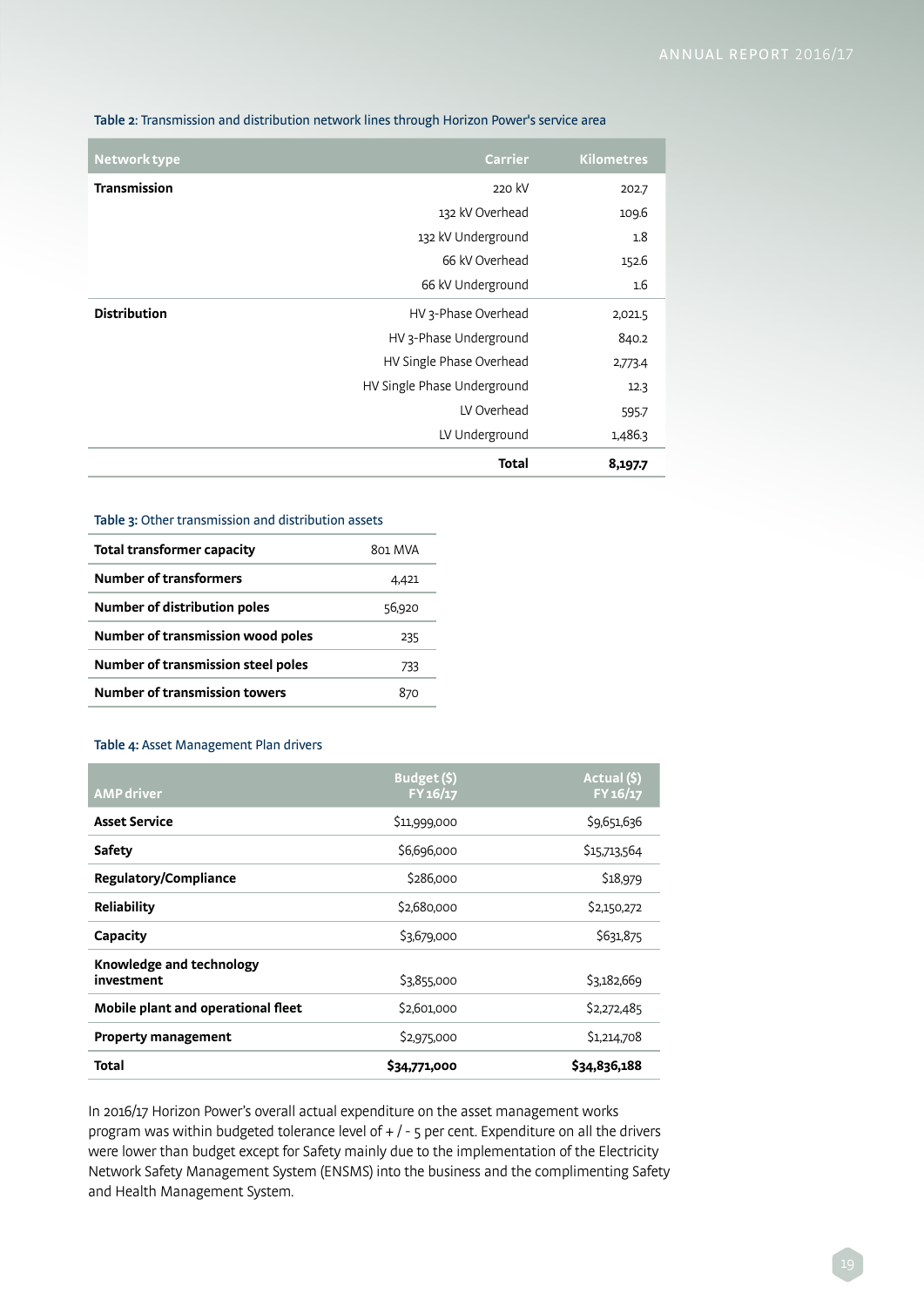**Table 2**: Transmission and distribution network lines through Horizon Power's service area

| Network type | Carrier | Kilometres |
|---|---|---|
| **Transmission** | 220 kV | 202.7 |
| | 132 kV Overhead | 109.6 |
| | 132 kV Underground | 1.8 |
| | 66 kV Overhead | 152.6 |
| | 66 kV Underground | 1.6 |
| **Distribution** | HV 3-Phase Overhead | 2,021.5 |
| | HV 3-Phase Underground | 840.2 |
| | HV Single Phase Overhead | 2,773.4 |
| | HV Single Phase Underground | 12.3 |
| | LV Overhead | 595.7 |
| | LV Underground | 1,486.3 |
| | **Total** | **8,197.7** |

**Table 3**: Other transmission and distribution assets

| | |
|---|---|
| **Total transformer capacity** | 801 MVA |
| **Number of transformers** | 4,421 |
| **Number of distribution poles** | 56,920 |
| **Number of transmission wood poles** | 235 |
| **Number of transmission steel poles** | 733 |
| **Number of transmission towers** | 870 |

**Table 4**: Asset Management Plan drivers

| AMP driver | Budget ($) FY 16/17 | Actual ($) FY 16/17 |
|---|---|---|
| **Asset Service** | $11,999,000 | $9,651,636 |
| **Safety** | $6,696,000 | $15,713,564 |
| **Regulatory/Compliance** | $286,000 | $18,979 |
| **Reliability** | $2,680,000 | $2,150,272 |
| **Capacity** | $3,679,000 | $631,875 |
| **Knowledge and technology investment** | $3,855,000 | $3,182,669 |
| **Mobile plant and operational fleet** | $2,601,000 | $2,272,485 |
| **Property management** | $2,975,000 | $1,214,708 |
| **Total** | **$34,771,000** | **$34,836,188** |

In 2016/17 Horizon Power's overall actual expenditure on the asset management works program was within budgeted tolerance level of + / - 5 per cent. Expenditure on all the drivers were lower than budget except for Safety mainly due to the implementation of the Electricity Network Safety Management System (ENSMS) into the business and the complimenting Safety and Health Management System.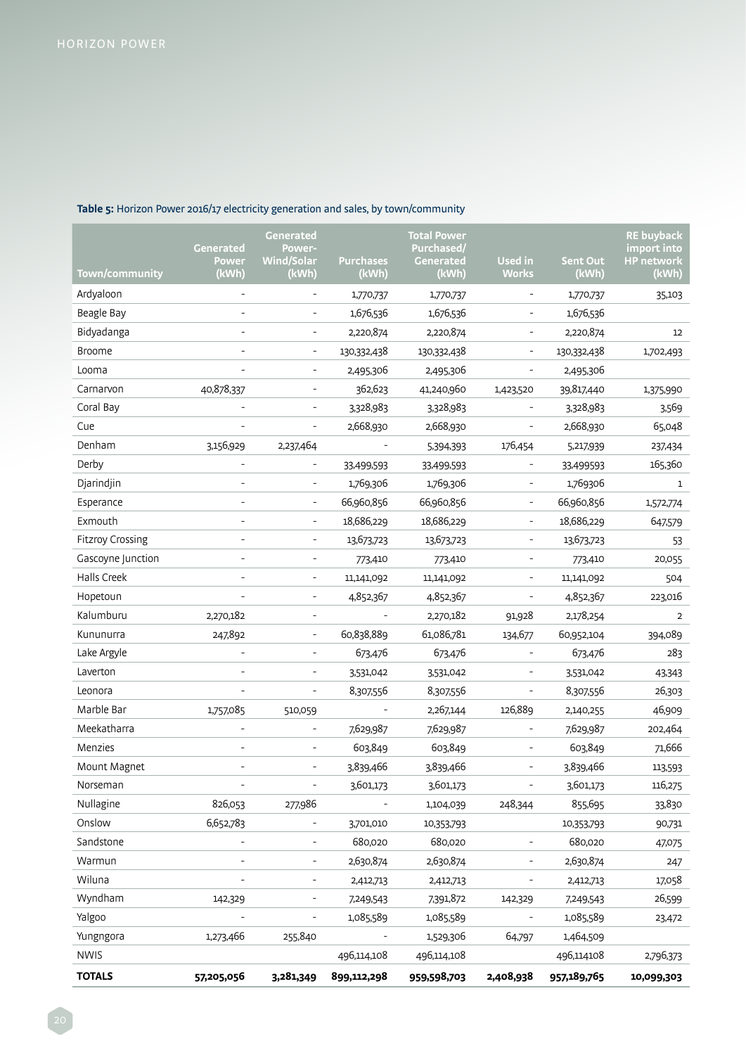**Table 5:** Horizon Power 2016/17 electricity generation and sales, by town/community

| Town/community | Generated Power (kWh) | Generated Power-Wind/Solar (kWh) | Purchases (kWh) | Total Power Purchased/ Generated (kWh) | Used in Works | Sent Out (kWh) | RE buyback import into HP network (kWh) |
|---|---|---|---|---|---|---|---|
| Ardyaloon | - | - | 1,770,737 | 1,770,737 | - | 1,770,737 | 35,103 |
| Beagle Bay | - | - | 1,676,536 | 1,676,536 | - | 1,676,536 | |
| Bidyadanga | - | - | 2,220,874 | 2,220,874 | - | 2,220,874 | 12 |
| Broome | - | - | 130,332,438 | 130,332,438 | - | 130,332,438 | 1,702,493 |
| Looma | - | - | 2,495,306 | 2,495,306 | - | 2,495,306 | |
| Carnarvon | 40,878,337 | - | 362,623 | 41,240,960 | 1,423,520 | 39,817,440 | 1,375,990 |
| Coral Bay | - | - | 3,328,983 | 3,328,983 | - | 3,328,983 | 3,569 |
| Cue | - | - | 2,668,930 | 2,668,930 | - | 2,668,930 | 65,048 |
| Denham | 3,156,929 | 2,237,464 | - | 5,394,393 | 176,454 | 5,217,939 | 237,434 |
| Derby | - | - | 33,499,593 | 33,499,593 | - | 33,499593 | 165,360 |
| Djarindjin | - | - | 1,769,306 | 1,769,306 | - | 1,769306 | 1 |
| Esperance | - | - | 66,960,856 | 66,960,856 | - | 66,960,856 | 1,572,774 |
| Exmouth | - | - | 18,686,229 | 18,686,229 | - | 18,686,229 | 647,579 |
| Fitzroy Crossing | - | - | 13,673,723 | 13,673,723 | - | 13,673,723 | 53 |
| Gascoyne Junction | - | - | 773,410 | 773,410 | - | 773,410 | 20,055 |
| Halls Creek | - | - | 11,141,092 | 11,141,092 | - | 11,141,092 | 504 |
| Hopetoun | - | - | 4,852,367 | 4,852,367 | - | 4,852,367 | 223,016 |
| Kalumburu | 2,270,182 | - | - | 2,270,182 | 91,928 | 2,178,254 | 2 |
| Kununurra | 247,892 | - | 60,838,889 | 61,086,781 | 134,677 | 60,952,104 | 394,089 |
| Lake Argyle | - | - | 673,476 | 673,476 | - | 673,476 | 283 |
| Laverton | - | - | 3,531,042 | 3,531,042 | - | 3,531,042 | 43,343 |
| Leonora | - | - | 8,307,556 | 8,307,556 | - | 8,307,556 | 26,303 |
| Marble Bar | 1,757,085 | 510,059 | - | 2,267,144 | 126,889 | 2,140,255 | 46,909 |
| Meekatharra | - | - | 7,629,987 | 7,629,987 | - | 7,629,987 | 202,464 |
| Menzies | - | - | 603,849 | 603,849 | - | 603,849 | 71,666 |
| Mount Magnet | - | - | 3,839,466 | 3,839,466 | - | 3,839,466 | 113,593 |
| Norseman | - | - | 3,601,173 | 3,601,173 | - | 3,601,173 | 116,275 |
| Nullagine | 826,053 | 277,986 | - | 1,104,039 | 248,344 | 855,695 | 33,830 |
| Onslow | 6,652,783 | - | 3,701,010 | 10,353,793 | | 10,353,793 | 90,731 |
| Sandstone | - | - | 680,020 | 680,020 | - | 680,020 | 47,075 |
| Warmun | - | - | 2,630,874 | 2,630,874 | - | 2,630,874 | 247 |
| Wiluna | - | - | 2,412,713 | 2,412,713 | - | 2,412,713 | 17,058 |
| Wyndham | 142,329 | - | 7,249,543 | 7,391,872 | 142,329 | 7,249,543 | 26,599 |
| Yalgoo | - | - | 1,085,589 | 1,085,589 | - | 1,085,589 | 23,472 |
| Yungngora | 1,273,466 | 255,840 | - | 1,529,306 | 64,797 | 1,464,509 | |
| NWIS | | | 496,114,108 | 496,114,108 | | 496,114108 | 2,796,373 |
| **TOTALS** | **57,205,056** | **3,281,349** | **899,112,298** | **959,598,703** | **2,408,938** | **957,189,765** | **10,099,303** |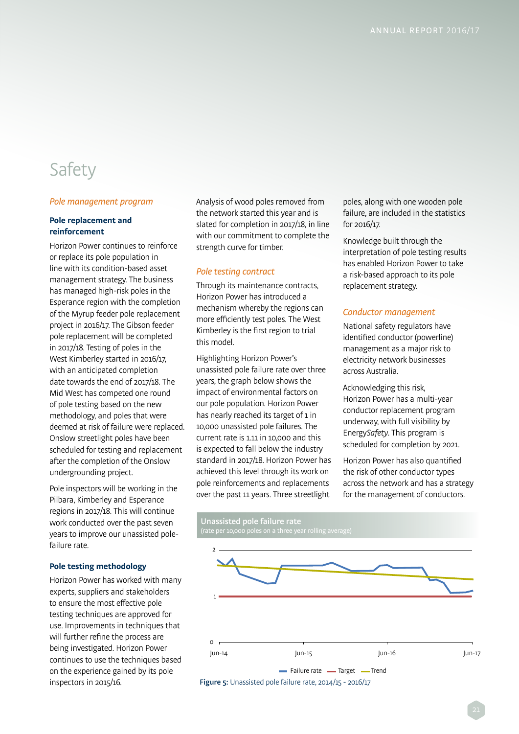# Safety

## *Pole management program*

### Pole replacement and reinforcement

Horizon Power continues to reinforce or replace its pole population in line with its condition-based asset management strategy. The business has managed high-risk poles in the Esperance region with the completion of the Myrup feeder pole replacement project in 2016/17. The Gibson feeder pole replacement will be completed in 2017/18. Testing of poles in the West Kimberley started in 2016/17, with an anticipated completion date towards the end of 2017/18. The Mid West has competed one round of pole testing based on the new methodology, and poles that were deemed at risk of failure were replaced. Onslow streetlight poles have been scheduled for testing and replacement after the completion of the Onslow undergrounding project.

Pole inspectors will be working in the Pilbara, Kimberley and Esperance regions in 2017/18. This will continue work conducted over the past seven years to improve our unassisted pole-failure rate.

### Pole testing methodology

Horizon Power has worked with many experts, suppliers and stakeholders to ensure the most effective pole testing techniques are approved for use. Improvements in techniques that will further refine the process are being investigated. Horizon Power continues to use the techniques based on the experience gained by its pole inspectors in 2015/16.

Analysis of wood poles removed from the network started this year and is slated for completion in 2017/18, in line with our commitment to complete the strength curve for timber.

## *Pole testing contract*

Through its maintenance contracts, Horizon Power has introduced a mechanism whereby the regions can more efficiently test poles. The West Kimberley is the first region to trial this model.

Highlighting Horizon Power's unassisted pole failure rate over three years, the graph below shows the impact of environmental factors on our pole population. Horizon Power has nearly reached its target of 1 in 10,000 unassisted pole failures. The current rate is 1.11 in 10,000 and this is expected to fall below the industry standard in 2017/18. Horizon Power has achieved this level through its work on pole reinforcements and replacements over the past 11 years. Three streetlight poles, along with one wooden pole failure, are included in the statistics for 2016/17.

Knowledge built through the interpretation of pole testing results has enabled Horizon Power to take a risk-based approach to its pole replacement strategy.

## *Conductor management*

National safety regulators have identified conductor (powerline) management as a major risk to electricity network businesses across Australia.

Acknowledging this risk, Horizon Power has a multi-year conductor replacement program underway, with full visibility by Energy*Safety*. This program is scheduled for completion by 2021.

Horizon Power has also quantified the risk of other conductor types across the network and has a strategy for the management of conductors.

**Unassisted pole failure rate**
(rate per 10,000 poles on a three year rolling average)

**Figure 5:** Unassisted pole failure rate, 2014/15 - 2016/17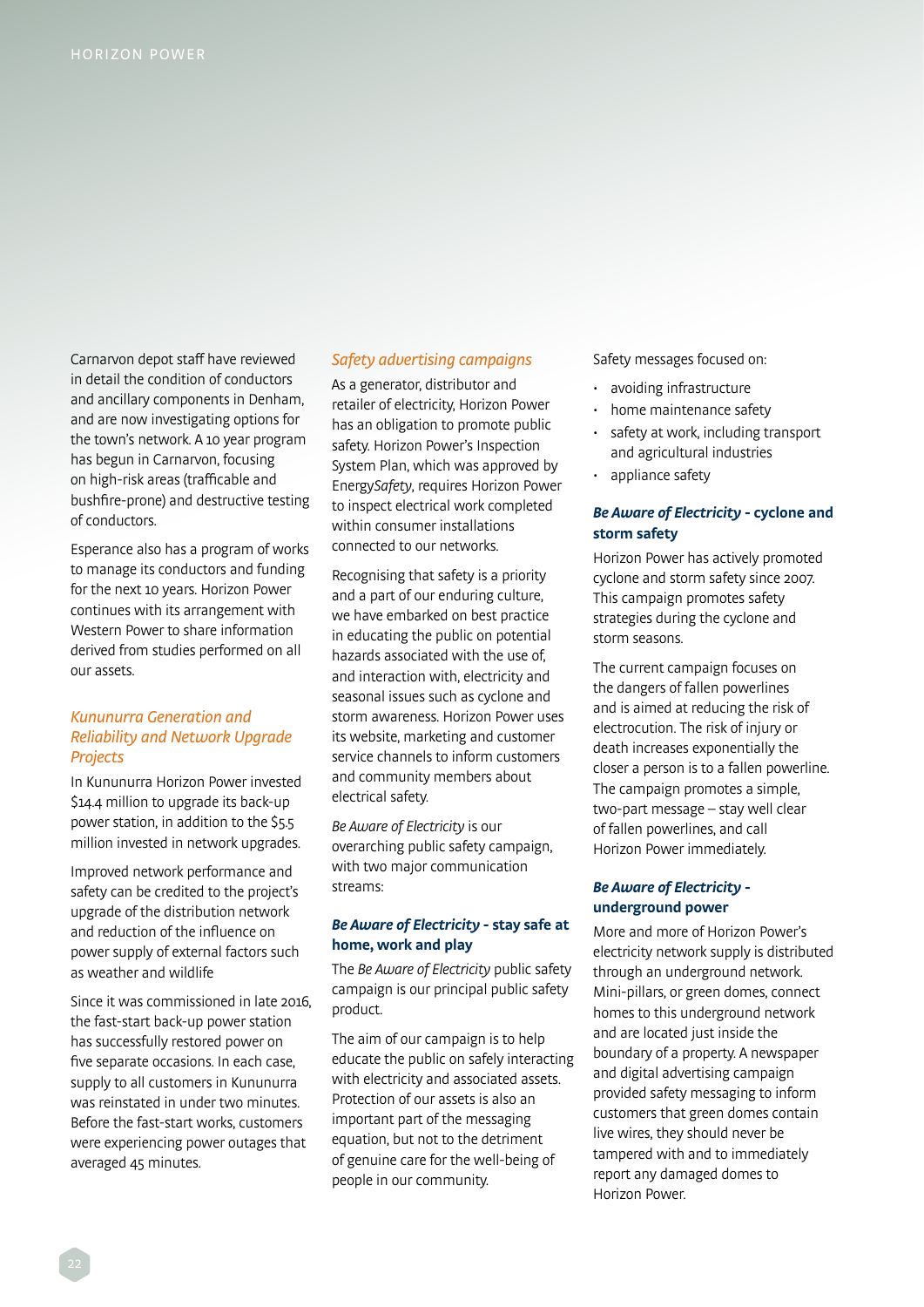Carnarvon depot staff have reviewed in detail the condition of conductors and ancillary components in Denham, and are now investigating options for the town's network. A 10 year program has begun in Carnarvon, focusing on high-risk areas (trafficable and bushfire-prone) and destructive testing of conductors.

Esperance also has a program of works to manage its conductors and funding for the next 10 years. Horizon Power continues with its arrangement with Western Power to share information derived from studies performed on all our assets.

### *Kununurra Generation and Reliability and Network Upgrade Projects*

In Kununurra Horizon Power invested $14.4 million to upgrade its back-up power station, in addition to the $5.5 million invested in network upgrades.

Improved network performance and safety can be credited to the project's upgrade of the distribution network and reduction of the influence on power supply of external factors such as weather and wildlife

Since it was commissioned in late 2016, the fast-start back-up power station has successfully restored power on five separate occasions. In each case, supply to all customers in Kununurra was reinstated in under two minutes. Before the fast-start works, customers were experiencing power outages that averaged 45 minutes.

### *Safety advertising campaigns*

As a generator, distributor and retailer of electricity, Horizon Power has an obligation to promote public safety. Horizon Power's Inspection System Plan, which was approved by Energy*Safety*, requires Horizon Power to inspect electrical work completed within consumer installations connected to our networks.

Recognising that safety is a priority and a part of our enduring culture, we have embarked on best practice in educating the public on potential hazards associated with the use of, and interaction with, electricity and seasonal issues such as cyclone and storm awareness. Horizon Power uses its website, marketing and customer service channels to inform customers and community members about electrical safety.

*Be Aware of Electricity* is our overarching public safety campaign, with two major communication streams:

#### ***Be Aware of Electricity* - stay safe at home, work and play**

The *Be Aware of Electricity* public safety campaign is our principal public safety product.

The aim of our campaign is to help educate the public on safely interacting with electricity and associated assets. Protection of our assets is also an important part of the messaging equation, but not to the detriment of genuine care for the well-being of people in our community.

Safety messages focused on:

- avoiding infrastructure
- home maintenance safety
- safety at work, including transport and agricultural industries
- appliance safety

#### ***Be Aware of Electricity* - cyclone and storm safety**

Horizon Power has actively promoted cyclone and storm safety since 2007. This campaign promotes safety strategies during the cyclone and storm seasons.

The current campaign focuses on the dangers of fallen powerlines and is aimed at reducing the risk of electrocution. The risk of injury or death increases exponentially the closer a person is to a fallen powerline. The campaign promotes a simple, two-part message – stay well clear of fallen powerlines, and call Horizon Power immediately.

#### ***Be Aware of Electricity* - underground power**

More and more of Horizon Power's electricity network supply is distributed through an underground network. Mini-pillars, or green domes, connect homes to this underground network and are located just inside the boundary of a property. A newspaper and digital advertising campaign provided safety messaging to inform customers that green domes contain live wires, they should never be tampered with and to immediately report any damaged domes to Horizon Power.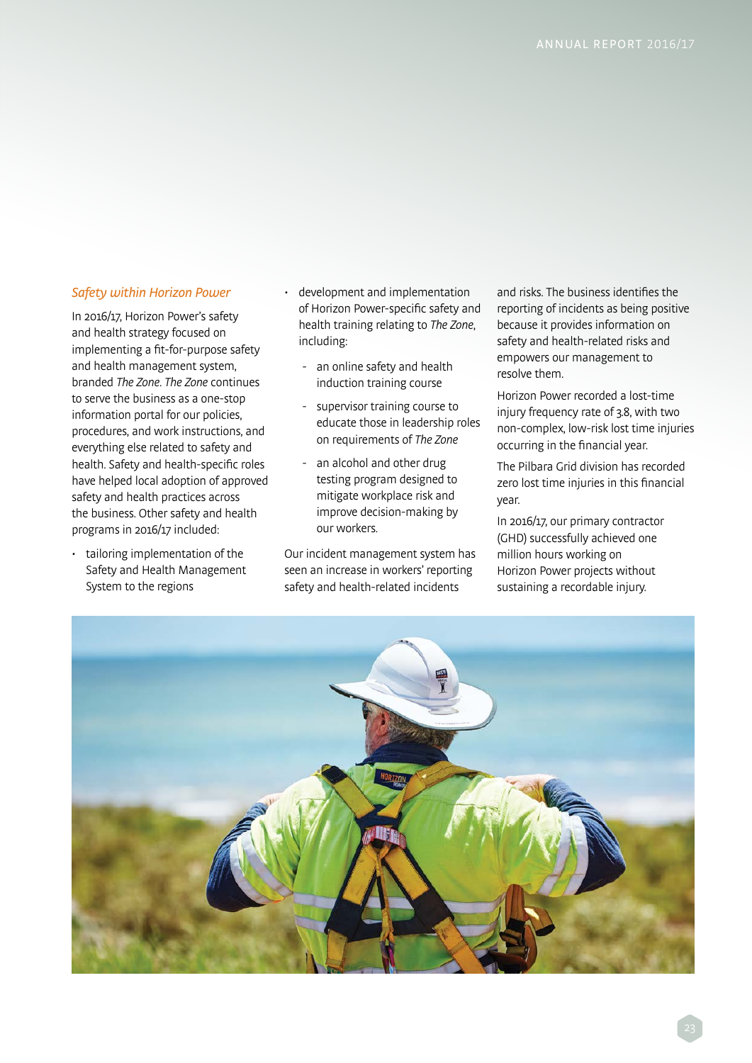### *Safety within Horizon Power*

In 2016/17, Horizon Power's safety and health strategy focused on implementing a fit-for-purpose safety and health management system, branded *The Zone*. *The Zone* continues to serve the business as a one-stop information portal for our policies, procedures, and work instructions, and everything else related to safety and health. Safety and health-specific roles have helped local adoption of approved safety and health practices across the business. Other safety and health programs in 2016/17 included:

- tailoring implementation of the Safety and Health Management System to the regions
- development and implementation of Horizon Power-specific safety and health training relating to *The Zone*, including:
  - an online safety and health induction training course
  - supervisor training course to educate those in leadership roles on requirements of *The Zone*
  - an alcohol and other drug testing program designed to mitigate workplace risk and improve decision-making by our workers.

Our incident management system has seen an increase in workers' reporting safety and health-related incidents and risks. The business identifies the reporting of incidents as being positive because it provides information on safety and health-related risks and empowers our management to resolve them.

Horizon Power recorded a lost-time injury frequency rate of 3.8, with two non-complex, low-risk lost time injuries occurring in the financial year.

The Pilbara Grid division has recorded zero lost time injuries in this financial year.

In 2016/17, our primary contractor (GHD) successfully achieved one million hours working on Horizon Power projects without sustaining a recordable injury.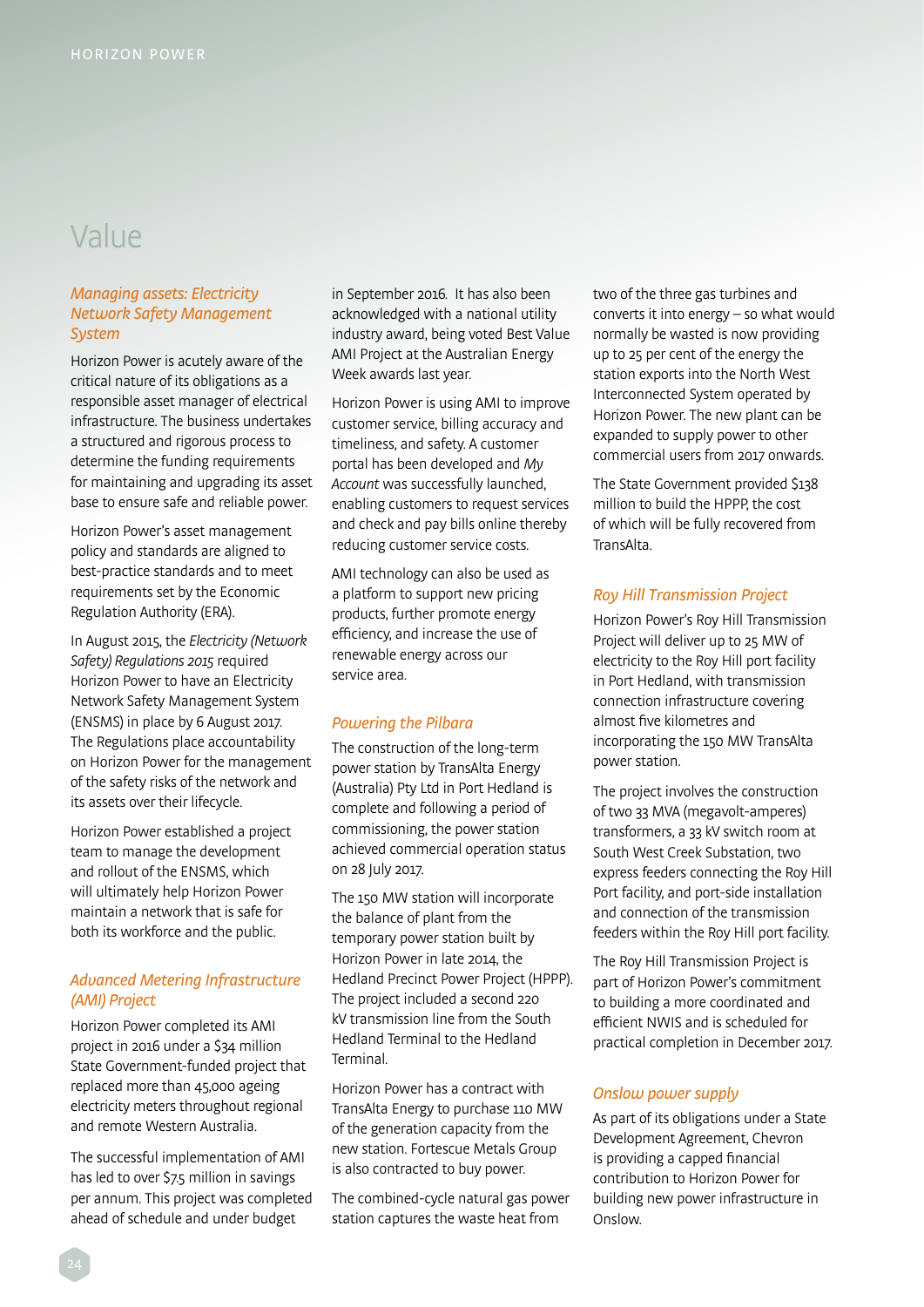# Value

### *Managing assets: Electricity Network Safety Management System*

Horizon Power is acutely aware of the critical nature of its obligations as a responsible asset manager of electrical infrastructure. The business undertakes a structured and rigorous process to determine the funding requirements for maintaining and upgrading its asset base to ensure safe and reliable power.

Horizon Power's asset management policy and standards are aligned to best-practice standards and to meet requirements set by the Economic Regulation Authority (ERA).

In August 2015, the *Electricity (Network Safety) Regulations 2015* required Horizon Power to have an Electricity Network Safety Management System (ENSMS) in place by 6 August 2017. The Regulations place accountability on Horizon Power for the management of the safety risks of the network and its assets over their lifecycle.

Horizon Power established a project team to manage the development and rollout of the ENSMS, which will ultimately help Horizon Power maintain a network that is safe for both its workforce and the public.

### *Advanced Metering Infrastructure (AMI) Project*

Horizon Power completed its AMI project in 2016 under a $34 million State Government-funded project that replaced more than 45,000 ageing electricity meters throughout regional and remote Western Australia.

The successful implementation of AMI has led to over $7.5 million in savings per annum. This project was completed ahead of schedule and under budget in September 2016. It has also been acknowledged with a national utility industry award, being voted Best Value AMI Project at the Australian Energy Week awards last year.

Horizon Power is using AMI to improve customer service, billing accuracy and timeliness, and safety. A customer portal has been developed and *My Account* was successfully launched, enabling customers to request services and check and pay bills online thereby reducing customer service costs.

AMI technology can also be used as a platform to support new pricing products, further promote energy efficiency, and increase the use of renewable energy across our service area.

### *Powering the Pilbara*

The construction of the long-term power station by TransAlta Energy (Australia) Pty Ltd in Port Hedland is complete and following a period of commissioning, the power station achieved commercial operation status on 28 July 2017.

The 150 MW station will incorporate the balance of plant from the temporary power station built by Horizon Power in late 2014, the Hedland Precinct Power Project (HPPP). The project included a second 220 kV transmission line from the South Hedland Terminal to the Hedland Terminal.

Horizon Power has a contract with TransAlta Energy to purchase 110 MW of the generation capacity from the new station. Fortescue Metals Group is also contracted to buy power.

The combined-cycle natural gas power station captures the waste heat from two of the three gas turbines and converts it into energy – so what would normally be wasted is now providing up to 25 per cent of the energy the station exports into the North West Interconnected System operated by Horizon Power. The new plant can be expanded to supply power to other commercial users from 2017 onwards.

The State Government provided $138 million to build the HPPP, the cost of which will be fully recovered from TransAlta.

### *Roy Hill Transmission Project*

Horizon Power's Roy Hill Transmission Project will deliver up to 25 MW of electricity to the Roy Hill port facility in Port Hedland, with transmission connection infrastructure covering almost five kilometres and incorporating the 150 MW TransAlta power station.

The project involves the construction of two 33 MVA (megavolt-amperes) transformers, a 33 kV switch room at South West Creek Substation, two express feeders connecting the Roy Hill Port facility, and port-side installation and connection of the transmission feeders within the Roy Hill port facility.

The Roy Hill Transmission Project is part of Horizon Power's commitment to building a more coordinated and efficient NWIS and is scheduled for practical completion in December 2017.

### *Onslow power supply*

As part of its obligations under a State Development Agreement, Chevron is providing a capped financial contribution to Horizon Power for building new power infrastructure in Onslow.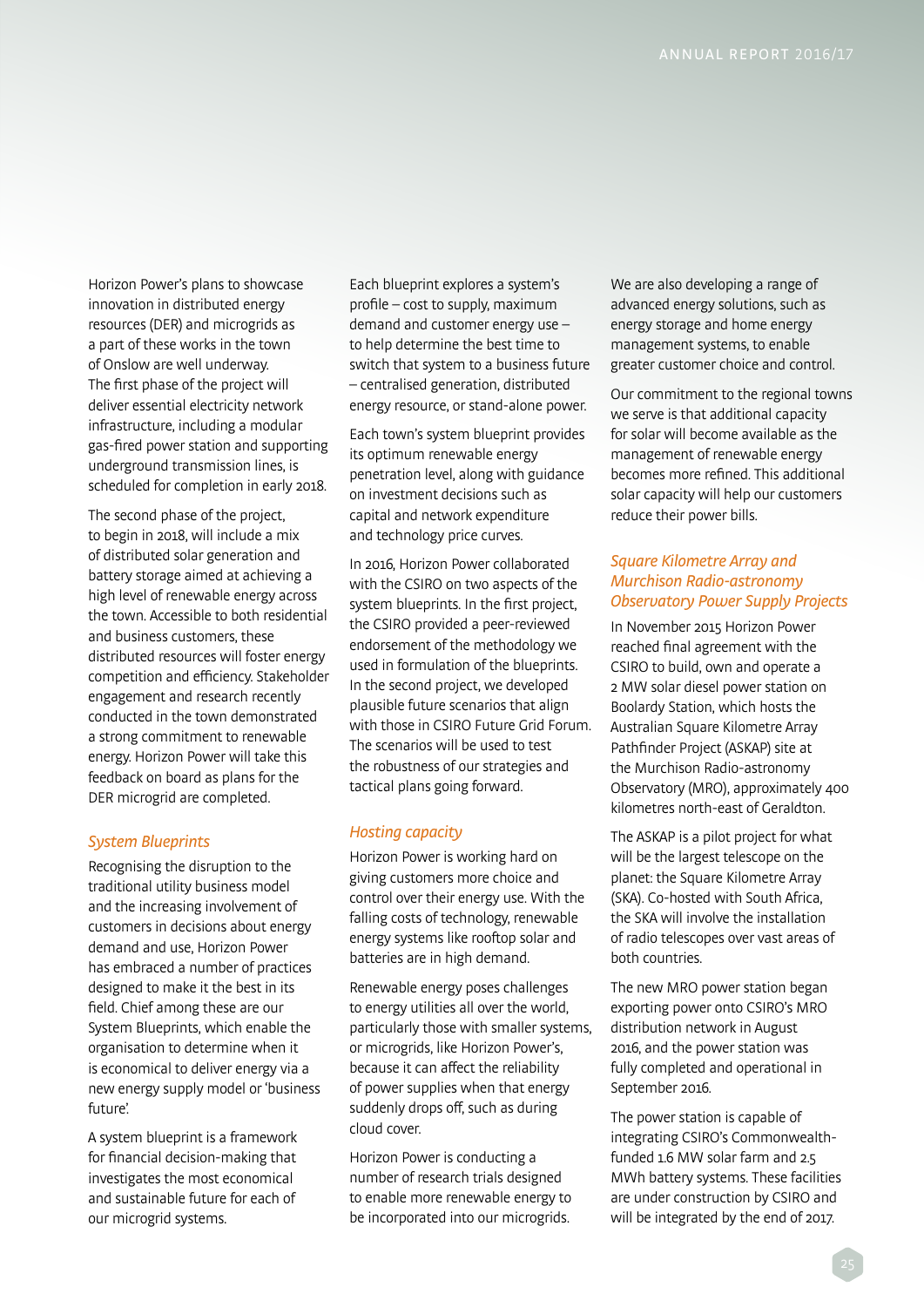Horizon Power's plans to showcase innovation in distributed energy resources (DER) and microgrids as a part of these works in the town of Onslow are well underway. The first phase of the project will deliver essential electricity network infrastructure, including a modular gas-fired power station and supporting underground transmission lines, is scheduled for completion in early 2018.

The second phase of the project, to begin in 2018, will include a mix of distributed solar generation and battery storage aimed at achieving a high level of renewable energy across the town. Accessible to both residential and business customers, these distributed resources will foster energy competition and efficiency. Stakeholder engagement and research recently conducted in the town demonstrated a strong commitment to renewable energy. Horizon Power will take this feedback on board as plans for the DER microgrid are completed.

### *System Blueprints*

Recognising the disruption to the traditional utility business model and the increasing involvement of customers in decisions about energy demand and use, Horizon Power has embraced a number of practices designed to make it the best in its field. Chief among these are our System Blueprints, which enable the organisation to determine when it is economical to deliver energy via a new energy supply model or 'business future'.

A system blueprint is a framework for financial decision-making that investigates the most economical and sustainable future for each of our microgrid systems.

Each blueprint explores a system's profile – cost to supply, maximum demand and customer energy use – to help determine the best time to switch that system to a business future – centralised generation, distributed energy resource, or stand-alone power.

Each town's system blueprint provides its optimum renewable energy penetration level, along with guidance on investment decisions such as capital and network expenditure and technology price curves.

In 2016, Horizon Power collaborated with the CSIRO on two aspects of the system blueprints. In the first project, the CSIRO provided a peer-reviewed endorsement of the methodology we used in formulation of the blueprints. In the second project, we developed plausible future scenarios that align with those in CSIRO Future Grid Forum. The scenarios will be used to test the robustness of our strategies and tactical plans going forward.

### *Hosting capacity*

Horizon Power is working hard on giving customers more choice and control over their energy use. With the falling costs of technology, renewable energy systems like rooftop solar and batteries are in high demand.

Renewable energy poses challenges to energy utilities all over the world, particularly those with smaller systems, or microgrids, like Horizon Power's, because it can affect the reliability of power supplies when that energy suddenly drops off, such as during cloud cover.

Horizon Power is conducting a number of research trials designed to enable more renewable energy to be incorporated into our microgrids.

We are also developing a range of advanced energy solutions, such as energy storage and home energy management systems, to enable greater customer choice and control.

Our commitment to the regional towns we serve is that additional capacity for solar will become available as the management of renewable energy becomes more refined. This additional solar capacity will help our customers reduce their power bills.

### *Square Kilometre Array and Murchison Radio-astronomy Observatory Power Supply Projects*

In November 2015 Horizon Power reached final agreement with the CSIRO to build, own and operate a 2 MW solar diesel power station on Boolardy Station, which hosts the Australian Square Kilometre Array Pathfinder Project (ASKAP) site at the Murchison Radio-astronomy Observatory (MRO), approximately 400 kilometres north-east of Geraldton.

The ASKAP is a pilot project for what will be the largest telescope on the planet: the Square Kilometre Array (SKA). Co-hosted with South Africa, the SKA will involve the installation of radio telescopes over vast areas of both countries.

The new MRO power station began exporting power onto CSIRO's MRO distribution network in August 2016, and the power station was fully completed and operational in September 2016.

The power station is capable of integrating CSIRO's Commonwealth-funded 1.6 MW solar farm and 2.5 MWh battery systems. These facilities are under construction by CSIRO and will be integrated by the end of 2017.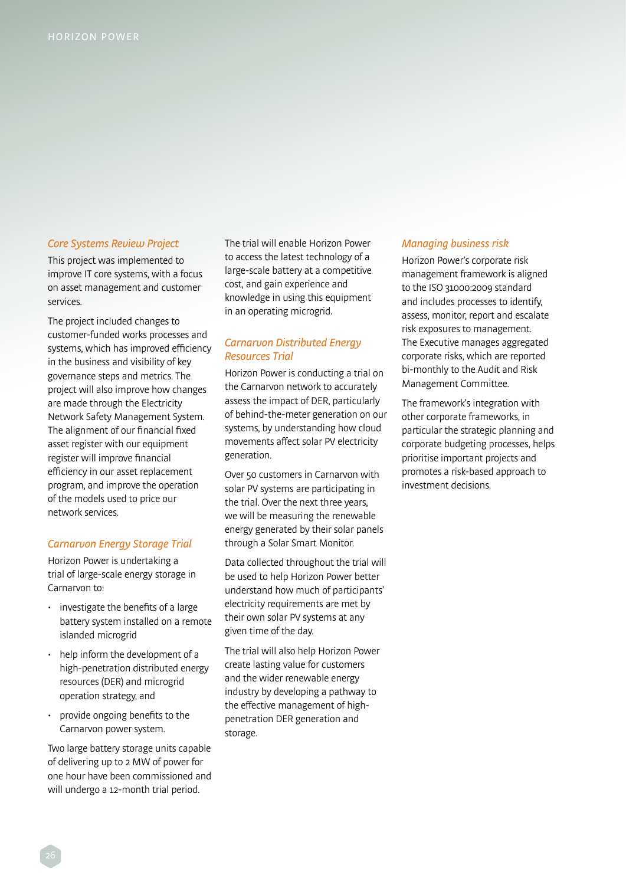### Core Systems Review Project

This project was implemented to improve IT core systems, with a focus on asset management and customer services.

The project included changes to customer-funded works processes and systems, which has improved efficiency in the business and visibility of key governance steps and metrics. The project will also improve how changes are made through the Electricity Network Safety Management System. The alignment of our financial fixed asset register with our equipment register will improve financial efficiency in our asset replacement program, and improve the operation of the models used to price our network services.

### Carnarvon Energy Storage Trial

Horizon Power is undertaking a trial of large-scale energy storage in Carnarvon to:

- investigate the benefits of a large battery system installed on a remote islanded microgrid
- help inform the development of a high-penetration distributed energy resources (DER) and microgrid operation strategy, and
- provide ongoing benefits to the Carnarvon power system.

Two large battery storage units capable of delivering up to 2 MW of power for one hour have been commissioned and will undergo a 12-month trial period.

The trial will enable Horizon Power to access the latest technology of a large-scale battery at a competitive cost, and gain experience and knowledge in using this equipment in an operating microgrid.

### Carnarvon Distributed Energy Resources Trial

Horizon Power is conducting a trial on the Carnarvon network to accurately assess the impact of DER, particularly of behind-the-meter generation on our systems, by understanding how cloud movements affect solar PV electricity generation.

Over 50 customers in Carnarvon with solar PV systems are participating in the trial. Over the next three years, we will be measuring the renewable energy generated by their solar panels through a Solar Smart Monitor.

Data collected throughout the trial will be used to help Horizon Power better understand how much of participants' electricity requirements are met by their own solar PV systems at any given time of the day.

The trial will also help Horizon Power create lasting value for customers and the wider renewable energy industry by developing a pathway to the effective management of high-penetration DER generation and storage.

### Managing business risk

Horizon Power's corporate risk management framework is aligned to the ISO 31000:2009 standard and includes processes to identify, assess, monitor, report and escalate risk exposures to management. The Executive manages aggregated corporate risks, which are reported bi-monthly to the Audit and Risk Management Committee.

The framework's integration with other corporate frameworks, in particular the strategic planning and corporate budgeting processes, helps prioritise important projects and promotes a risk-based approach to investment decisions.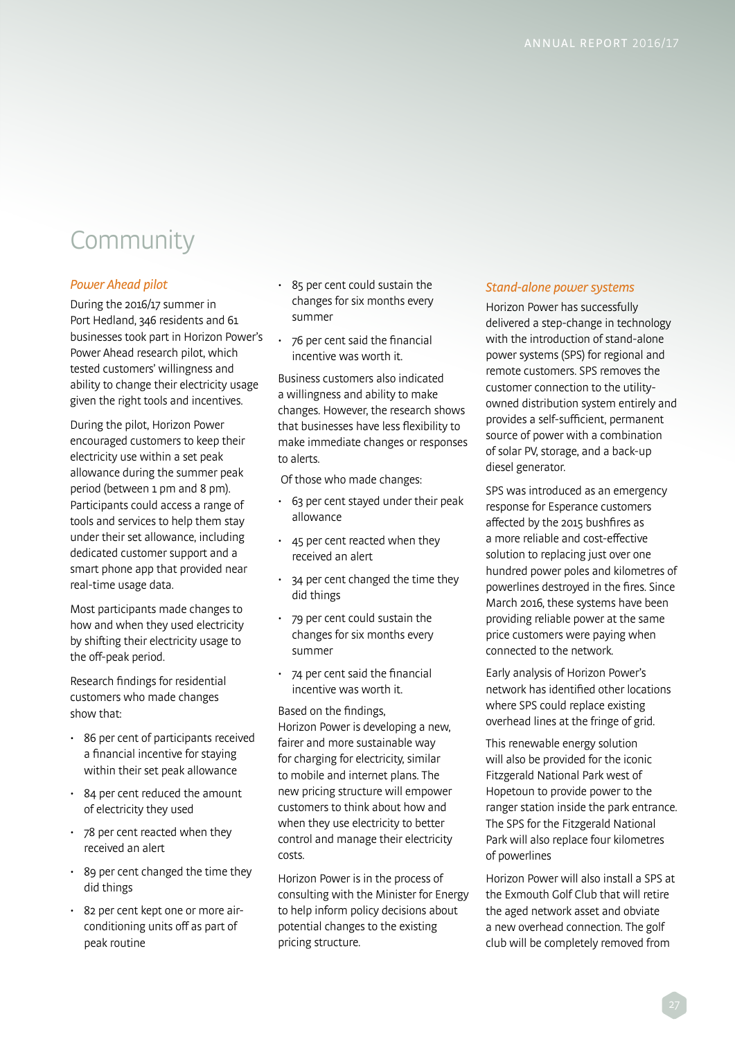# Community

### *Power Ahead pilot*

During the 2016/17 summer in Port Hedland, 346 residents and 61 businesses took part in Horizon Power's Power Ahead research pilot, which tested customers' willingness and ability to change their electricity usage given the right tools and incentives.

During the pilot, Horizon Power encouraged customers to keep their electricity use within a set peak allowance during the summer peak period (between 1 pm and 8 pm). Participants could access a range of tools and services to help them stay under their set allowance, including dedicated customer support and a smart phone app that provided near real-time usage data.

Most participants made changes to how and when they used electricity by shifting their electricity usage to the off-peak period.

Research findings for residential customers who made changes show that:

- 86 per cent of participants received a financial incentive for staying within their set peak allowance
- 84 per cent reduced the amount of electricity they used
- 78 per cent reacted when they received an alert
- 89 per cent changed the time they did things
- 82 per cent kept one or more air-conditioning units off as part of peak routine
- 85 per cent could sustain the changes for six months every summer
- 76 per cent said the financial incentive was worth it.

Business customers also indicated a willingness and ability to make changes. However, the research shows that businesses have less flexibility to make immediate changes or responses to alerts.

Of those who made changes:

- 63 per cent stayed under their peak allowance
- 45 per cent reacted when they received an alert
- 34 per cent changed the time they did things
- 79 per cent could sustain the changes for six months every summer
- 74 per cent said the financial incentive was worth it.

Based on the findings, Horizon Power is developing a new, fairer and more sustainable way for charging for electricity, similar to mobile and internet plans. The new pricing structure will empower customers to think about how and when they use electricity to better control and manage their electricity costs.

Horizon Power is in the process of consulting with the Minister for Energy to help inform policy decisions about potential changes to the existing pricing structure.

### *Stand-alone power systems*

Horizon Power has successfully delivered a step-change in technology with the introduction of stand-alone power systems (SPS) for regional and remote customers. SPS removes the customer connection to the utility-owned distribution system entirely and provides a self-sufficient, permanent source of power with a combination of solar PV, storage, and a back-up diesel generator.

SPS was introduced as an emergency response for Esperance customers affected by the 2015 bushfires as a more reliable and cost-effective solution to replacing just over one hundred power poles and kilometres of powerlines destroyed in the fires. Since March 2016, these systems have been providing reliable power at the same price customers were paying when connected to the network.

Early analysis of Horizon Power's network has identified other locations where SPS could replace existing overhead lines at the fringe of grid.

This renewable energy solution will also be provided for the iconic Fitzgerald National Park west of Hopetoun to provide power to the ranger station inside the park entrance. The SPS for the Fitzgerald National Park will also replace four kilometres of powerlines

Horizon Power will also install a SPS at the Exmouth Golf Club that will retire the aged network asset and obviate a new overhead connection. The golf club will be completely removed from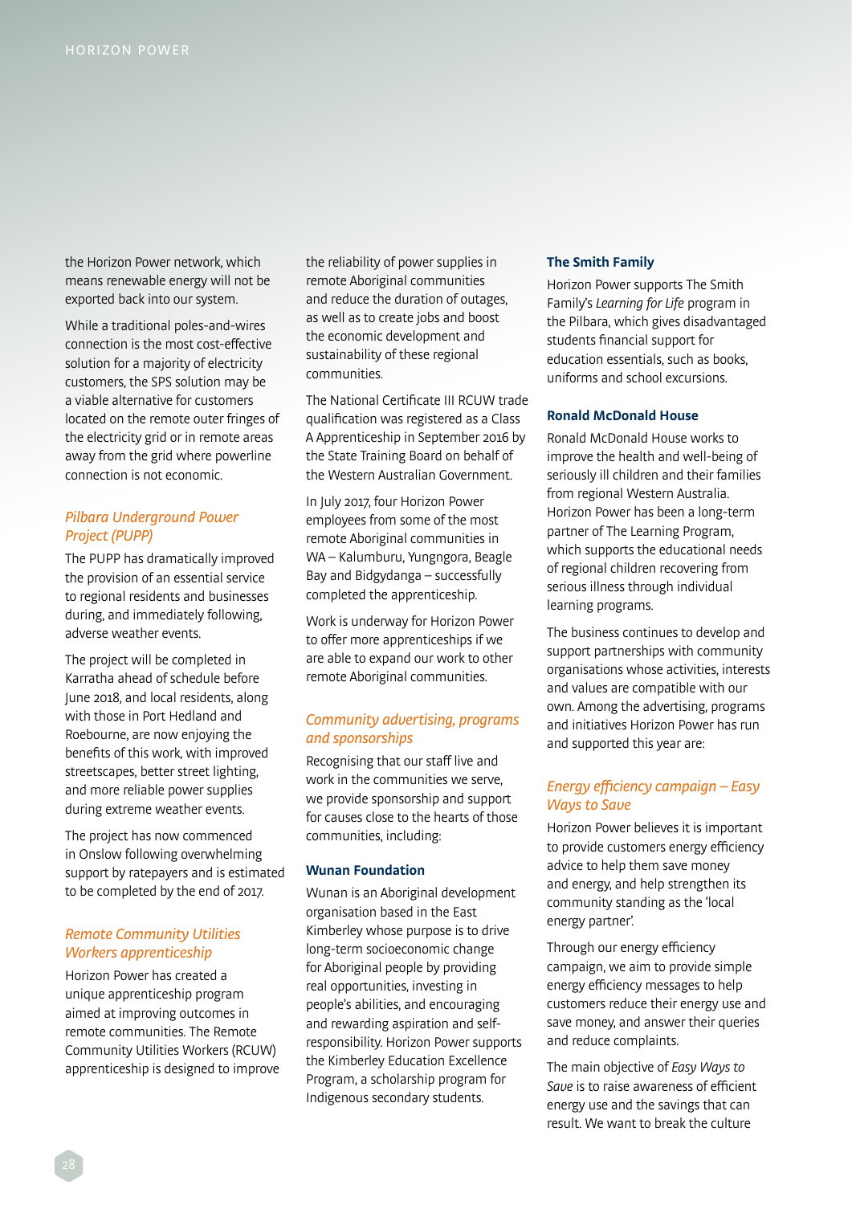the Horizon Power network, which means renewable energy will not be exported back into our system.

While a traditional poles-and-wires connection is the most cost-effective solution for a majority of electricity customers, the SPS solution may be a viable alternative for customers located on the remote outer fringes of the electricity grid or in remote areas away from the grid where powerline connection is not economic.

### *Pilbara Underground Power Project (PUPP)*

The PUPP has dramatically improved the provision of an essential service to regional residents and businesses during, and immediately following, adverse weather events.

The project will be completed in Karratha ahead of schedule before June 2018, and local residents, along with those in Port Hedland and Roebourne, are now enjoying the benefits of this work, with improved streetscapes, better street lighting, and more reliable power supplies during extreme weather events.

The project has now commenced in Onslow following overwhelming support by ratepayers and is estimated to be completed by the end of 2017.

### *Remote Community Utilities Workers apprenticeship*

Horizon Power has created a unique apprenticeship program aimed at improving outcomes in remote communities. The Remote Community Utilities Workers (RCUW) apprenticeship is designed to improve the reliability of power supplies in remote Aboriginal communities and reduce the duration of outages, as well as to create jobs and boost the economic development and sustainability of these regional communities.

The National Certificate III RCUW trade qualification was registered as a Class A Apprenticeship in September 2016 by the State Training Board on behalf of the Western Australian Government.

In July 2017, four Horizon Power employees from some of the most remote Aboriginal communities in WA – Kalumburu, Yungngora, Beagle Bay and Bidgydanga – successfully completed the apprenticeship.

Work is underway for Horizon Power to offer more apprenticeships if we are able to expand our work to other remote Aboriginal communities.

### *Community advertising, programs and sponsorships*

Recognising that our staff live and work in the communities we serve, we provide sponsorship and support for causes close to the hearts of those communities, including:

#### Wunan Foundation

Wunan is an Aboriginal development organisation based in the East Kimberley whose purpose is to drive long-term socioeconomic change for Aboriginal people by providing real opportunities, investing in people's abilities, and encouraging and rewarding aspiration and self-responsibility. Horizon Power supports the Kimberley Education Excellence Program, a scholarship program for Indigenous secondary students.

#### The Smith Family

Horizon Power supports The Smith Family's *Learning for Life* program in the Pilbara, which gives disadvantaged students financial support for education essentials, such as books, uniforms and school excursions.

#### Ronald McDonald House

Ronald McDonald House works to improve the health and well-being of seriously ill children and their families from regional Western Australia. Horizon Power has been a long-term partner of The Learning Program, which supports the educational needs of regional children recovering from serious illness through individual learning programs.

The business continues to develop and support partnerships with community organisations whose activities, interests and values are compatible with our own. Among the advertising, programs and initiatives Horizon Power has run and supported this year are:

### *Energy efficiency campaign – Easy Ways to Save*

Horizon Power believes it is important to provide customers energy efficiency advice to help them save money and energy, and help strengthen its community standing as the 'local energy partner'.

Through our energy efficiency campaign, we aim to provide simple energy efficiency messages to help customers reduce their energy use and save money, and answer their queries and reduce complaints.

The main objective of *Easy Ways to Save* is to raise awareness of efficient energy use and the savings that can result. We want to break the culture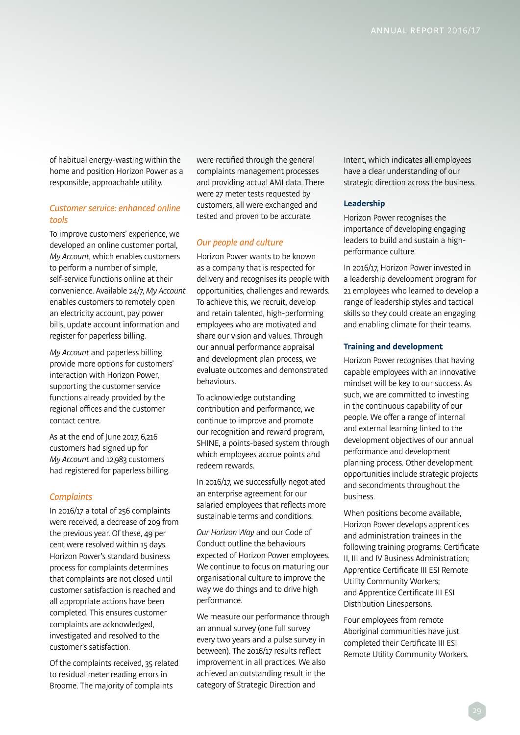of habitual energy-wasting within the home and position Horizon Power as a responsible, approachable utility.

### *Customer service: enhanced online tools*

To improve customers' experience, we developed an online customer portal, *My Account*, which enables customers to perform a number of simple, self-service functions online at their convenience. Available 24/7, *My Account* enables customers to remotely open an electricity account, pay power bills, update account information and register for paperless billing.

*My Account* and paperless billing provide more options for customers' interaction with Horizon Power, supporting the customer service functions already provided by the regional offices and the customer contact centre.

As at the end of June 2017, 6,216 customers had signed up for *My Account* and 12,983 customers had registered for paperless billing.

### *Complaints*

In 2016/17 a total of 256 complaints were received, a decrease of 209 from the previous year. Of these, 49 per cent were resolved within 15 days. Horizon Power's standard business process for complaints determines that complaints are not closed until customer satisfaction is reached and all appropriate actions have been completed. This ensures customer complaints are acknowledged, investigated and resolved to the customer's satisfaction.

Of the complaints received, 35 related to residual meter reading errors in Broome. The majority of complaints were rectified through the general complaints management processes and providing actual AMI data. There were 27 meter tests requested by customers, all were exchanged and tested and proven to be accurate.

### *Our people and culture*

Horizon Power wants to be known as a company that is respected for delivery and recognises its people with opportunities, challenges and rewards. To achieve this, we recruit, develop and retain talented, high-performing employees who are motivated and share our vision and values. Through our annual performance appraisal and development plan process, we evaluate outcomes and demonstrated behaviours.

To acknowledge outstanding contribution and performance, we continue to improve and promote our recognition and reward program, SHINE, a points-based system through which employees accrue points and redeem rewards.

In 2016/17, we successfully negotiated an enterprise agreement for our salaried employees that reflects more sustainable terms and conditions.

*Our Horizon Way* and our Code of Conduct outline the behaviours expected of Horizon Power employees. We continue to focus on maturing our organisational culture to improve the way we do things and to drive high performance.

We measure our performance through an annual survey (one full survey every two years and a pulse survey in between). The 2016/17 results reflect improvement in all practices. We also achieved an outstanding result in the category of Strategic Direction and Intent, which indicates all employees have a clear understanding of our strategic direction across the business.

#### **Leadership**

Horizon Power recognises the importance of developing engaging leaders to build and sustain a high-performance culture.

In 2016/17, Horizon Power invested in a leadership development program for 21 employees who learned to develop a range of leadership styles and tactical skills so they could create an engaging and enabling climate for their teams.

#### **Training and development**

Horizon Power recognises that having capable employees with an innovative mindset will be key to our success. As such, we are committed to investing in the continuous capability of our people. We offer a range of internal and external learning linked to the development objectives of our annual performance and development planning process. Other development opportunities include strategic projects and secondments throughout the business.

When positions become available, Horizon Power develops apprentices and administration trainees in the following training programs: Certificate II, III and IV Business Administration; Apprentice Certificate III ESI Remote Utility Community Workers; and Apprentice Certificate III ESI Distribution Linespersons.

Four employees from remote Aboriginal communities have just completed their Certificate III ESI Remote Utility Community Workers.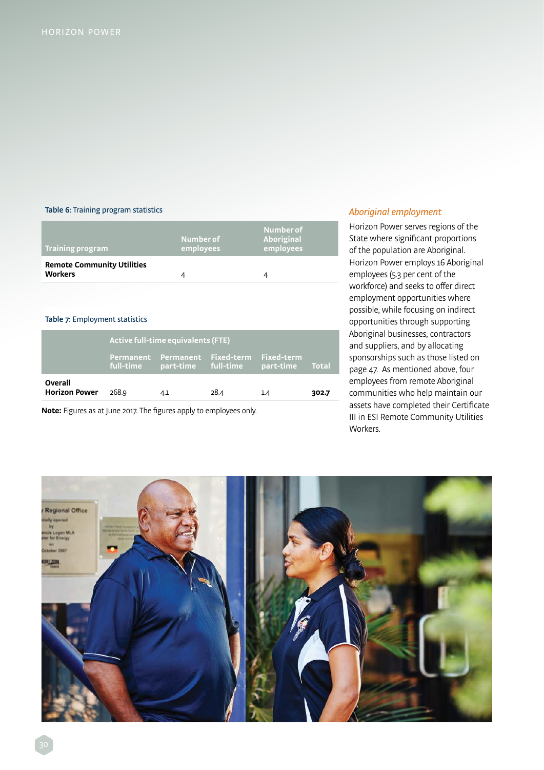Table 6: Training program statistics

| Training program | Number of employees | Number of Aboriginal employees |
|---|---|---|
| **Remote Community Utilities Workers** | 4 | 4 |

Table 7: Employment statistics

| | Active full-time equivalents (FTE) | | | | |
|---|---|---|---|---|---|
| | Permanent full-time | Permanent part-time | Fixed-term full-time | Fixed-term part-time | Total |
| **Overall Horizon Power** | 268.9 | 4.1 | 28.4 | 1.4 | **302.7** |

**Note:** Figures as at June 2017. The figures apply to employees only.

### *Aboriginal employment*

Horizon Power serves regions of the State where significant proportions of the population are Aboriginal. Horizon Power employs 16 Aboriginal employees (5.3 per cent of the workforce) and seeks to offer direct employment opportunities where possible, while focusing on indirect opportunities through supporting Aboriginal businesses, contractors and suppliers, and by allocating sponsorships such as those listed on page 47. As mentioned above, four employees from remote Aboriginal communities who help maintain our assets have completed their Certificate III in ESI Remote Community Utilities Workers.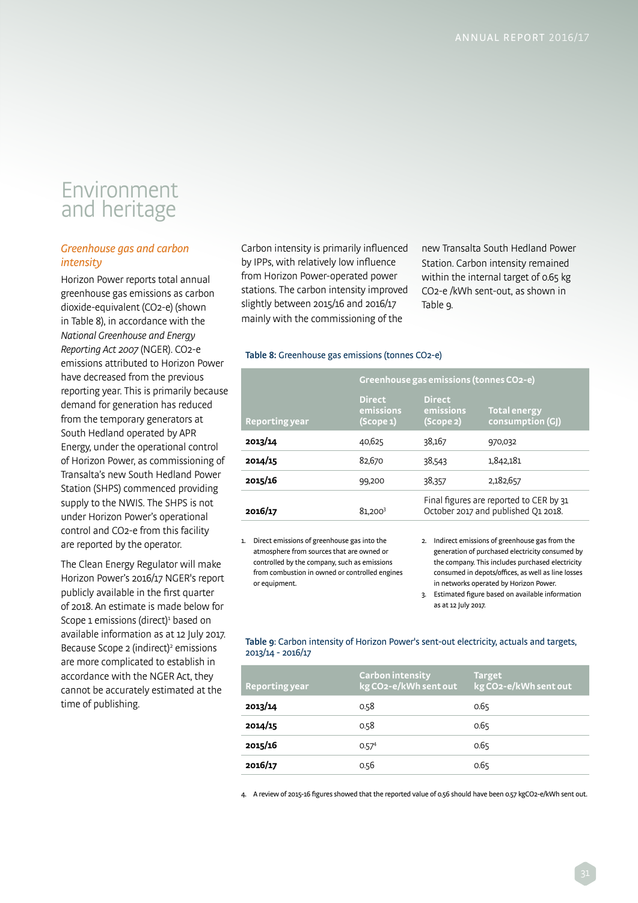# Environment and heritage

### *Greenhouse gas and carbon intensity*

Horizon Power reports total annual greenhouse gas emissions as carbon dioxide-equivalent ($CO_2$-e) (shown in Table 8), in accordance with the *National Greenhouse and Energy Reporting Act 2007* (NGER). $CO_2$-e emissions attributed to Horizon Power have decreased from the previous reporting year. This is primarily because demand for generation has reduced from the temporary generators at South Hedland operated by APR Energy, under the operational control of Horizon Power, as commissioning of Transalta's new South Hedland Power Station (SHPS) commenced providing supply to the NWIS. The SHPS is not under Horizon Power's operational control and $CO_2$-e from this facility are reported by the operator.

The Clean Energy Regulator will make Horizon Power's 2016/17 NGER's report publicly available in the first quarter of 2018. An estimate is made below for Scope 1 emissions (direct)[1] based on available information as at 12 July 2017. Because Scope 2 (indirect)[2] emissions are more complicated to establish in accordance with the NGER Act, they cannot be accurately estimated at the time of publishing.

Carbon intensity is primarily influenced by IPPs, with relatively low influence from Horizon Power-operated power stations. The carbon intensity improved slightly between 2015/16 and 2016/17 mainly with the commissioning of the new Transalta South Hedland Power Station. Carbon intensity remained within the internal target of 0.65 kg $CO_2$-e /kWh sent-out, as shown in Table 9.

**Table 8:** Greenhouse gas emissions (tonnes $CO_2$-e)

| | Greenhouse gas emissions (tonnes $CO_2$-e) | | |
|---|---|---|---|
| **Reporting year** | **Direct emissions (Scope 1)** | **Direct emissions (Scope 2)** | **Total energy consumption (GJ)** |
| **2013/14** | 40,625 | 38,167 | 970,032 |
| **2014/15** | 82,670 | 38,543 | 1,842,181 |
| **2015/16** | 99,200 | 38,357 | 2,182,657 |
| **2016/17** | 81,200[3] | Final figures are reported to CER by 31 October 2017 and published Q1 2018. | |

1. Direct emissions of greenhouse gas into the atmosphere from sources that are owned or controlled by the company, such as emissions from combustion in owned or controlled engines or equipment.
2. Indirect emissions of greenhouse gas from the generation of purchased electricity consumed by the company. This includes purchased electricity consumed in depots/offices, as well as line losses in networks operated by Horizon Power.
3. Estimated figure based on available information as at 12 July 2017.

**Table 9**: Carbon intensity of Horizon Power's sent-out electricity, actuals and targets, 2013/14 - 2016/17

| Reporting year | Carbon intensity kg $CO_2$-e/kWh sent out | Target kg $CO_2$-e/kWh sent out |
|---|---|---|
| **2013/14** | 0.58 | 0.65 |
| **2014/15** | 0.58 | 0.65 |
| **2015/16** | 0.57[4] | 0.65 |
| **2016/17** | 0.56 | 0.65 |

4. A review of 2015-16 figures showed that the reported value of 0.56 should have been 0.57 kg$CO_2$-e/kWh sent out.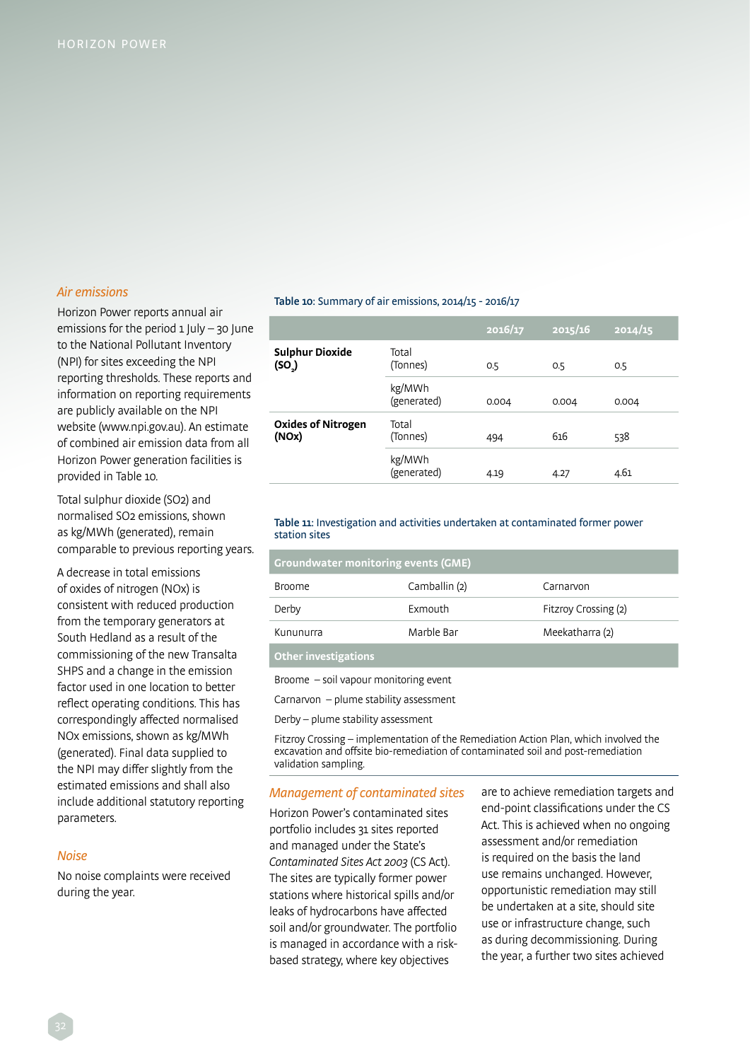## *Air emissions*

Horizon Power reports annual air emissions for the period 1 July – 30 June to the National Pollutant Inventory (NPI) for sites exceeding the NPI reporting thresholds. These reports and information on reporting requirements are publicly available on the NPI website (www.npi.gov.au). An estimate of combined air emission data from all Horizon Power generation facilities is provided in Table 10.

Total sulphur dioxide (SO2) and normalised SO2 emissions, shown as kg/MWh (generated), remain comparable to previous reporting years.

A decrease in total emissions of oxides of nitrogen (NOx) is consistent with reduced production from the temporary generators at South Hedland as a result of the commissioning of the new Transalta SHPS and a change in the emission factor used in one location to better reflect operating conditions. This has correspondingly affected normalised NOx emissions, shown as kg/MWh (generated). Final data supplied to the NPI may differ slightly from the estimated emissions and shall also include additional statutory reporting parameters.

## *Noise*

No noise complaints were received during the year.

**Table 10:** Summary of air emissions, 2014/15 - 2016/17

| | | 2016/17 | 2015/16 | 2014/15 |
|---|---|---|---|---|
| **Sulphur Dioxide ($SO_2$)** | Total (Tonnes) | 0.5 | 0.5 | 0.5 |
| | kg/MWh (generated) | 0.004 | 0.004 | 0.004 |
| **Oxides of Nitrogen (NOx)** | Total (Tonnes) | 494 | 616 | 538 |
| | kg/MWh (generated) | 4.19 | 4.27 | 4.61 |

**Table 11:** Investigation and activities undertaken at contaminated former power station sites

| Groundwater monitoring events (GME) | | |
|---|---|---|
| Broome | Camballin (2) | Carnarvon |
| Derby | Exmouth | Fitzroy Crossing (2) |
| Kununurra | Marble Bar | Meekatharra (2) |
| **Other investigations** | | |
| Broome – soil vapour monitoring event | | |
| Carnarvon – plume stability assessment | | |
| Derby – plume stability assessment | | |
| Fitzroy Crossing – implementation of the Remediation Action Plan, which involved the excavation and offsite bio-remediation of contaminated soil and post-remediation validation sampling. | | |

## *Management of contaminated sites*

Horizon Power's contaminated sites portfolio includes 31 sites reported and managed under the State's *Contaminated Sites Act 2003* (CS Act). The sites are typically former power stations where historical spills and/or leaks of hydrocarbons have affected soil and/or groundwater. The portfolio is managed in accordance with a risk-based strategy, where key objectives are to achieve remediation targets and end-point classifications under the CS Act. This is achieved when no ongoing assessment and/or remediation is required on the basis the land use remains unchanged. However, opportunistic remediation may still be undertaken at a site, should site use or infrastructure change, such as during decommissioning. During the year, a further two sites achieved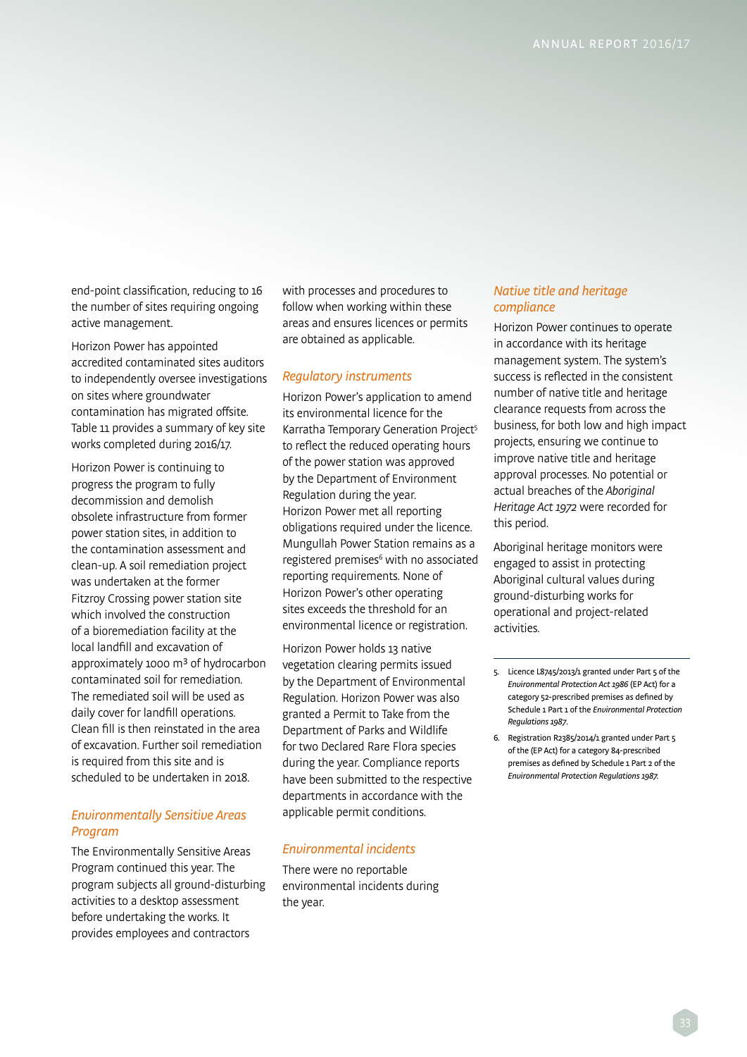end-point classification, reducing to 16 the number of sites requiring ongoing active management.

Horizon Power has appointed accredited contaminated sites auditors to independently oversee investigations on sites where groundwater contamination has migrated offsite. Table 11 provides a summary of key site works completed during 2016/17.

Horizon Power is continuing to progress the program to fully decommission and demolish obsolete infrastructure from former power station sites, in addition to the contamination assessment and clean-up. A soil remediation project was undertaken at the former Fitzroy Crossing power station site which involved the construction of a bioremediation facility at the local landfill and excavation of approximately 1000 m³ of hydrocarbon contaminated soil for remediation. The remediated soil will be used as daily cover for landfill operations. Clean fill is then reinstated in the area of excavation. Further soil remediation is required from this site and is scheduled to be undertaken in 2018.

### *Environmentally Sensitive Areas Program*

The Environmentally Sensitive Areas Program continued this year. The program subjects all ground-disturbing activities to a desktop assessment before undertaking the works. It provides employees and contractors with processes and procedures to follow when working within these areas and ensures licences or permits are obtained as applicable.

### *Regulatory instruments*

Horizon Power's application to amend its environmental licence for the Karratha Temporary Generation Project[5] to reflect the reduced operating hours of the power station was approved by the Department of Environment Regulation during the year. Horizon Power met all reporting obligations required under the licence. Mungullah Power Station remains as a registered premises[6] with no associated reporting requirements. None of Horizon Power's other operating sites exceeds the threshold for an environmental licence or registration.

Horizon Power holds 13 native vegetation clearing permits issued by the Department of Environmental Regulation. Horizon Power was also granted a Permit to Take from the Department of Parks and Wildlife for two Declared Rare Flora species during the year. Compliance reports have been submitted to the respective departments in accordance with the applicable permit conditions.

### *Environmental incidents*

There were no reportable environmental incidents during the year.

### *Native title and heritage compliance*

Horizon Power continues to operate in accordance with its heritage management system. The system's success is reflected in the consistent number of native title and heritage clearance requests from across the business, for both low and high impact projects, ensuring we continue to improve native title and heritage approval processes. No potential or actual breaches of the *Aboriginal Heritage Act 1972* were recorded for this period.

Aboriginal heritage monitors were engaged to assist in protecting Aboriginal cultural values during ground-disturbing works for operational and project-related activities.

---

5. Licence L8745/2013/1 granted under Part 5 of the *Environmental Protection Act 1986* (EP Act) for a category 52-prescribed premises as defined by Schedule 1 Part 1 of the *Environmental Protection Regulations 1987*.
6. Registration R2385/2014/1 granted under Part 5 of the (EP Act) for a category 84-prescribed premises as defined by Schedule 1 Part 2 of the *Environmental Protection Regulations 1987*.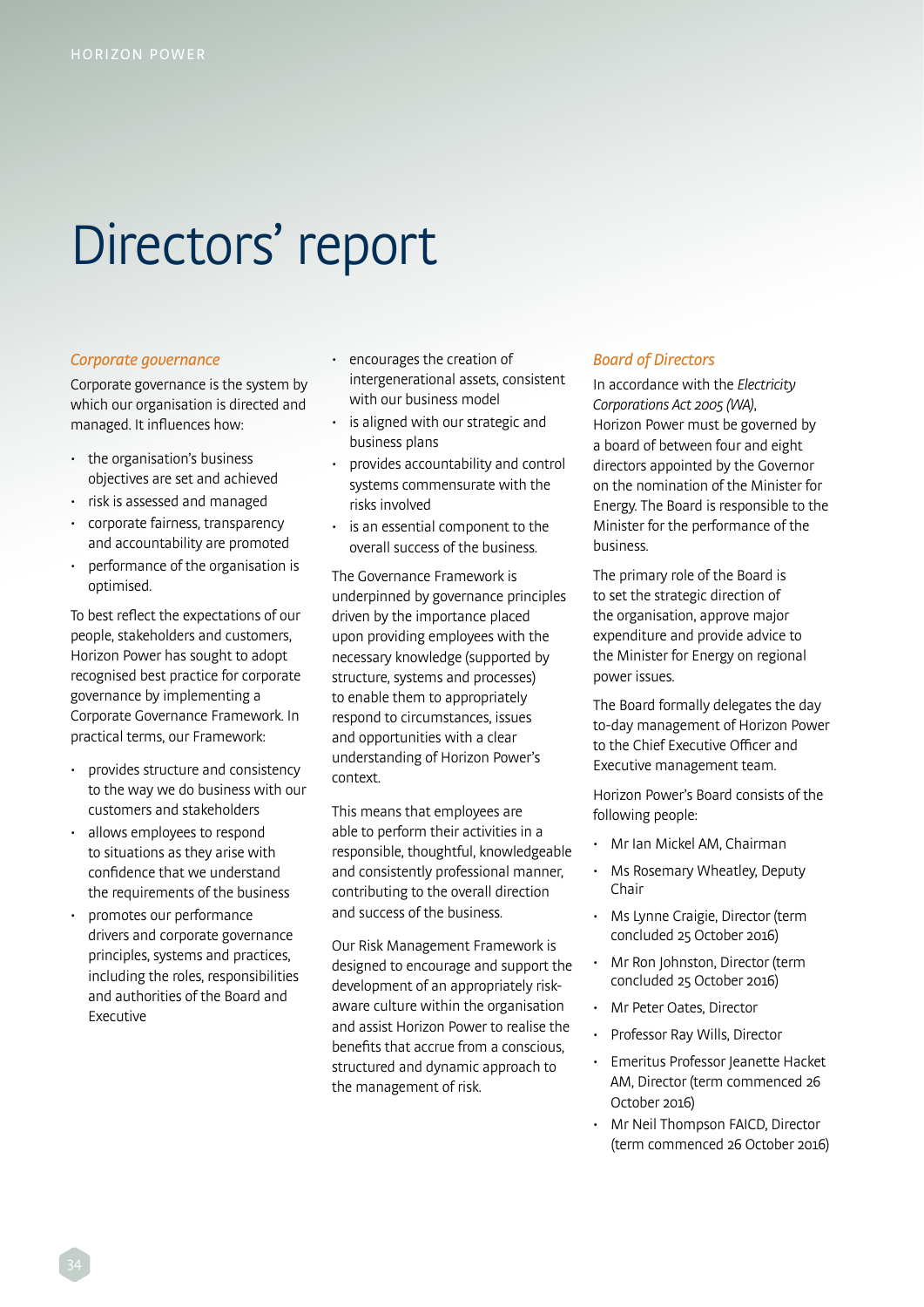# Directors' report

## *Corporate governance*

Corporate governance is the system by which our organisation is directed and managed. It influences how:

- the organisation's business objectives are set and achieved
- risk is assessed and managed
- corporate fairness, transparency and accountability are promoted
- performance of the organisation is optimised.

To best reflect the expectations of our people, stakeholders and customers, Horizon Power has sought to adopt recognised best practice for corporate governance by implementing a Corporate Governance Framework. In practical terms, our Framework:

- provides structure and consistency to the way we do business with our customers and stakeholders
- allows employees to respond to situations as they arise with confidence that we understand the requirements of the business
- promotes our performance drivers and corporate governance principles, systems and practices, including the roles, responsibilities and authorities of the Board and Executive
- encourages the creation of intergenerational assets, consistent with our business model
- is aligned with our strategic and business plans
- provides accountability and control systems commensurate with the risks involved
- is an essential component to the overall success of the business.

The Governance Framework is underpinned by governance principles driven by the importance placed upon providing employees with the necessary knowledge (supported by structure, systems and processes) to enable them to appropriately respond to circumstances, issues and opportunities with a clear understanding of Horizon Power's context.

This means that employees are able to perform their activities in a responsible, thoughtful, knowledgeable and consistently professional manner, contributing to the overall direction and success of the business.

Our Risk Management Framework is designed to encourage and support the development of an appropriately risk-aware culture within the organisation and assist Horizon Power to realise the benefits that accrue from a conscious, structured and dynamic approach to the management of risk.

## *Board of Directors*

In accordance with the *Electricity Corporations Act 2005 (WA)*, Horizon Power must be governed by a board of between four and eight directors appointed by the Governor on the nomination of the Minister for Energy. The Board is responsible to the Minister for the performance of the business.

The primary role of the Board is to set the strategic direction of the organisation, approve major expenditure and provide advice to the Minister for Energy on regional power issues.

The Board formally delegates the day to-day management of Horizon Power to the Chief Executive Officer and Executive management team.

Horizon Power's Board consists of the following people:

- Mr Ian Mickel AM, Chairman
- Ms Rosemary Wheatley, Deputy Chair
- Ms Lynne Craigie, Director (term concluded 25 October 2016)
- Mr Ron Johnston, Director (term concluded 25 October 2016)
- Mr Peter Oates, Director
- Professor Ray Wills, Director
- Emeritus Professor Jeanette Hacket AM, Director (term commenced 26 October 2016)
- Mr Neil Thompson FAICD, Director (term commenced 26 October 2016)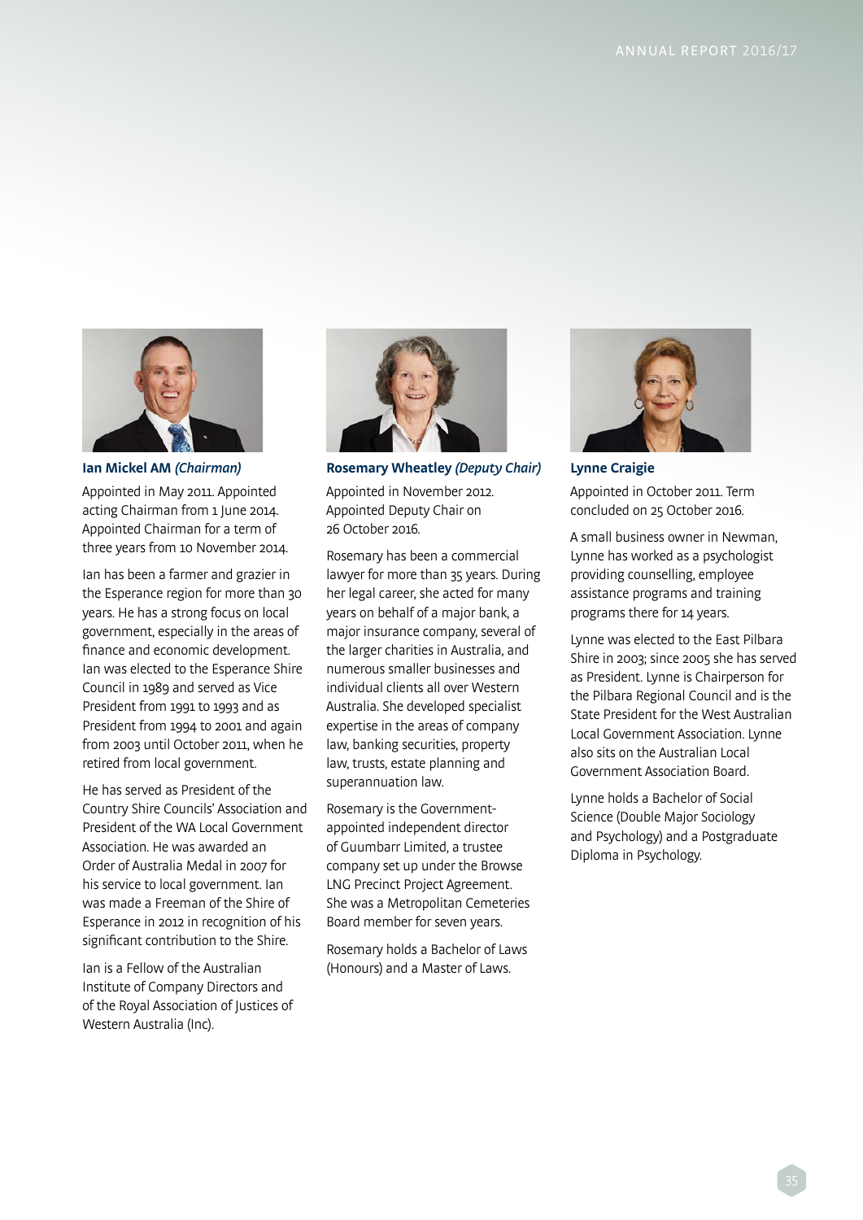**Ian Mickel AM** *(Chairman)*

Appointed in May 2011. Appointed acting Chairman from 1 June 2014. Appointed Chairman for a term of three years from 10 November 2014.

Ian has been a farmer and grazier in the Esperance region for more than 30 years. He has a strong focus on local government, especially in the areas of finance and economic development. Ian was elected to the Esperance Shire Council in 1989 and served as Vice President from 1991 to 1993 and as President from 1994 to 2001 and again from 2003 until October 2011, when he retired from local government.

He has served as President of the Country Shire Councils' Association and President of the WA Local Government Association. He was awarded an Order of Australia Medal in 2007 for his service to local government. Ian was made a Freeman of the Shire of Esperance in 2012 in recognition of his significant contribution to the Shire.

Ian is a Fellow of the Australian Institute of Company Directors and of the Royal Association of Justices of Western Australia (Inc).

**Rosemary Wheatley** *(Deputy Chair)*

Appointed in November 2012. Appointed Deputy Chair on 26 October 2016.

Rosemary has been a commercial lawyer for more than 35 years. During her legal career, she acted for many years on behalf of a major bank, a major insurance company, several of the larger charities in Australia, and numerous smaller businesses and individual clients all over Western Australia. She developed specialist expertise in the areas of company law, banking securities, property law, trusts, estate planning and superannuation law.

Rosemary is the Government-appointed independent director of Guumbarr Limited, a trustee company set up under the Browse LNG Precinct Project Agreement. She was a Metropolitan Cemeteries Board member for seven years.

Rosemary holds a Bachelor of Laws (Honours) and a Master of Laws.

**Lynne Craigie**

Appointed in October 2011. Term concluded on 25 October 2016.

A small business owner in Newman, Lynne has worked as a psychologist providing counselling, employee assistance programs and training programs there for 14 years.

Lynne was elected to the East Pilbara Shire in 2003; since 2005 she has served as President. Lynne is Chairperson for the Pilbara Regional Council and is the State President for the West Australian Local Government Association. Lynne also sits on the Australian Local Government Association Board.

Lynne holds a Bachelor of Social Science (Double Major Sociology and Psychology) and a Postgraduate Diploma in Psychology.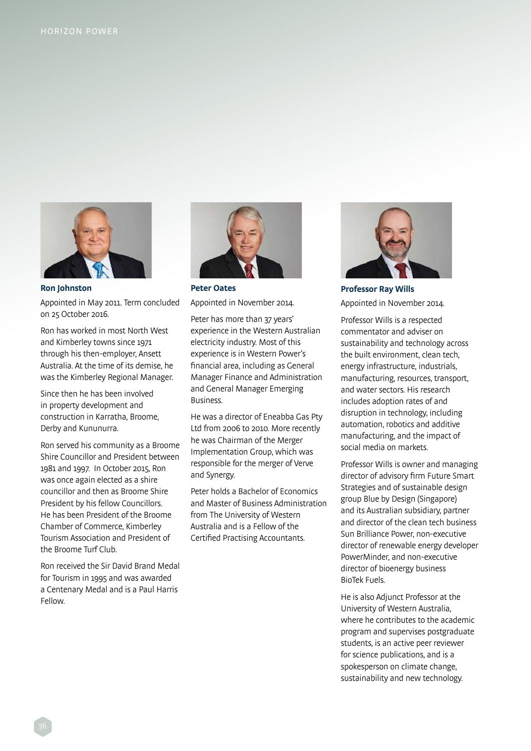### Ron Johnston

Appointed in May 2011. Term concluded on 25 October 2016.

Ron has worked in most North West and Kimberley towns since 1971 through his then-employer, Ansett Australia. At the time of its demise, he was the Kimberley Regional Manager.

Since then he has been involved in property development and construction in Karratha, Broome, Derby and Kununurra.

Ron served his community as a Broome Shire Councillor and President between 1981 and 1997. In October 2015, Ron was once again elected as a shire councillor and then as Broome Shire President by his fellow Councillors. He has been President of the Broome Chamber of Commerce, Kimberley Tourism Association and President of the Broome Turf Club.

Ron received the Sir David Brand Medal for Tourism in 1995 and was awarded a Centenary Medal and is a Paul Harris Fellow.

### Peter Oates

Appointed in November 2014.

Peter has more than 37 years' experience in the Western Australian electricity industry. Most of this experience is in Western Power's financial area, including as General Manager Finance and Administration and General Manager Emerging Business.

He was a director of Eneabba Gas Pty Ltd from 2006 to 2010. More recently he was Chairman of the Merger Implementation Group, which was responsible for the merger of Verve and Synergy.

Peter holds a Bachelor of Economics and Master of Business Administration from The University of Western Australia and is a Fellow of the Certified Practising Accountants.

### Professor Ray Wills

Appointed in November 2014.

Professor Wills is a respected commentator and adviser on sustainability and technology across the built environment, clean tech, energy infrastructure, industrials, manufacturing, resources, transport, and water sectors. His research includes adoption rates of and disruption in technology, including automation, robotics and additive manufacturing, and the impact of social media on markets.

Professor Wills is owner and managing director of advisory firm Future Smart Strategies and of sustainable design group Blue by Design (Singapore) and its Australian subsidiary, partner and director of the clean tech business Sun Brilliance Power, non-executive director of renewable energy developer PowerMinder, and non-executive director of bioenergy business BioTek Fuels.

He is also Adjunct Professor at the University of Western Australia, where he contributes to the academic program and supervises postgraduate students, is an active peer reviewer for science publications, and is a spokesperson on climate change, sustainability and new technology.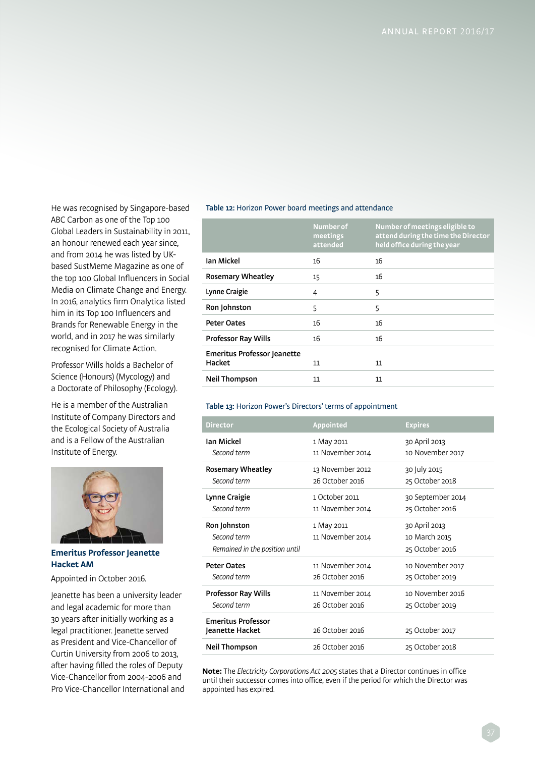He was recognised by Singapore-based ABC Carbon as one of the Top 100 Global Leaders in Sustainability in 2011, an honour renewed each year since, and from 2014 he was listed by UK-based SustMeme Magazine as one of the top 100 Global Influencers in Social Media on Climate Change and Energy. In 2016, analytics firm Onalytica listed him in its Top 100 Influencers and Brands for Renewable Energy in the world, and in 2017 he was similarly recognised for Climate Action.

Professor Wills holds a Bachelor of Science (Honours) (Mycology) and a Doctorate of Philosophy (Ecology).

He is a member of the Australian Institute of Company Directors and the Ecological Society of Australia and is a Fellow of the Australian Institute of Energy.

**Emeritus Professor Jeanette Hacket AM**

Appointed in October 2016.

Jeanette has been a university leader and legal academic for more than 30 years after initially working as a legal practitioner. Jeanette served as President and Vice-Chancellor of Curtin University from 2006 to 2013, after having filled the roles of Deputy Vice-Chancellor from 2004-2006 and Pro Vice-Chancellor International and

**Table 12:** Horizon Power board meetings and attendance

| | Number of meetings attended | Number of meetings eligible to attend during the time the Director held office during the year |
|---|---|---|
| **Ian Mickel** | 16 | 16 |
| **Rosemary Wheatley** | 15 | 16 |
| **Lynne Craigie** | 4 | 5 |
| **Ron Johnston** | 5 | 5 |
| **Peter Oates** | 16 | 16 |
| **Professor Ray Wills** | 16 | 16 |
| **Emeritus Professor Jeanette Hacket** | 11 | 11 |
| **Neil Thompson** | 11 | 11 |

**Table 13:** Horizon Power's Directors' terms of appointment

| Director | Appointed | Expires |
|---|---|---|
| **Ian Mickel** | 1 May 2011 | 30 April 2013 |
| *Second term* | 11 November 2014 | 10 November 2017 |
| **Rosemary Wheatley** | 13 November 2012 | 30 July 2015 |
| *Second term* | 26 October 2016 | 25 October 2018 |
| **Lynne Craigie** | 1 October 2011 | 30 September 2014 |
| *Second term* | 11 November 2014 | 25 October 2016 |
| **Ron Johnston** | 1 May 2011 | 30 April 2013 |
| *Second term* | 11 November 2014 | 10 March 2015 |
| *Remained in the position until* | | 25 October 2016 |
| **Peter Oates** | 11 November 2014 | 10 November 2017 |
| *Second term* | 26 October 2016 | 25 October 2019 |
| **Professor Ray Wills** | 11 November 2014 | 10 November 2016 |
| *Second term* | 26 October 2016 | 25 October 2019 |
| **Emeritus Professor Jeanette Hacket** | 26 October 2016 | 25 October 2017 |
| **Neil Thompson** | 26 October 2016 | 25 October 2018 |

**Note:** The *Electricity Corporations Act 2005* states that a Director continues in office until their successor comes into office, even if the period for which the Director was appointed has expired.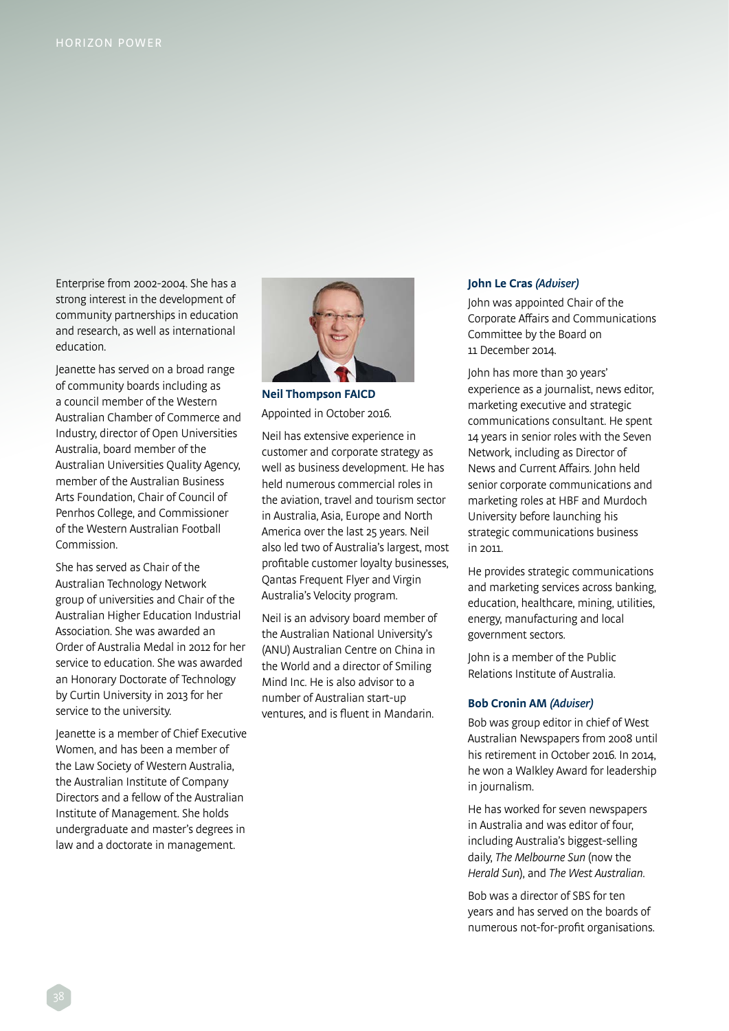Enterprise from 2002-2004. She has a strong interest in the development of community partnerships in education and research, as well as international education.

Jeanette has served on a broad range of community boards including as a council member of the Western Australian Chamber of Commerce and Industry, director of Open Universities Australia, board member of the Australian Universities Quality Agency, member of the Australian Business Arts Foundation, Chair of Council of Penrhos College, and Commissioner of the Western Australian Football Commission.

She has served as Chair of the Australian Technology Network group of universities and Chair of the Australian Higher Education Industrial Association. She was awarded an Order of Australia Medal in 2012 for her service to education. She was awarded an Honorary Doctorate of Technology by Curtin University in 2013 for her service to the university.

Jeanette is a member of Chief Executive Women, and has been a member of the Law Society of Western Australia, the Australian Institute of Company Directors and a fellow of the Australian Institute of Management. She holds undergraduate and master's degrees in law and a doctorate in management.

**Neil Thompson FAICD**

Appointed in October 2016.

Neil has extensive experience in customer and corporate strategy as well as business development. He has held numerous commercial roles in the aviation, travel and tourism sector in Australia, Asia, Europe and North America over the last 25 years. Neil also led two of Australia's largest, most profitable customer loyalty businesses, Qantas Frequent Flyer and Virgin Australia's Velocity program.

Neil is an advisory board member of the Australian National University's (ANU) Australian Centre on China in the World and a director of Smiling Mind Inc. He is also advisor to a number of Australian start-up ventures, and is fluent in Mandarin.

**John Le Cras *(Adviser)***

John was appointed Chair of the Corporate Affairs and Communications Committee by the Board on 11 December 2014.

John has more than 30 years' experience as a journalist, news editor, marketing executive and strategic communications consultant. He spent 14 years in senior roles with the Seven Network, including as Director of News and Current Affairs. John held senior corporate communications and marketing roles at HBF and Murdoch University before launching his strategic communications business in 2011.

He provides strategic communications and marketing services across banking, education, healthcare, mining, utilities, energy, manufacturing and local government sectors.

John is a member of the Public Relations Institute of Australia.

**Bob Cronin AM *(Adviser)***

Bob was group editor in chief of West Australian Newspapers from 2008 until his retirement in October 2016. In 2014, he won a Walkley Award for leadership in journalism.

He has worked for seven newspapers in Australia and was editor of four, including Australia's biggest-selling daily, *The Melbourne Sun* (now the *Herald Sun*), and *The West Australian*.

Bob was a director of SBS for ten years and has served on the boards of numerous not-for-profit organisations.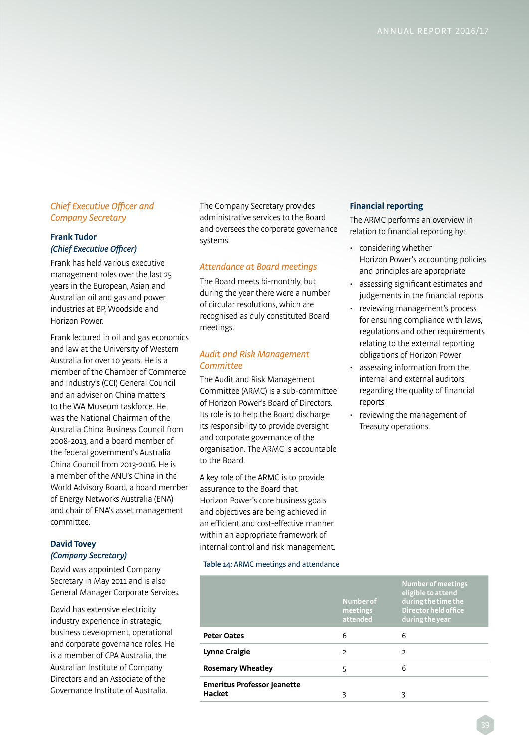### *Chief Executive Officer and Company Secretary*

**Frank Tudor**
***(Chief Executive Officer)***

Frank has held various executive management roles over the last 25 years in the European, Asian and Australian oil and gas and power industries at BP, Woodside and Horizon Power.

Frank lectured in oil and gas economics and law at the University of Western Australia for over 10 years. He is a member of the Chamber of Commerce and Industry's (CCI) General Council and an adviser on China matters to the WA Museum taskforce. He was the National Chairman of the Australia China Business Council from 2008-2013, and a board member of the federal government's Australia China Council from 2013-2016. He is a member of the ANU's China in the World Advisory Board, a board member of Energy Networks Australia (ENA) and chair of ENA's asset management committee.

**David Tovey**
***(Company Secretary)***

David was appointed Company Secretary in May 2011 and is also General Manager Corporate Services.

David has extensive electricity industry experience in strategic, business development, operational and corporate governance roles. He is a member of CPA Australia, the Australian Institute of Company Directors and an Associate of the Governance Institute of Australia.

The Company Secretary provides administrative services to the Board and oversees the corporate governance systems.

### *Attendance at Board meetings*

The Board meets bi-monthly, but during the year there were a number of circular resolutions, which are recognised as duly constituted Board meetings.

### *Audit and Risk Management Committee*

The Audit and Risk Management Committee (ARMC) is a sub-committee of Horizon Power's Board of Directors. Its role is to help the Board discharge its responsibility to provide oversight and corporate governance of the organisation. The ARMC is accountable to the Board.

A key role of the ARMC is to provide assurance to the Board that Horizon Power's core business goals and objectives are being achieved in an efficient and cost-effective manner within an appropriate framework of internal control and risk management.

**Financial reporting**

The ARMC performs an overview in relation to financial reporting by:

- considering whether Horizon Power's accounting policies and principles are appropriate
- assessing significant estimates and judgements in the financial reports
- reviewing management's process for ensuring compliance with laws, regulations and other requirements relating to the external reporting obligations of Horizon Power
- assessing information from the internal and external auditors regarding the quality of financial reports
- reviewing the management of Treasury operations.

**Table 14**: ARMC meetings and attendance

| | Number of meetings attended | Number of meetings eligible to attend during the time the Director held office during the year |
|---|---|---|
| **Peter Oates** | 6 | 6 |
| **Lynne Craigie** | 2 | 2 |
| **Rosemary Wheatley** | 5 | 6 |
| **Emeritus Professor Jeanette Hacket** | 3 | 3 |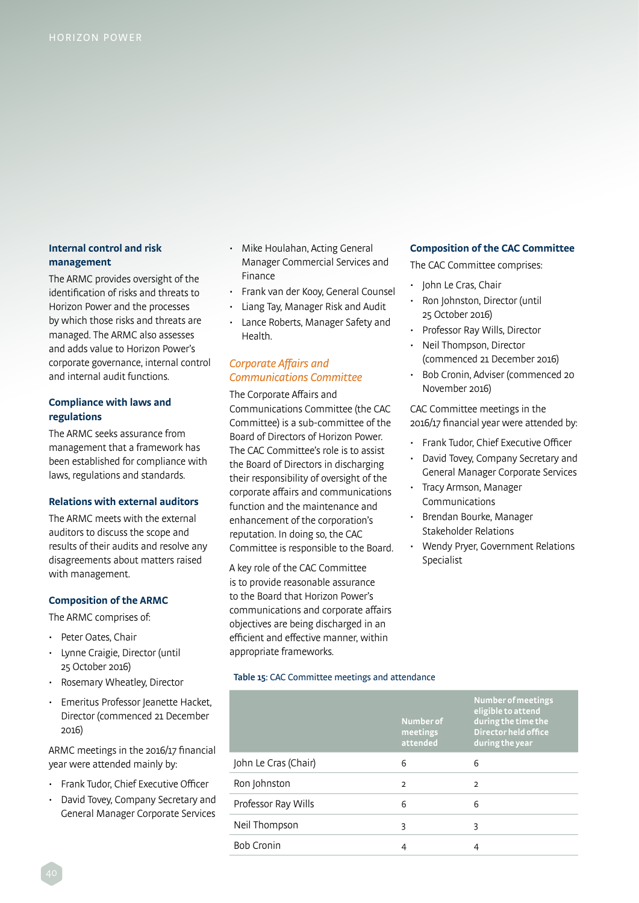### Internal control and risk management

The ARMC provides oversight of the identification of risks and threats to Horizon Power and the processes by which those risks and threats are managed. The ARMC also assesses and adds value to Horizon Power's corporate governance, internal control and internal audit functions.

### Compliance with laws and regulations

The ARMC seeks assurance from management that a framework has been established for compliance with laws, regulations and standards.

### Relations with external auditors

The ARMC meets with the external auditors to discuss the scope and results of their audits and resolve any disagreements about matters raised with management.

### Composition of the ARMC

The ARMC comprises of:

- Peter Oates, Chair
- Lynne Craigie, Director (until 25 October 2016)
- Rosemary Wheatley, Director
- Emeritus Professor Jeanette Hacket, Director (commenced 21 December 2016)

ARMC meetings in the 2016/17 financial year were attended mainly by:

- Frank Tudor, Chief Executive Officer
- David Tovey, Company Secretary and General Manager Corporate Services
- Mike Houlahan, Acting General Manager Commercial Services and Finance
- Frank van der Kooy, General Counsel
- Liang Tay, Manager Risk and Audit
- Lance Roberts, Manager Safety and Health.

## *Corporate Affairs and Communications Committee*

The Corporate Affairs and Communications Committee (the CAC Committee) is a sub-committee of the Board of Directors of Horizon Power. The CAC Committee's role is to assist the Board of Directors in discharging their responsibility of oversight of the corporate affairs and communications function and the maintenance and enhancement of the corporation's reputation. In doing so, the CAC Committee is responsible to the Board.

A key role of the CAC Committee is to provide reasonable assurance to the Board that Horizon Power's communications and corporate affairs objectives are being discharged in an efficient and effective manner, within appropriate frameworks.

### Composition of the CAC Committee

The CAC Committee comprises:

- John Le Cras, Chair
- Ron Johnston, Director (until 25 October 2016)
- Professor Ray Wills, Director
- Neil Thompson, Director (commenced 21 December 2016)
- Bob Cronin, Adviser (commenced 20 November 2016)

CAC Committee meetings in the 2016/17 financial year were attended by:

- Frank Tudor, Chief Executive Officer
- David Tovey, Company Secretary and General Manager Corporate Services
- Tracy Armson, Manager Communications
- Brendan Bourke, Manager Stakeholder Relations
- Wendy Pryer, Government Relations Specialist

**Table 15:** CAC Committee meetings and attendance

| | Number of meetings attended | Number of meetings eligible to attend during the time the Director held office during the year |
|---|---|---|
| John Le Cras (Chair) | 6 | 6 |
| Ron Johnston | 2 | 2 |
| Professor Ray Wills | 6 | 6 |
| Neil Thompson | 3 | 3 |
| Bob Cronin | 4 | 4 |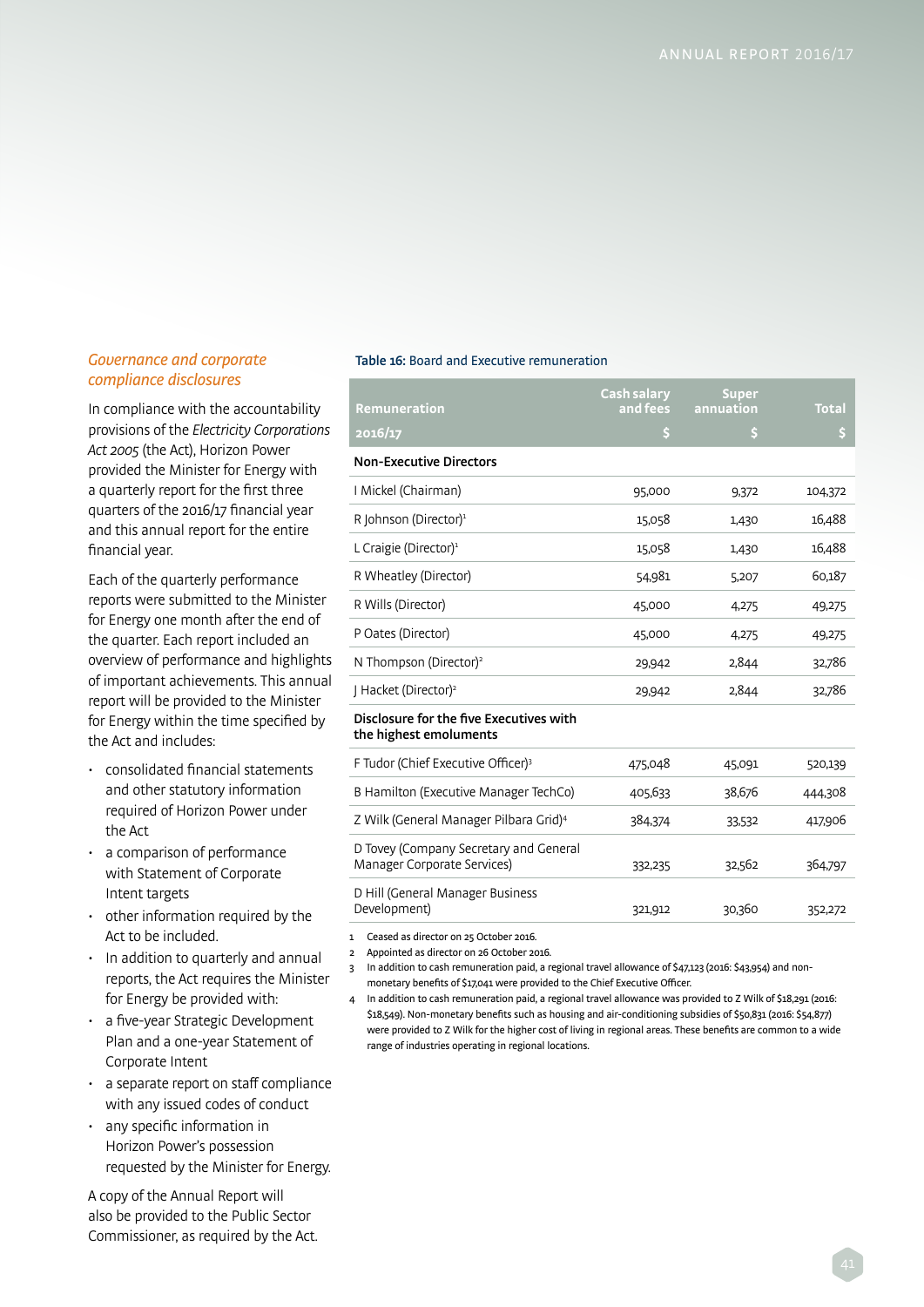## *Governance and corporate compliance disclosures*

In compliance with the accountability provisions of the *Electricity Corporations Act 2005* (the Act), Horizon Power provided the Minister for Energy with a quarterly report for the first three quarters of the 2016/17 financial year and this annual report for the entire financial year.

Each of the quarterly performance reports were submitted to the Minister for Energy one month after the end of the quarter. Each report included an overview of performance and highlights of important achievements. This annual report will be provided to the Minister for Energy within the time specified by the Act and includes:

- consolidated financial statements and other statutory information required of Horizon Power under the Act
- a comparison of performance with Statement of Corporate Intent targets
- other information required by the Act to be included.
- In addition to quarterly and annual reports, the Act requires the Minister for Energy be provided with:
- a five-year Strategic Development Plan and a one-year Statement of Corporate Intent
- a separate report on staff compliance with any issued codes of conduct
- any specific information in Horizon Power's possession requested by the Minister for Energy.

A copy of the Annual Report will also be provided to the Public Sector Commissioner, as required by the Act.

**Table 16:** Board and Executive remuneration

| Remuneration 2016/17 | Cash salary and fees $ | Super annuation $ | Total $ |
|---|---|---|---|
| **Non-Executive Directors** | | | |
| I Mickel (Chairman) | 95,000 | 9,372 | 104,372 |
| R Johnson (Director)[1] | 15,058 | 1,430 | 16,488 |
| L Craigie (Director)[1] | 15,058 | 1,430 | 16,488 |
| R Wheatley (Director) | 54,981 | 5,207 | 60,187 |
| R Wills (Director) | 45,000 | 4,275 | 49,275 |
| P Oates (Director) | 45,000 | 4,275 | 49,275 |
| N Thompson (Director)[2] | 29,942 | 2,844 | 32,786 |
| J Hacket (Director)[2] | 29,942 | 2,844 | 32,786 |
| **Disclosure for the five Executives with the highest emoluments** | | | |
| F Tudor (Chief Executive Officer)[3] | 475,048 | 45,091 | 520,139 |
| B Hamilton (Executive Manager TechCo) | 405,633 | 38,676 | 444,308 |
| Z Wilk (General Manager Pilbara Grid)[4] | 384,374 | 33,532 | 417,906 |
| D Tovey (Company Secretary and General Manager Corporate Services) | 332,235 | 32,562 | 364,797 |
| D Hill (General Manager Business Development) | 321,912 | 30,360 | 352,272 |

1 Ceased as director on 25 October 2016.

2 Appointed as director on 26 October 2016.

3 In addition to cash remuneration paid, a regional travel allowance of $47,123 (2016: $43,954) and non-monetary benefits of $17,041 were provided to the Chief Executive Officer.

4 In addition to cash remuneration paid, a regional travel allowance was provided to Z Wilk of $18,291 (2016: $18,549). Non-monetary benefits such as housing and air-conditioning subsidies of $50,831 (2016: $54,877) were provided to Z Wilk for the higher cost of living in regional areas. These benefits are common to a wide range of industries operating in regional locations.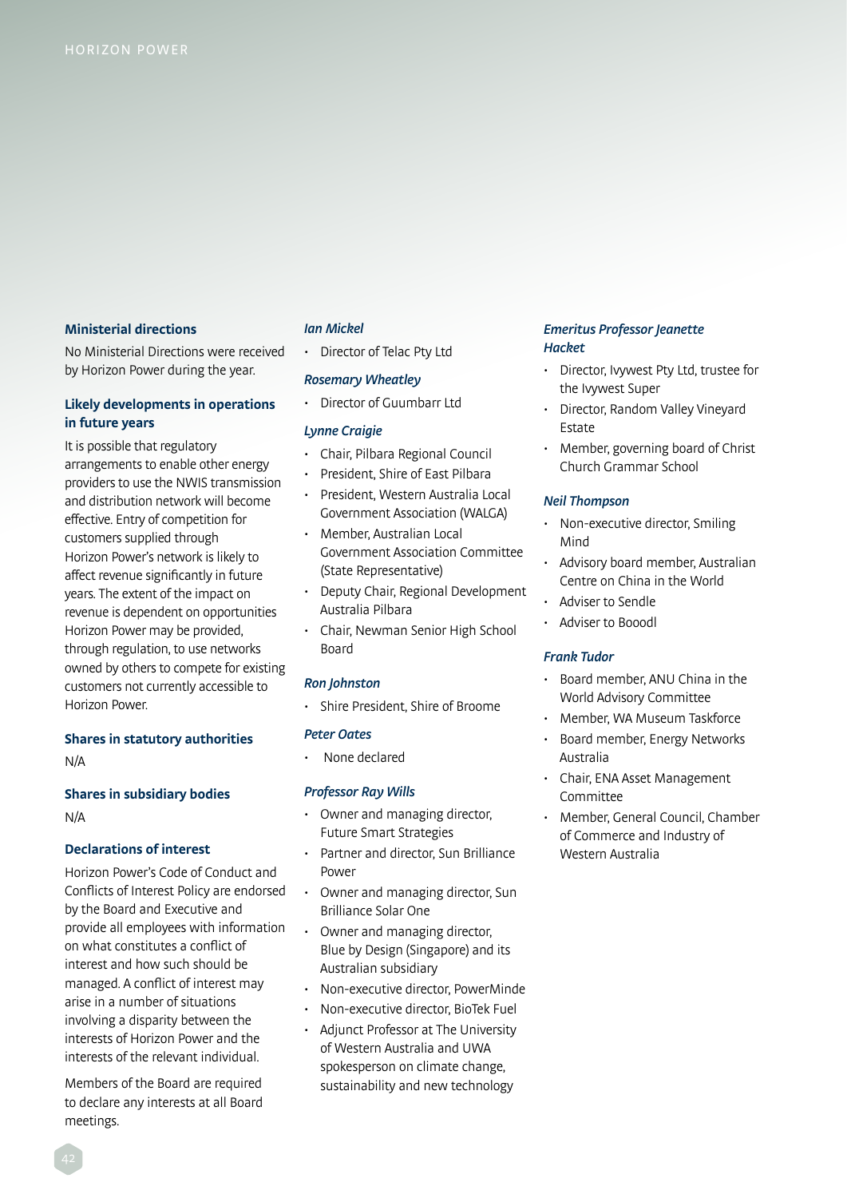### Ministerial directions

No Ministerial Directions were received by Horizon Power during the year.

### Likely developments in operations in future years

It is possible that regulatory arrangements to enable other energy providers to use the NWIS transmission and distribution network will become effective. Entry of competition for customers supplied through Horizon Power's network is likely to affect revenue significantly in future years. The extent of the impact on revenue is dependent on opportunities Horizon Power may be provided, through regulation, to use networks owned by others to compete for existing customers not currently accessible to Horizon Power.

### Shares in statutory authorities

N/A

### Shares in subsidiary bodies

N/A

### Declarations of interest

Horizon Power's Code of Conduct and Conflicts of Interest Policy are endorsed by the Board and Executive and provide all employees with information on what constitutes a conflict of interest and how such should be managed. A conflict of interest may arise in a number of situations involving a disparity between the interests of Horizon Power and the interests of the relevant individual.

Members of the Board are required to declare any interests at all Board meetings.

*Ian Mickel*

- Director of Telac Pty Ltd

*Rosemary Wheatley*

- Director of Guumbarr Ltd

*Lynne Craigie*

- Chair, Pilbara Regional Council
- President, Shire of East Pilbara
- President, Western Australia Local Government Association (WALGA)
- Member, Australian Local Government Association Committee (State Representative)
- Deputy Chair, Regional Development Australia Pilbara
- Chair, Newman Senior High School Board

*Ron Johnston*

- Shire President, Shire of Broome

*Peter Oates*

- None declared

*Professor Ray Wills*

- Owner and managing director, Future Smart Strategies
- Partner and director, Sun Brilliance Power
- Owner and managing director, Sun Brilliance Solar One
- Owner and managing director, Blue by Design (Singapore) and its Australian subsidiary
- Non-executive director, PowerMinde
- Non-executive director, BioTek Fuel
- Adjunct Professor at The University of Western Australia and UWA spokesperson on climate change, sustainability and new technology

*Emeritus Professor Jeanette Hacket*

- Director, Ivywest Pty Ltd, trustee for the Ivywest Super
- Director, Random Valley Vineyard Estate
- Member, governing board of Christ Church Grammar School

*Neil Thompson*

- Non-executive director, Smiling Mind
- Advisory board member, Australian Centre on China in the World
- Adviser to Sendle
- Adviser to Booodl

*Frank Tudor*

- Board member, ANU China in the World Advisory Committee
- Member, WA Museum Taskforce
- Board member, Energy Networks Australia
- Chair, ENA Asset Management Committee
- Member, General Council, Chamber of Commerce and Industry of Western Australia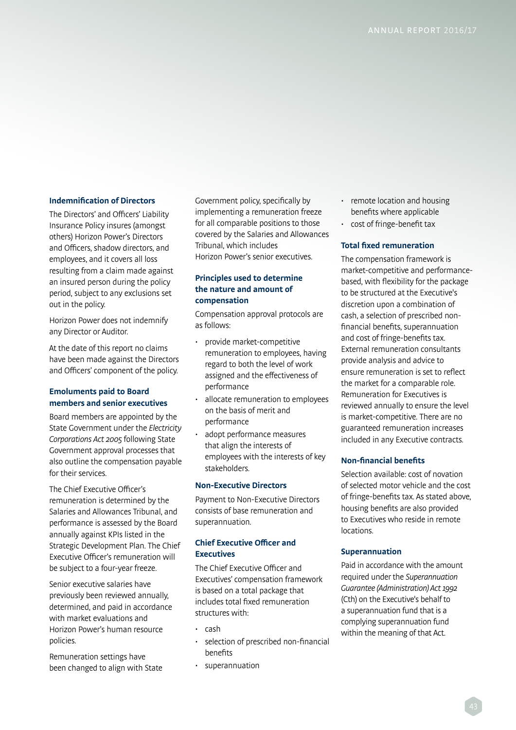### Indemnification of Directors

The Directors' and Officers' Liability Insurance Policy insures (amongst others) Horizon Power's Directors and Officers, shadow directors, and employees, and it covers all loss resulting from a claim made against an insured person during the policy period, subject to any exclusions set out in the policy.

Horizon Power does not indemnify any Director or Auditor.

At the date of this report no claims have been made against the Directors and Officers' component of the policy.

### Emoluments paid to Board members and senior executives

Board members are appointed by the State Government under the *Electricity Corporations Act 2005* following State Government approval processes that also outline the compensation payable for their services.

The Chief Executive Officer's remuneration is determined by the Salaries and Allowances Tribunal, and performance is assessed by the Board annually against KPIs listed in the Strategic Development Plan. The Chief Executive Officer's remuneration will be subject to a four-year freeze.

Senior executive salaries have previously been reviewed annually, determined, and paid in accordance with market evaluations and Horizon Power's human resource policies.

Remuneration settings have been changed to align with State Government policy, specifically by implementing a remuneration freeze for all comparable positions to those covered by the Salaries and Allowances Tribunal, which includes Horizon Power's senior executives.

### Principles used to determine the nature and amount of compensation

Compensation approval protocols are as follows:

- provide market-competitive remuneration to employees, having regard to both the level of work assigned and the effectiveness of performance
- allocate remuneration to employees on the basis of merit and performance
- adopt performance measures that align the interests of employees with the interests of key stakeholders.

### Non-Executive Directors

Payment to Non-Executive Directors consists of base remuneration and superannuation.

### Chief Executive Officer and Executives

The Chief Executive Officer and Executives' compensation framework is based on a total package that includes total fixed remuneration structures with:

- cash
- selection of prescribed non-financial benefits
- superannuation
- remote location and housing benefits where applicable
- cost of fringe-benefit tax

### Total fixed remuneration

The compensation framework is market-competitive and performance-based, with flexibility for the package to be structured at the Executive's discretion upon a combination of cash, a selection of prescribed non-financial benefits, superannuation and cost of fringe-benefits tax. External remuneration consultants provide analysis and advice to ensure remuneration is set to reflect the market for a comparable role. Remuneration for Executives is reviewed annually to ensure the level is market-competitive. There are no guaranteed remuneration increases included in any Executive contracts.

### Non-financial benefits

Selection available: cost of novation of selected motor vehicle and the cost of fringe-benefits tax. As stated above, housing benefits are also provided to Executives who reside in remote locations.

### Superannuation

Paid in accordance with the amount required under the *Superannuation Guarantee (Administration) Act 1992* (Cth) on the Executive's behalf to a superannuation fund that is a complying superannuation fund within the meaning of that Act.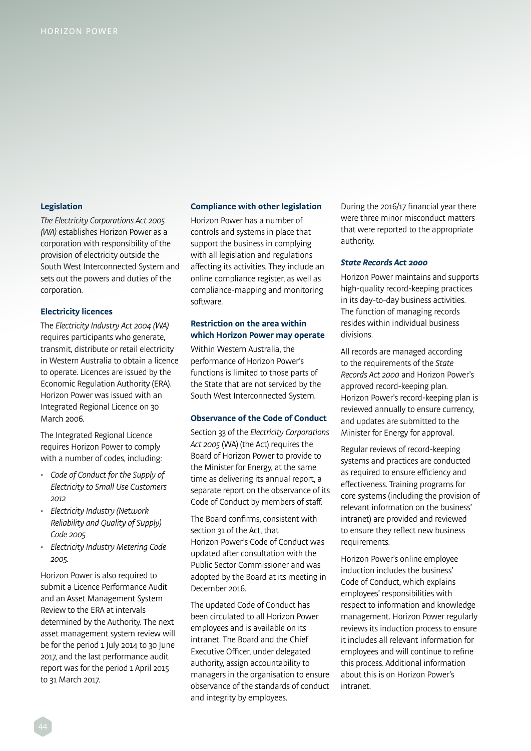### Legislation

*The Electricity Corporations Act 2005 (WA)* establishes Horizon Power as a corporation with responsibility of the provision of electricity outside the South West Interconnected System and sets out the powers and duties of the corporation.

### Electricity licences

The *Electricity Industry Act 2004 (WA)* requires participants who generate, transmit, distribute or retail electricity in Western Australia to obtain a licence to operate. Licences are issued by the Economic Regulation Authority (ERA). Horizon Power was issued with an Integrated Regional Licence on 30 March 2006.

The Integrated Regional Licence requires Horizon Power to comply with a number of codes, including:

- *Code of Conduct for the Supply of Electricity to Small Use Customers 2012*
- *Electricity Industry (Network Reliability and Quality of Supply) Code 2005*
- *Electricity Industry Metering Code 2005.*

Horizon Power is also required to submit a Licence Performance Audit and an Asset Management System Review to the ERA at intervals determined by the Authority. The next asset management system review will be for the period 1 July 2014 to 30 June 2017, and the last performance audit report was for the period 1 April 2015 to 31 March 2017.

### Compliance with other legislation

Horizon Power has a number of controls and systems in place that support the business in complying with all legislation and regulations affecting its activities. They include an online compliance register, as well as compliance-mapping and monitoring software.

### Restriction on the area within which Horizon Power may operate

Within Western Australia, the performance of Horizon Power's functions is limited to those parts of the State that are not serviced by the South West Interconnected System.

### Observance of the Code of Conduct

Section 33 of the *Electricity Corporations Act 2005* (WA) (the Act) requires the Board of Horizon Power to provide to the Minister for Energy, at the same time as delivering its annual report, a separate report on the observance of its Code of Conduct by members of staff.

The Board confirms, consistent with section 31 of the Act, that Horizon Power's Code of Conduct was updated after consultation with the Public Sector Commissioner and was adopted by the Board at its meeting in December 2016.

The updated Code of Conduct has been circulated to all Horizon Power employees and is available on its intranet. The Board and the Chief Executive Officer, under delegated authority, assign accountability to managers in the organisation to ensure observance of the standards of conduct and integrity by employees.

During the 2016/17 financial year there were three minor misconduct matters that were reported to the appropriate authority.

### *State Records Act 2000*

Horizon Power maintains and supports high-quality record-keeping practices in its day-to-day business activities. The function of managing records resides within individual business divisions.

All records are managed according to the requirements of the *State Records Act 2000* and Horizon Power's approved record-keeping plan. Horizon Power's record-keeping plan is reviewed annually to ensure currency, and updates are submitted to the Minister for Energy for approval.

Regular reviews of record-keeping systems and practices are conducted as required to ensure efficiency and effectiveness. Training programs for core systems (including the provision of relevant information on the business' intranet) are provided and reviewed to ensure they reflect new business requirements.

Horizon Power's online employee induction includes the business' Code of Conduct, which explains employees' responsibilities with respect to information and knowledge management. Horizon Power regularly reviews its induction process to ensure it includes all relevant information for employees and will continue to refine this process. Additional information about this is on Horizon Power's intranet.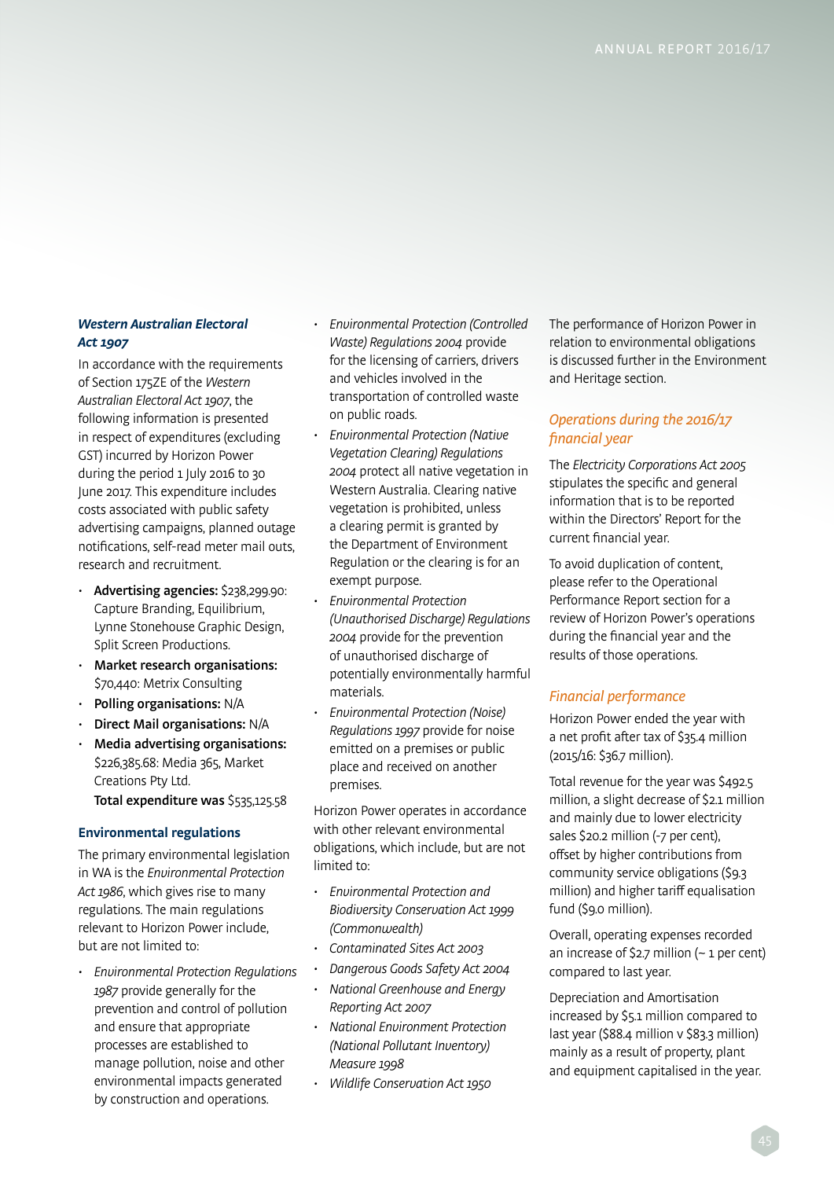### *Western Australian Electoral Act 1907*

In accordance with the requirements of Section 175ZE of the *Western Australian Electoral Act 1907*, the following information is presented in respect of expenditures (excluding GST) incurred by Horizon Power during the period 1 July 2016 to 30 June 2017. This expenditure includes costs associated with public safety advertising campaigns, planned outage notifications, self-read meter mail outs, research and recruitment.

- **Advertising agencies:** $238,299.90: Capture Branding, Equilibrium, Lynne Stonehouse Graphic Design, Split Screen Productions.
- **Market research organisations:** $70,440: Metrix Consulting
- **Polling organisations:** N/A
- **Direct Mail organisations:** N/A
- **Media advertising organisations:** $226,385.68: Media 365, Market Creations Pty Ltd.

  **Total expenditure was** $535,125.58

### Environmental regulations

The primary environmental legislation in WA is the *Environmental Protection Act 1986*, which gives rise to many regulations. The main regulations relevant to Horizon Power include, but are not limited to:

- *Environmental Protection Regulations 1987* provide generally for the prevention and control of pollution and ensure that appropriate processes are established to manage pollution, noise and other environmental impacts generated by construction and operations.
- *Environmental Protection (Controlled Waste) Regulations 2004* provide for the licensing of carriers, drivers and vehicles involved in the transportation of controlled waste on public roads.
- *Environmental Protection (Native Vegetation Clearing) Regulations 2004* protect all native vegetation in Western Australia. Clearing native vegetation is prohibited, unless a clearing permit is granted by the Department of Environment Regulation or the clearing is for an exempt purpose.
- *Environmental Protection (Unauthorised Discharge) Regulations 2004* provide for the prevention of unauthorised discharge of potentially environmentally harmful materials.
- *Environmental Protection (Noise) Regulations 1997* provide for noise emitted on a premises or public place and received on another premises.

Horizon Power operates in accordance with other relevant environmental obligations, which include, but are not limited to:

- *Environmental Protection and Biodiversity Conservation Act 1999 (Commonwealth)*
- *Contaminated Sites Act 2003*
- *Dangerous Goods Safety Act 2004*
- *National Greenhouse and Energy Reporting Act 2007*
- *National Environment Protection (National Pollutant Inventory) Measure 1998*
- *Wildlife Conservation Act 1950*

The performance of Horizon Power in relation to environmental obligations is discussed further in the Environment and Heritage section.

### *Operations during the 2016/17 financial year*

The *Electricity Corporations Act 2005* stipulates the specific and general information that is to be reported within the Directors' Report for the current financial year.

To avoid duplication of content, please refer to the Operational Performance Report section for a review of Horizon Power's operations during the financial year and the results of those operations.

### *Financial performance*

Horizon Power ended the year with a net profit after tax of $35.4 million (2015/16: $36.7 million).

Total revenue for the year was $492.5 million, a slight decrease of $2.1 million and mainly due to lower electricity sales $20.2 million (-7 per cent), offset by higher contributions from community service obligations ($9.3 million) and higher tariff equalisation fund ($9.0 million).

Overall, operating expenses recorded an increase of $2.7 million (~ 1 per cent) compared to last year.

Depreciation and Amortisation increased by $5.1 million compared to last year ($88.4 million v $83.3 million) mainly as a result of property, plant and equipment capitalised in the year.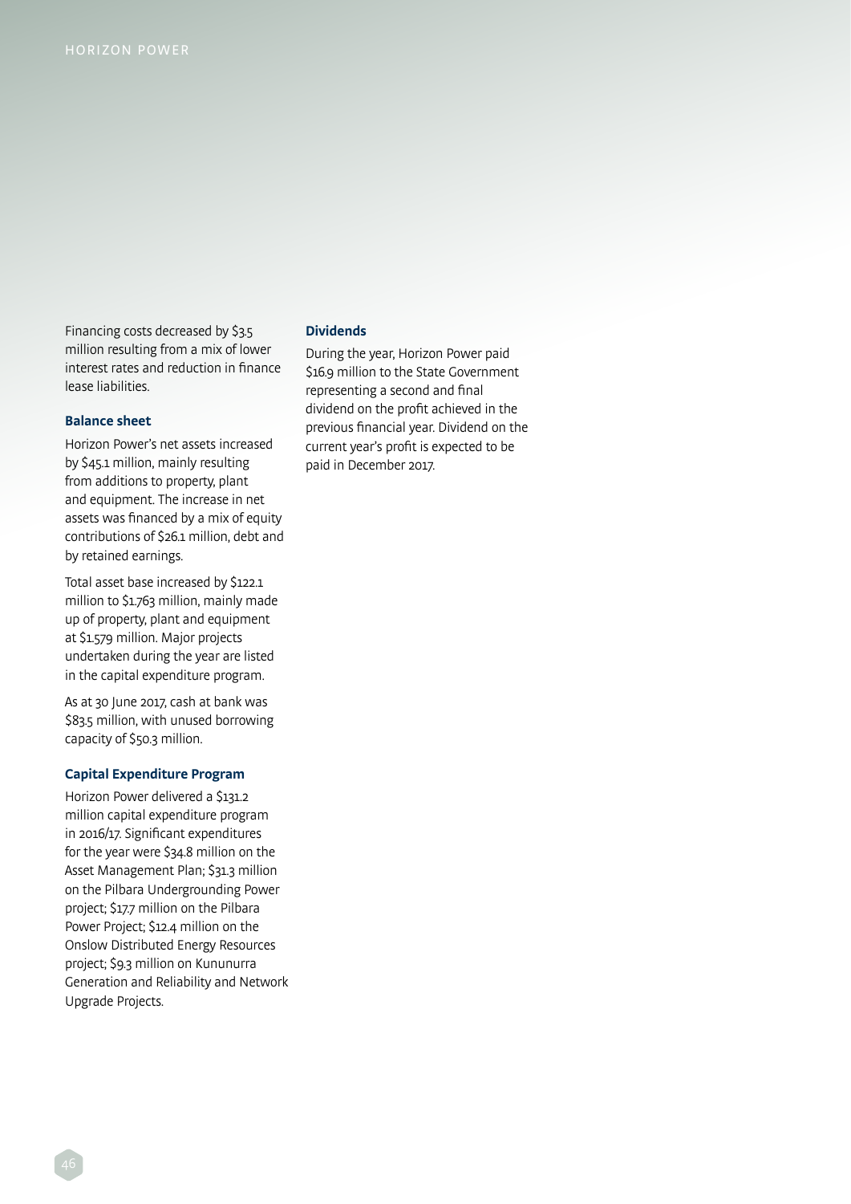Financing costs decreased by $3.5 million resulting from a mix of lower interest rates and reduction in finance lease liabilities.

### Balance sheet

Horizon Power's net assets increased by $45.1 million, mainly resulting from additions to property, plant and equipment. The increase in net assets was financed by a mix of equity contributions of $26.1 million, debt and by retained earnings.

Total asset base increased by $122.1 million to $1.763 million, mainly made up of property, plant and equipment at $1.579 million. Major projects undertaken during the year are listed in the capital expenditure program.

As at 30 June 2017, cash at bank was $83.5 million, with unused borrowing capacity of $50.3 million.

### Capital Expenditure Program

Horizon Power delivered a $131.2 million capital expenditure program in 2016/17. Significant expenditures for the year were $34.8 million on the Asset Management Plan; $31.3 million on the Pilbara Undergrounding Power project; $17.7 million on the Pilbara Power Project; $12.4 million on the Onslow Distributed Energy Resources project; $9.3 million on Kununurra Generation and Reliability and Network Upgrade Projects.

### Dividends

During the year, Horizon Power paid $16.9 million to the State Government representing a second and final dividend on the profit achieved in the previous financial year. Dividend on the current year's profit is expected to be paid in December 2017.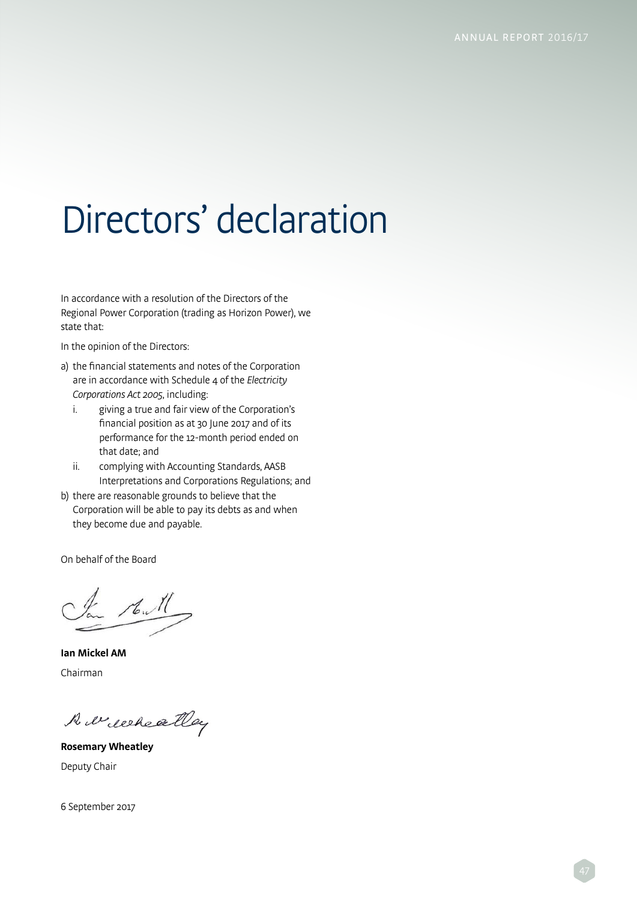# Directors' declaration

In accordance with a resolution of the Directors of the Regional Power Corporation (trading as Horizon Power), we state that:

In the opinion of the Directors:

a) the financial statements and notes of the Corporation are in accordance with Schedule 4 of the *Electricity Corporations Act 2005*, including:
   i. giving a true and fair view of the Corporation's financial position as at 30 June 2017 and of its performance for the 12-month period ended on that date; and
   ii. complying with Accounting Standards, AASB Interpretations and Corporations Regulations; and

b) there are reasonable grounds to believe that the Corporation will be able to pay its debts as and when they become due and payable.

On behalf of the Board

**Ian Mickel AM**
Chairman

**Rosemary Wheatley**
Deputy Chair

6 September 2017